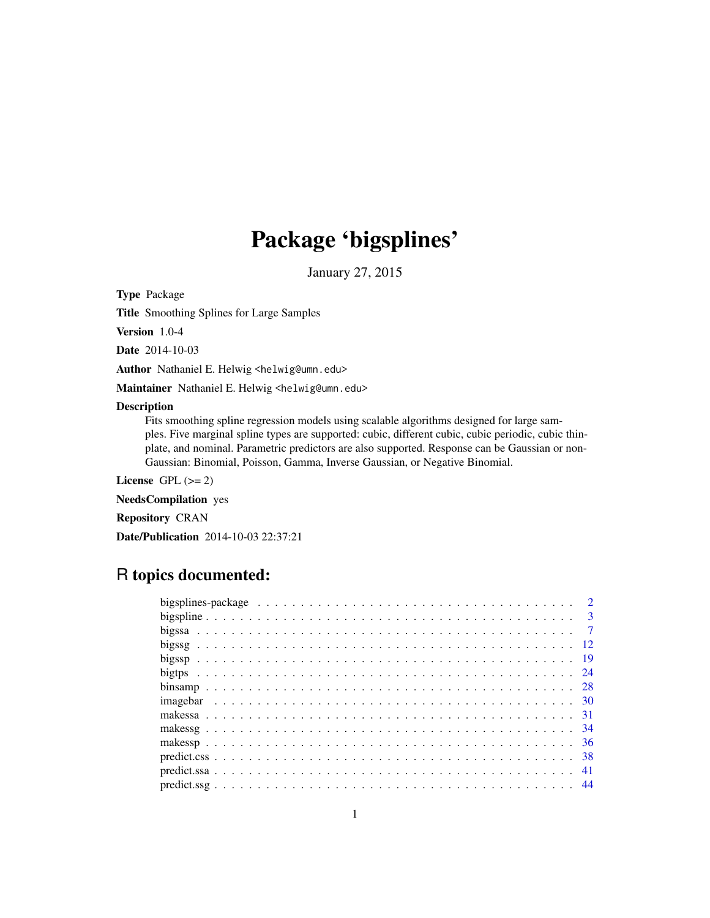# Package 'bigsplines'

January 27, 2015

**Type** Package

**Title** Smoothing Splines for Large Samples

**Version** 1.0-4

**Date** 2014-10-03

**Author** Nathaniel E. Helwig <helwig@umn.edu>

**Maintainer** Nathaniel E. Helwig <helwig@umn.edu>

**Description**
Fits smoothing spline regression models using scalable algorithms designed for large samples. Five marginal spline types are supported: cubic, different cubic, cubic periodic, cubic thin-plate, and nominal. Parametric predictors are also supported. Response can be Gaussian or non-Gaussian: Binomial, Poisson, Gamma, Inverse Gaussian, or Negative Binomial.

**License** GPL (>= 2)

**NeedsCompilation** yes

**Repository** CRAN

**Date/Publication** 2014-10-03 22:37:21

## R topics documented:

| Topic | Page |
|---|---|
| bigsplines-package | 2 |
| bigspline | 3 |
| bigssa | 7 |
| bigssg | 12 |
| bigssp | 19 |
| bigtps | 24 |
| binsamp | 28 |
| imagebar | 30 |
| makessa | 31 |
| makessg | 34 |
| makessp | 36 |
| predict.css | 38 |
| predict.ssa | 41 |
| predict.ssg | 44 |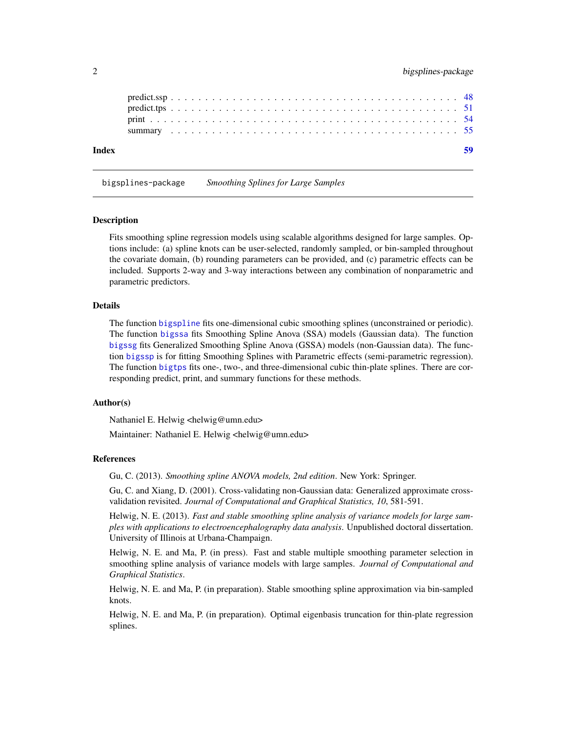predict.ssp . . . . . . . . . . . . . . . . . . . . . . . . . . . . . . . . . . . . . . . . 48
predict.tps . . . . . . . . . . . . . . . . . . . . . . . . . . . . . . . . . . . . . . . . 51
print . . . . . . . . . . . . . . . . . . . . . . . . . . . . . . . . . . . . . . . . . . . 54
summary . . . . . . . . . . . . . . . . . . . . . . . . . . . . . . . . . . . . . . . . . 55

**Index** **59**

---

bigsplines-package *Smoothing Splines for Large Samples*

---

## Description

Fits smoothing spline regression models using scalable algorithms designed for large samples. Options include: (a) spline knots can be user-selected, randomly sampled, or bin-sampled throughout the covariate domain, (b) rounding parameters can be provided, and (c) parametric effects can be included. Supports 2-way and 3-way interactions between any combination of nonparametric and parametric predictors.

## Details

The function `bigspline` fits one-dimensional cubic smoothing splines (unconstrained or periodic). The function `bigssa` fits Smoothing Spline Anova (SSA) models (Gaussian data). The function `bigssg` fits Generalized Smoothing Spline Anova (GSSA) models (non-Gaussian data). The function `bigssp` is for fitting Smoothing Splines with Parametric effects (semi-parametric regression). The function `bigtps` fits one-, two-, and three-dimensional cubic thin-plate splines. There are corresponding predict, print, and summary functions for these methods.

## Author(s)

Nathaniel E. Helwig <helwig@umn.edu>

Maintainer: Nathaniel E. Helwig <helwig@umn.edu>

## References

Gu, C. (2013). *Smoothing spline ANOVA models, 2nd edition*. New York: Springer.

Gu, C. and Xiang, D. (2001). Cross-validating non-Gaussian data: Generalized approximate cross-validation revisited. *Journal of Computational and Graphical Statistics, 10*, 581-591.

Helwig, N. E. (2013). *Fast and stable smoothing spline analysis of variance models for large samples with applications to electroencephalography data analysis*. Unpublished doctoral dissertation. University of Illinois at Urbana-Champaign.

Helwig, N. E. and Ma, P. (in press). Fast and stable multiple smoothing parameter selection in smoothing spline analysis of variance models with large samples. *Journal of Computational and Graphical Statistics*.

Helwig, N. E. and Ma, P. (in preparation). Stable smoothing spline approximation via bin-sampled knots.

Helwig, N. E. and Ma, P. (in preparation). Optimal eigenbasis truncation for thin-plate regression splines.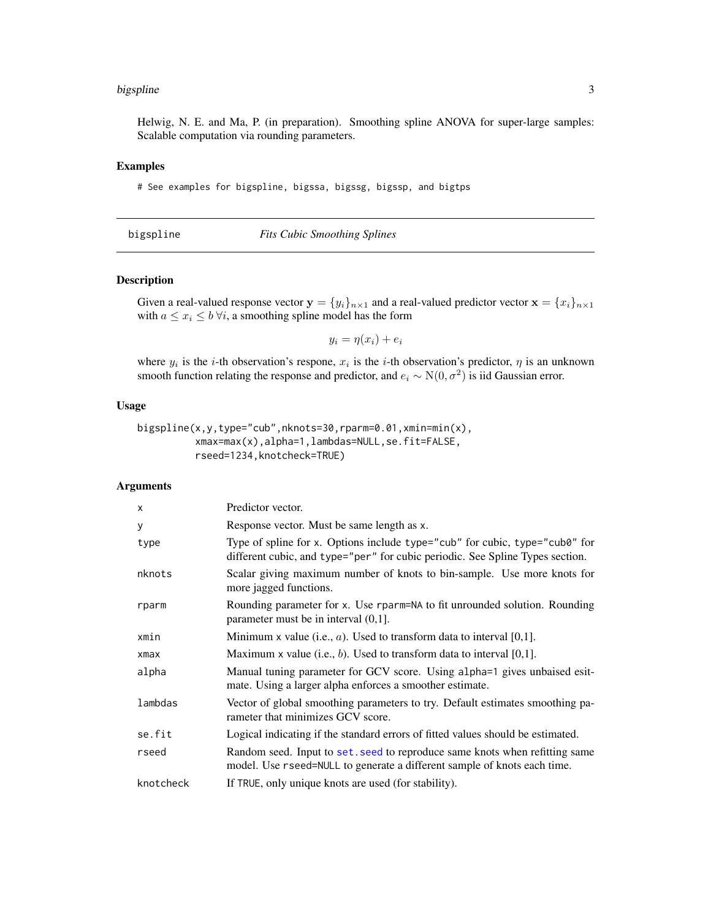Helwig, N. E. and Ma, P. (in preparation). Smoothing spline ANOVA for super-large samples: Scalable computation via rounding parameters.

### Examples

```
# See examples for bigspline, bigssa, bigssg, bigssp, and bigtps
```

---

## bigspline *Fits Cubic Smoothing Splines*

---

### Description

Given a real-valued response vector $\mathbf{y} = \{y_i\}_{n \times 1}$ and a real-valued predictor vector $\mathbf{x} = \{x_i\}_{n \times 1}$ with $a \le x_i \le b \; \forall i$, a smoothing spline model has the form

$$y_i = \eta(x_i) + e_i$$

where $y_i$ is the $i$-th observation's respone, $x_i$ is the $i$-th observation's predictor, $\eta$ is an unknown smooth function relating the response and predictor, and $e_i \sim \mathrm{N}(0, \sigma^2)$ is iid Gaussian error.

### Usage

```
bigspline(x,y,type="cub",nknots=30,rparm=0.01,xmin=min(x),
          xmax=max(x),alpha=1,lambdas=NULL,se.fit=FALSE,
          rseed=1234,knotcheck=TRUE)
```

### Arguments

| | |
|---|---|
| x | Predictor vector. |
| y | Response vector. Must be same length as x. |
| type | Type of spline for x. Options include type="cub" for cubic, type="cub0" for different cubic, and type="per" for cubic periodic. See Spline Types section. |
| nknots | Scalar giving maximum number of knots to bin-sample. Use more knots for more jagged functions. |
| rparm | Rounding parameter for x. Use rparm=NA to fit unrounded solution. Rounding parameter must be in interval (0,1]. |
| xmin | Minimum x value (i.e., $a$). Used to transform data to interval [0,1]. |
| xmax | Maximum x value (i.e., $b$). Used to transform data to interval [0,1]. |
| alpha | Manual tuning parameter for GCV score. Using alpha=1 gives unbaised esitmate. Using a larger alpha enforces a smoother estimate. |
| lambdas | Vector of global smoothing parameters to try. Default estimates smoothing parameter that minimizes GCV score. |
| se.fit | Logical indicating if the standard errors of fitted values should be estimated. |
| rseed | Random seed. Input to set.seed to reproduce same knots when refitting same model. Use rseed=NULL to generate a different sample of knots each time. |
| knotcheck | If TRUE, only unique knots are used (for stability). |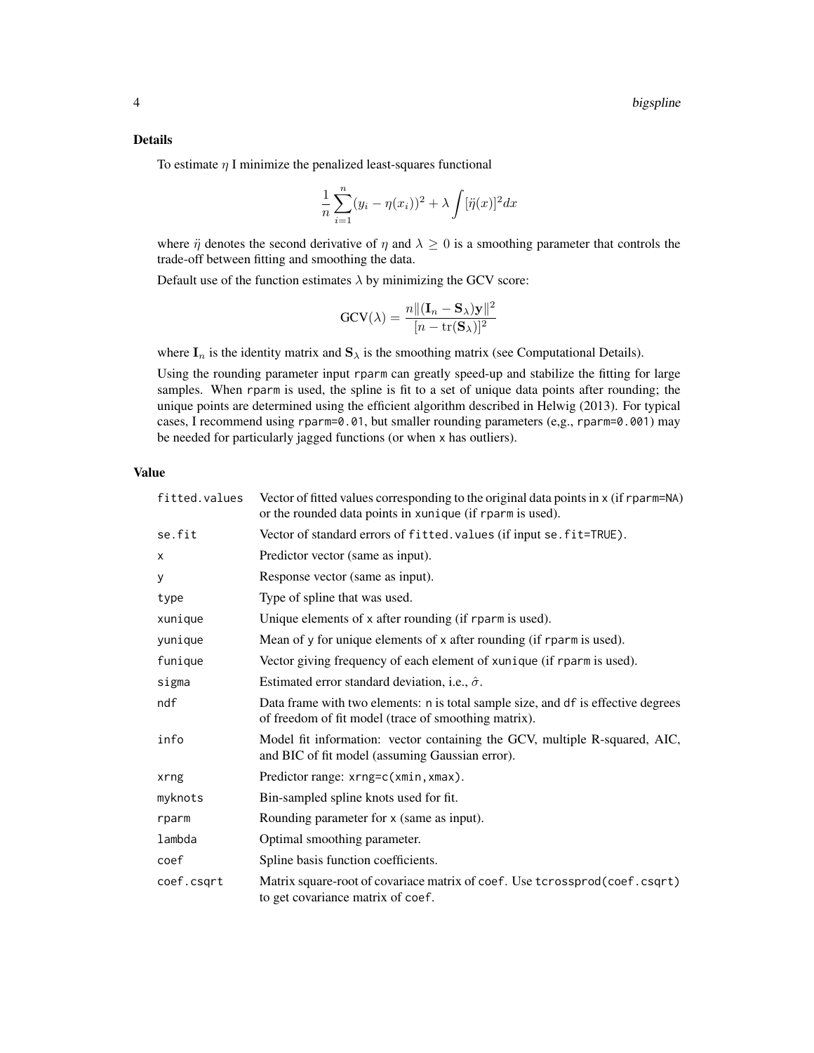### Details

To estimate $\eta$ I minimize the penalized least-squares functional

$$\frac{1}{n}\sum_{i=1}^{n}(y_i - \eta(x_i))^2 + \lambda \int [\ddot{\eta}(x)]^2 dx$$

where $\ddot{\eta}$ denotes the second derivative of $\eta$ and $\lambda \geq 0$ is a smoothing parameter that controls the trade-off between fitting and smoothing the data.

Default use of the function estimates $\lambda$ by minimizing the GCV score:

$$\text{GCV}(\lambda) = \frac{n\|(\mathbf{I}_n - \mathbf{S}_\lambda)\mathbf{y}\|^2}{[n - \text{tr}(\mathbf{S}_\lambda)]^2}$$

where $\mathbf{I}_n$ is the identity matrix and $\mathbf{S}_\lambda$ is the smoothing matrix (see Computational Details).

Using the rounding parameter input `rparm` can greatly speed-up and stabilize the fitting for large samples. When `rparm` is used, the spline is fit to a set of unique data points after rounding; the unique points are determined using the efficient algorithm described in Helwig (2013). For typical cases, I recommend using `rparm=0.01`, but smaller rounding parameters (e,g., `rparm=0.001`) may be needed for particularly jagged functions (or when `x` has outliers).

### Value

| | |
|---|---|
| `fitted.values` | Vector of fitted values corresponding to the original data points in `x` (if `rparm=NA`) or the rounded data points in `xunique` (if `rparm` is used). |
| `se.fit` | Vector of standard errors of `fitted.values` (if input `se.fit=TRUE`). |
| `x` | Predictor vector (same as input). |
| `y` | Response vector (same as input). |
| `type` | Type of spline that was used. |
| `xunique` | Unique elements of `x` after rounding (if `rparm` is used). |
| `yunique` | Mean of `y` for unique elements of `x` after rounding (if `rparm` is used). |
| `funique` | Vector giving frequency of each element of `xunique` (if `rparm` is used). |
| `sigma` | Estimated error standard deviation, i.e., $\hat{\sigma}$. |
| `ndf` | Data frame with two elements: `n` is total sample size, and `df` is effective degrees of freedom of fit model (trace of smoothing matrix). |
| `info` | Model fit information: vector containing the GCV, multiple R-squared, AIC, and BIC of fit model (assuming Gaussian error). |
| `xrng` | Predictor range: `xrng=c(xmin,xmax)`. |
| `myknots` | Bin-sampled spline knots used for fit. |
| `rparm` | Rounding parameter for `x` (same as input). |
| `lambda` | Optimal smoothing parameter. |
| `coef` | Spline basis function coefficients. |
| `coef.csqrt` | Matrix square-root of covariace matrix of `coef`. Use `tcrossprod(coef.csqrt)` to get covariance matrix of `coef`. |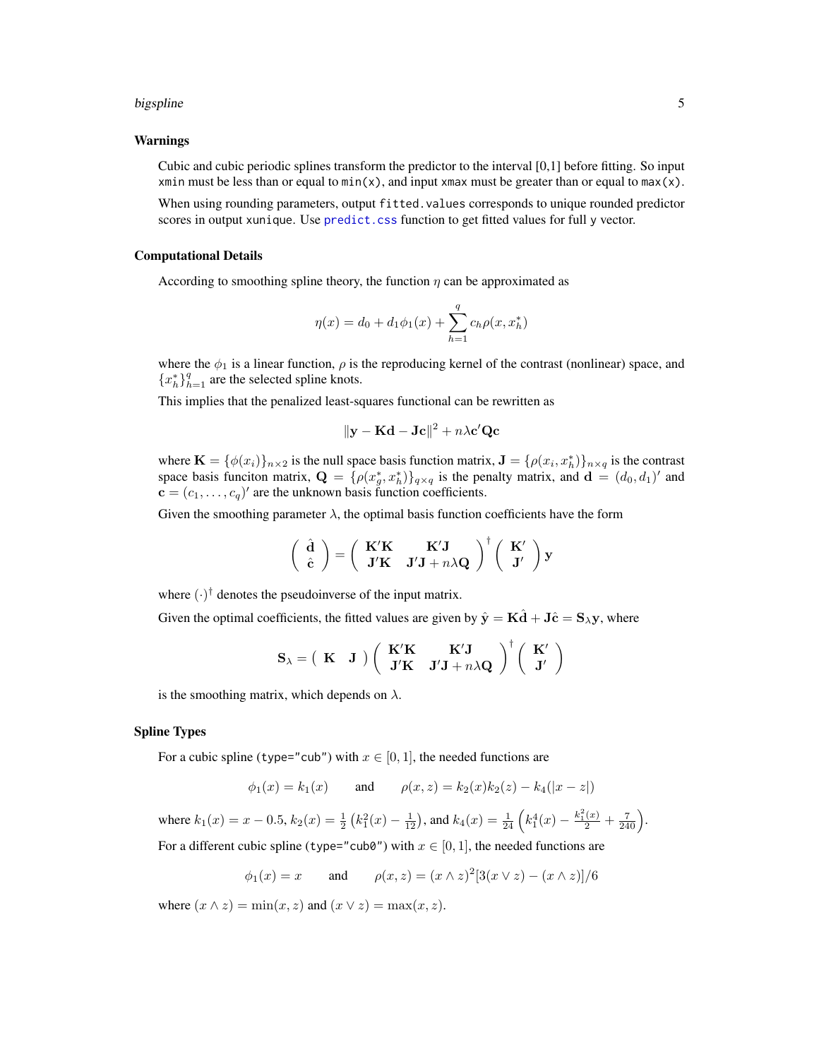## Warnings

Cubic and cubic periodic splines transform the predictor to the interval [0,1] before fitting. So input `xmin` must be less than or equal to `min(x)`, and input `xmax` must be greater than or equal to `max(x)`.

When using rounding parameters, output `fitted.values` corresponds to unique rounded predictor scores in output `xunique`. Use `predict.css` function to get fitted values for full `y` vector.

## Computational Details

According to smoothing spline theory, the function $\eta$ can be approximated as

$$\eta(x) = d_0 + d_1\phi_1(x) + \sum_{h=1}^{q} c_h \rho(x, x_h^*)$$

where the $\phi_1$ is a linear function, $\rho$ is the reproducing kernel of the contrast (nonlinear) space, and $\{x_h^*\}_{h=1}^q$ are the selected spline knots.

This implies that the penalized least-squares functional can be rewritten as

$$\|\mathbf{y} - \mathbf{K}\mathbf{d} - \mathbf{J}\mathbf{c}\|^2 + n\lambda \mathbf{c}'\mathbf{Q}\mathbf{c}$$

where $\mathbf{K} = \{\phi(x_i)\}_{n \times 2}$ is the null space basis function matrix, $\mathbf{J} = \{\rho(x_i, x_h^*)\}_{n \times q}$ is the contrast space basis funciton matrix, $\mathbf{Q} = \{\rho(x_g^*, x_h^*)\}_{q \times q}$ is the penalty matrix, and $\mathbf{d} = (d_0, d_1)'$ and $\mathbf{c} = (c_1, \ldots, c_q)'$ are the unknown basis function coefficients.

Given the smoothing parameter $\lambda$, the optimal basis function coefficients have the form

$$\begin{pmatrix} \hat{\mathbf{d}} \\ \hat{\mathbf{c}} \end{pmatrix} = \begin{pmatrix} \mathbf{K}'\mathbf{K} & \mathbf{K}'\mathbf{J} \\ \mathbf{J}'\mathbf{K} & \mathbf{J}'\mathbf{J} + n\lambda\mathbf{Q} \end{pmatrix}^{\dagger} \begin{pmatrix} \mathbf{K}' \\ \mathbf{J}' \end{pmatrix} \mathbf{y}$$

where $(\cdot)^{\dagger}$ denotes the pseudoinverse of the input matrix.

Given the optimal coefficients, the fitted values are given by $\hat{\mathbf{y}} = \mathbf{K}\hat{\mathbf{d}} + \mathbf{J}\hat{\mathbf{c}} = \mathbf{S}_\lambda \mathbf{y}$, where

$$\mathbf{S}_\lambda = \begin{pmatrix} \mathbf{K} & \mathbf{J} \end{pmatrix} \begin{pmatrix} \mathbf{K}'\mathbf{K} & \mathbf{K}'\mathbf{J} \\ \mathbf{J}'\mathbf{K} & \mathbf{J}'\mathbf{J} + n\lambda\mathbf{Q} \end{pmatrix}^{\dagger} \begin{pmatrix} \mathbf{K}' \\ \mathbf{J}' \end{pmatrix}$$

is the smoothing matrix, which depends on $\lambda$.

## Spline Types

For a cubic spline (`type="cub"`) with $x \in [0,1]$, the needed functions are

$$\phi_1(x) = k_1(x) \qquad \text{and} \qquad \rho(x,z) = k_2(x)k_2(z) - k_4(|x - z|)$$

where $k_1(x) = x - 0.5$, $k_2(x) = \frac{1}{2}\left(k_1^2(x) - \frac{1}{12}\right)$, and $k_4(x) = \frac{1}{24}\left(k_1^4(x) - \frac{k_1^2(x)}{2} + \frac{7}{240}\right)$.

For a different cubic spline (`type="cub0"`) with $x \in [0,1]$, the needed functions are

$$\phi_1(x) = x \qquad \text{and} \qquad \rho(x,z) = (x \wedge z)^2[3(x \vee z) - (x \wedge z)]/6$$

where $(x \wedge z) = \min(x,z)$ and $(x \vee z) = \max(x,z)$.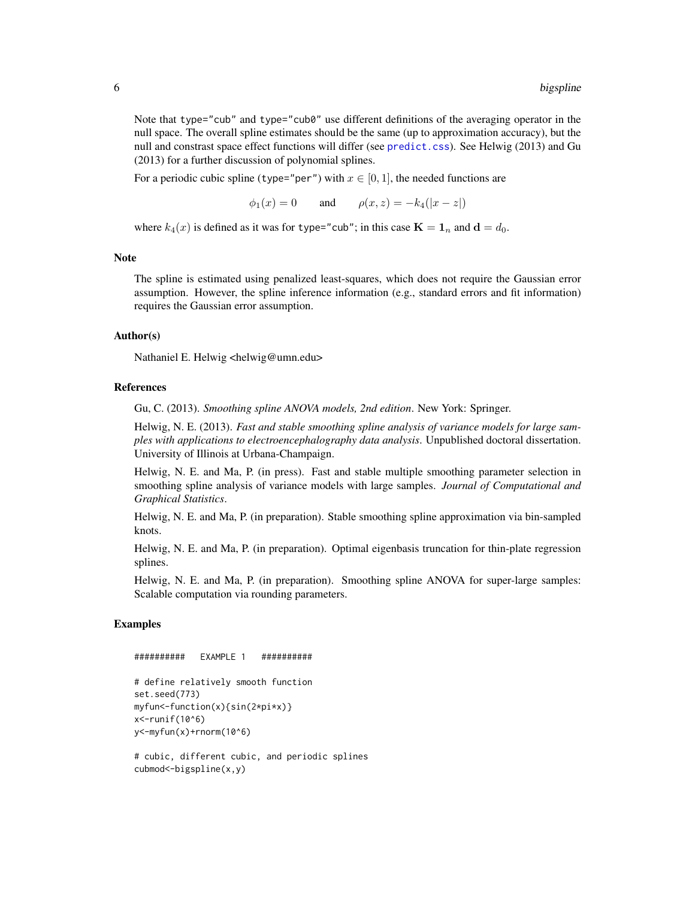Note that type="cub" and type="cub0" use different definitions of the averaging operator in the null space. The overall spline estimates should be the same (up to approximation accuracy), but the null and constrast space effect functions will differ (see predict.css). See Helwig (2013) and Gu (2013) for a further discussion of polynomial splines.

For a periodic cubic spline (type="per") with $x \in [0, 1]$, the needed functions are

$$\phi_1(x) = 0 \qquad \text{and} \qquad \rho(x, z) = -k_4(|x - z|)$$

where $k_4(x)$ is defined as it was for type="cub"; in this case $\mathbf{K} = \mathbf{1}_n$ and $\mathbf{d} = d_0$.

## Note

The spline is estimated using penalized least-squares, which does not require the Gaussian error assumption. However, the spline inference information (e.g., standard errors and fit information) requires the Gaussian error assumption.

## Author(s)

Nathaniel E. Helwig <helwig@umn.edu>

## References

Gu, C. (2013). *Smoothing spline ANOVA models, 2nd edition*. New York: Springer.

Helwig, N. E. (2013). *Fast and stable smoothing spline analysis of variance models for large samples with applications to electroencephalography data analysis*. Unpublished doctoral dissertation. University of Illinois at Urbana-Champaign.

Helwig, N. E. and Ma, P. (in press). Fast and stable multiple smoothing parameter selection in smoothing spline analysis of variance models with large samples. *Journal of Computational and Graphical Statistics*.

Helwig, N. E. and Ma, P. (in preparation). Stable smoothing spline approximation via bin-sampled knots.

Helwig, N. E. and Ma, P. (in preparation). Optimal eigenbasis truncation for thin-plate regression splines.

Helwig, N. E. and Ma, P. (in preparation). Smoothing spline ANOVA for super-large samples: Scalable computation via rounding parameters.

## Examples

```
##########   EXAMPLE 1   ##########

# define relatively smooth function
set.seed(773)
myfun<-function(x){sin(2*pi*x)}
x<-runif(10^6)
y<-myfun(x)+rnorm(10^6)

# cubic, different cubic, and periodic splines
cubmod<-bigspline(x,y)
```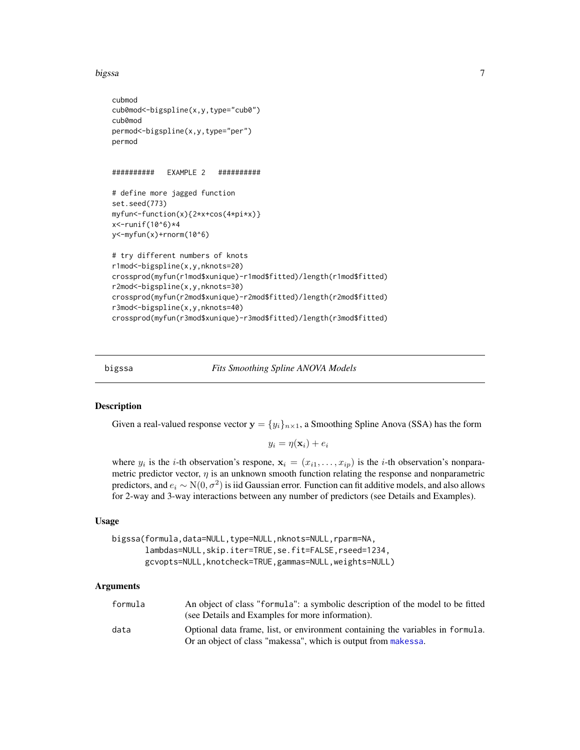```
cubmod
cub0mod<-bigspline(x,y,type="cub0")
cub0mod
permod<-bigspline(x,y,type="per")
permod


##########   EXAMPLE 2   ##########

# define more jagged function
set.seed(773)
myfun<-function(x){2*x+cos(4*pi*x)}
x<-runif(10^6)*4
y<-myfun(x)+rnorm(10^6)

# try different numbers of knots
r1mod<-bigspline(x,y,nknots=20)
crossprod(myfun(r1mod$xunique)-r1mod$fitted)/length(r1mod$fitted)
r2mod<-bigspline(x,y,nknots=30)
crossprod(myfun(r2mod$xunique)-r2mod$fitted)/length(r2mod$fitted)
r3mod<-bigspline(x,y,nknots=40)
crossprod(myfun(r3mod$xunique)-r3mod$fitted)/length(r3mod$fitted)
```

## bigssa — *Fits Smoothing Spline ANOVA Models*

### Description

Given a real-valued response vector $\mathbf{y} = \{y_i\}_{n\times 1}$, a Smoothing Spline Anova (SSA) has the form

$$y_i = \eta(\mathbf{x}_i) + e_i$$

where $y_i$ is the $i$-th observation's respone, $\mathbf{x}_i = (x_{i1}, \ldots, x_{ip})$ is the $i$-th observation's nonparametric predictor vector, $\eta$ is an unknown smooth function relating the response and nonparametric predictors, and $e_i \sim \mathrm{N}(0, \sigma^2)$ is iid Gaussian error. Function can fit additive models, and also allows for 2-way and 3-way interactions between any number of predictors (see Details and Examples).

### Usage

```
bigssa(formula,data=NULL,type=NULL,nknots=NULL,rparm=NA,
       lambdas=NULL,skip.iter=TRUE,se.fit=FALSE,rseed=1234,
       gcvopts=NULL,knotcheck=TRUE,gammas=NULL,weights=NULL)
```

### Arguments

| | |
|---|---|
| `formula` | An object of class "`formula`": a symbolic description of the model to be fitted (see Details and Examples for more information). |
| `data` | Optional data frame, list, or environment containing the variables in `formula`. Or an object of class "makessa", which is output from `makessa`. |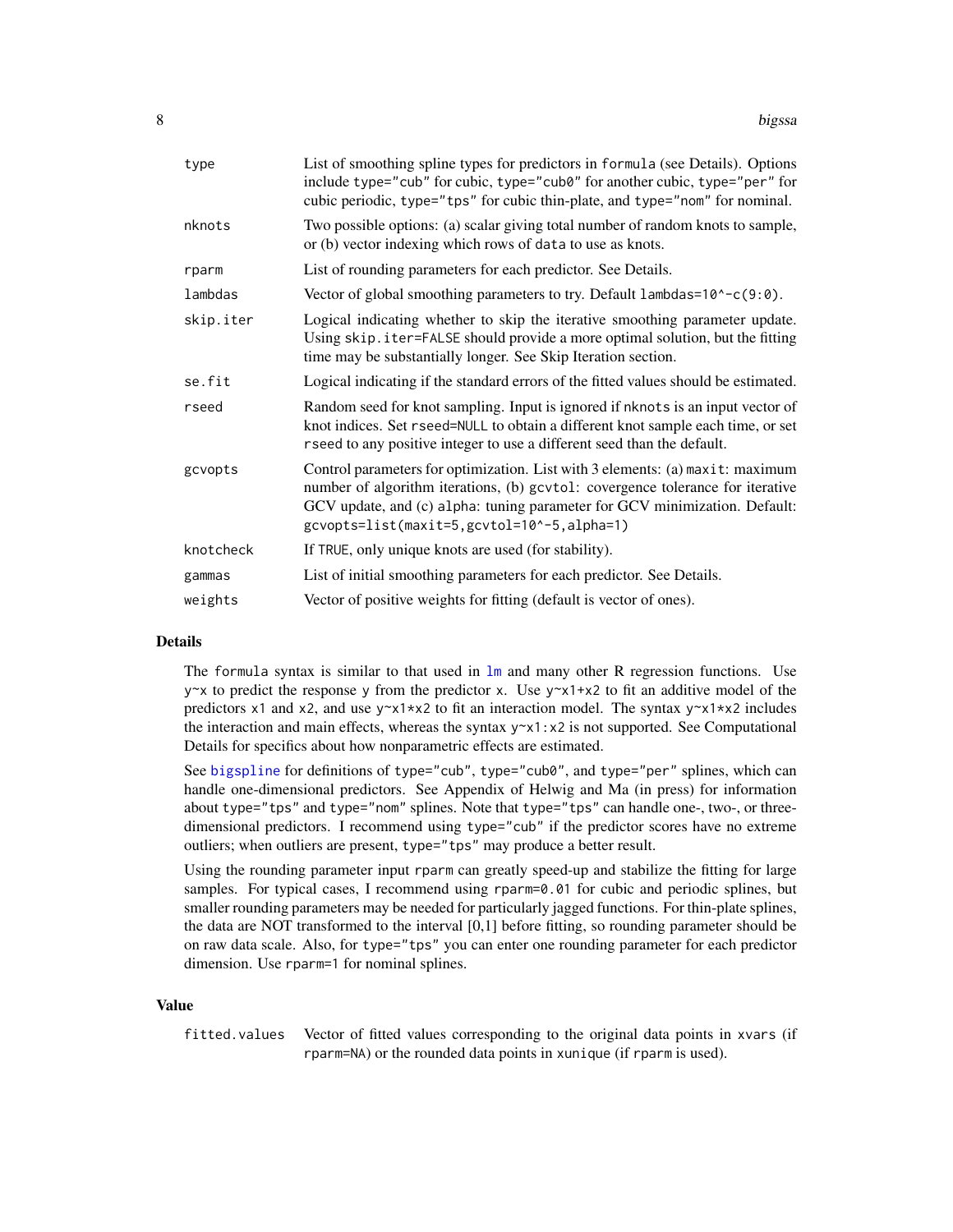| | |
|---|---|
| type | List of smoothing spline types for predictors in `formula` (see Details). Options include `type="cub"` for cubic, `type="cub0"` for another cubic, `type="per"` for cubic periodic, `type="tps"` for cubic thin-plate, and `type="nom"` for nominal. |
| nknots | Two possible options: (a) scalar giving total number of random knots to sample, or (b) vector indexing which rows of `data` to use as knots. |
| rparm | List of rounding parameters for each predictor. See Details. |
| lambdas | Vector of global smoothing parameters to try. Default `lambdas=10^-c(9:0)`. |
| skip.iter | Logical indicating whether to skip the iterative smoothing parameter update. Using `skip.iter=FALSE` should provide a more optimal solution, but the fitting time may be substantially longer. See Skip Iteration section. |
| se.fit | Logical indicating if the standard errors of the fitted values should be estimated. |
| rseed | Random seed for knot sampling. Input is ignored if `nknots` is an input vector of knot indices. Set `rseed=NULL` to obtain a different knot sample each time, or set `rseed` to any positive integer to use a different seed than the default. |
| gcvopts | Control parameters for optimization. List with 3 elements: (a) `maxit`: maximum number of algorithm iterations, (b) `gcvtol`: covergence tolerance for iterative GCV update, and (c) `alpha`: tuning parameter for GCV minimization. Default: `gcvopts=list(maxit=5,gcvtol=10^-5,alpha=1)` |
| knotcheck | If `TRUE`, only unique knots are used (for stability). |
| gammas | List of initial smoothing parameters for each predictor. See Details. |
| weights | Vector of positive weights for fitting (default is vector of ones). |

## Details

The `formula` syntax is similar to that used in `lm` and many other R regression functions. Use `y~x` to predict the response `y` from the predictor `x`. Use `y~x1+x2` to fit an additive model of the predictors `x1` and `x2`, and use `y~x1*x2` to fit an interaction model. The syntax `y~x1*x2` includes the interaction and main effects, whereas the syntax `y~x1:x2` is not supported. See Computational Details for specifics about how nonparametric effects are estimated.

See `bigspline` for definitions of `type="cub"`, `type="cub0"`, and `type="per"` splines, which can handle one-dimensional predictors. See Appendix of Helwig and Ma (in press) for information about `type="tps"` and `type="nom"` splines. Note that `type="tps"` can handle one-, two-, or three-dimensional predictors. I recommend using `type="cub"` if the predictor scores have no extreme outliers; when outliers are present, `type="tps"` may produce a better result.

Using the rounding parameter input `rparm` can greatly speed-up and stabilize the fitting for large samples. For typical cases, I recommend using `rparm=0.01` for cubic and periodic splines, but smaller rounding parameters may be needed for particularly jagged functions. For thin-plate splines, the data are NOT transformed to the interval [0,1] before fitting, so rounding parameter should be on raw data scale. Also, for `type="tps"` you can enter one rounding parameter for each predictor dimension. Use `rparm=1` for nominal splines.

## Value

| | |
|---|---|
| fitted.values | Vector of fitted values corresponding to the original data points in `xvars` (if `rparm=NA`) or the rounded data points in `xunique` (if `rparm` is used). |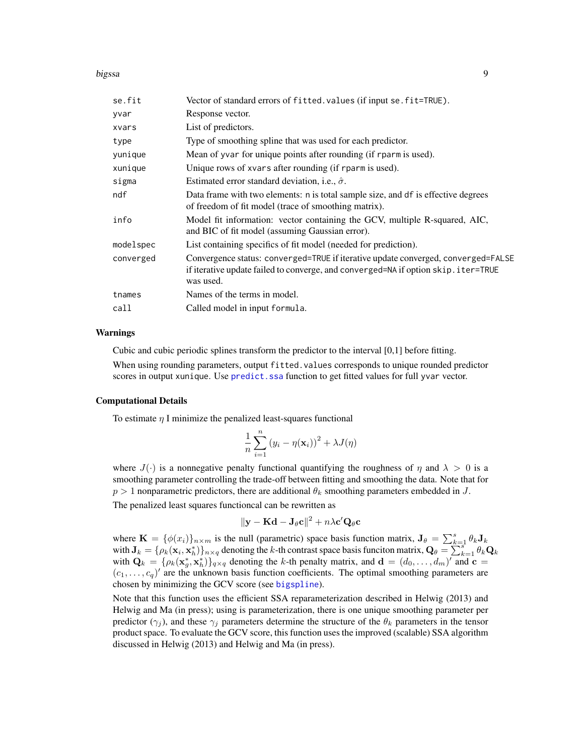| | |
|---|---|
| se.fit | Vector of standard errors of fitted.values (if input se.fit=TRUE). |
| yvar | Response vector. |
| xvars | List of predictors. |
| type | Type of smoothing spline that was used for each predictor. |
| yunique | Mean of yvar for unique points after rounding (if rparm is used). |
| xunique | Unique rows of xvars after rounding (if rparm is used). |
| sigma | Estimated error standard deviation, i.e., $\hat{\sigma}$. |
| ndf | Data frame with two elements: n is total sample size, and df is effective degrees of freedom of fit model (trace of smoothing matrix). |
| info | Model fit information: vector containing the GCV, multiple R-squared, AIC, and BIC of fit model (assuming Gaussian error). |
| modelspec | List containing specifics of fit model (needed for prediction). |
| converged | Convergence status: converged=TRUE if iterative update converged, converged=FALSE if iterative update failed to converge, and converged=NA if option skip.iter=TRUE was used. |
| tnames | Names of the terms in model. |
| call | Called model in input formula. |

## Warnings

Cubic and cubic periodic splines transform the predictor to the interval [0,1] before fitting.

When using rounding parameters, output fitted.values corresponds to unique rounded predictor scores in output xunique. Use predict.ssa function to get fitted values for full yvar vector.

## Computational Details

To estimate $\eta$ I minimize the penalized least-squares functional

$$\frac{1}{n}\sum_{i=1}^{n}\left(y_i - \eta(\mathbf{x}_i)\right)^2 + \lambda J(\eta)$$

where $J(\cdot)$ is a nonnegative penalty functional quantifying the roughness of $\eta$ and $\lambda > 0$ is a smoothing parameter controlling the trade-off between fitting and smoothing the data. Note that for $p > 1$ nonparametric predictors, there are additional $\theta_k$ smoothing parameters embedded in $J$.

The penalized least squares functioncal can be rewritten as

$$\|\mathbf{y} - \mathbf{K}\mathbf{d} - \mathbf{J}_\theta\mathbf{c}\|^2 + n\lambda\mathbf{c}'\mathbf{Q}_\theta\mathbf{c}$$

where $\mathbf{K} = \{\phi(x_i)\}_{n\times m}$ is the null (parametric) space basis function matrix, $\mathbf{J}_\theta = \sum_{k=1}^{s}\theta_k\mathbf{J}_k$ with $\mathbf{J}_k = \{\rho_k(\mathbf{x}_i, \mathbf{x}_h^*)\}_{n\times q}$ denoting the $k$-th contrast space basis funciton matrix, $\mathbf{Q}_\theta = \sum_{k=1}^{s}\theta_k\mathbf{Q}_k$ with $\mathbf{Q}_k = \{\rho_k(\mathbf{x}_g^*, \mathbf{x}_h^*)\}_{q\times q}$ denoting the $k$-th penalty matrix, and $\mathbf{d} = (d_0, \ldots, d_m)'$ and $\mathbf{c} = (c_1, \ldots, c_q)'$ are the unknown basis function coefficients. The optimal smoothing parameters are chosen by minimizing the GCV score (see bigspline).

Note that this function uses the efficient SSA reparameterization described in Helwig (2013) and Helwig and Ma (in press); using is parameterization, there is one unique smoothing parameter per predictor ($\gamma_j$), and these $\gamma_j$ parameters determine the structure of the $\theta_k$ parameters in the tensor product space. To evaluate the GCV score, this function uses the improved (scalable) SSA algorithm discussed in Helwig (2013) and Helwig and Ma (in press).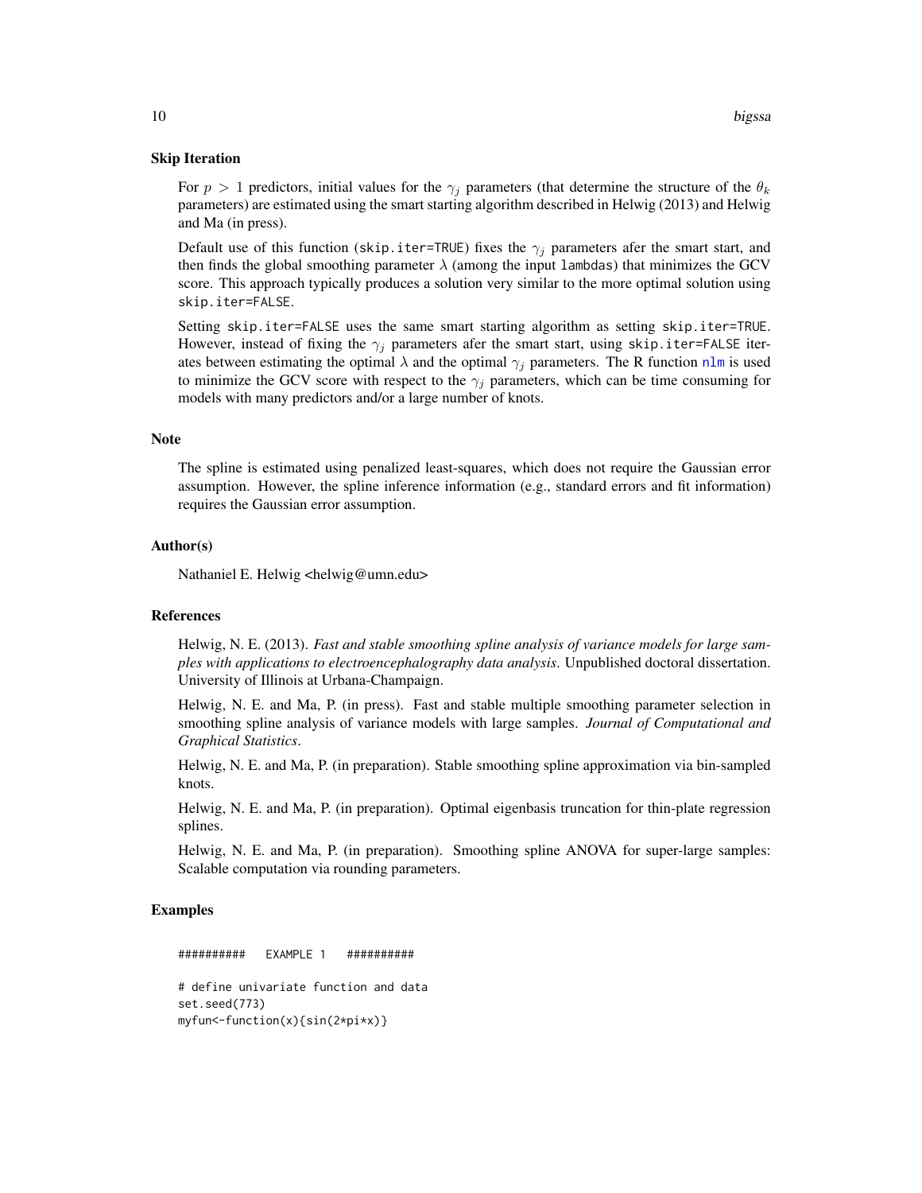## Skip Iteration

For $p > 1$ predictors, initial values for the $\gamma_j$ parameters (that determine the structure of the $\theta_k$ parameters) are estimated using the smart starting algorithm described in Helwig (2013) and Helwig and Ma (in press).

Default use of this function (`skip.iter=TRUE`) fixes the $\gamma_j$ parameters afer the smart start, and then finds the global smoothing parameter $\lambda$ (among the input `lambdas`) that minimizes the GCV score. This approach typically produces a solution very similar to the more optimal solution using `skip.iter=FALSE`.

Setting `skip.iter=FALSE` uses the same smart starting algorithm as setting `skip.iter=TRUE`. However, instead of fixing the $\gamma_j$ parameters afer the smart start, using `skip.iter=FALSE` iterates between estimating the optimal $\lambda$ and the optimal $\gamma_j$ parameters. The R function `nlm` is used to minimize the GCV score with respect to the $\gamma_j$ parameters, which can be time consuming for models with many predictors and/or a large number of knots.

## Note

The spline is estimated using penalized least-squares, which does not require the Gaussian error assumption. However, the spline inference information (e.g., standard errors and fit information) requires the Gaussian error assumption.

## Author(s)

Nathaniel E. Helwig <helwig@umn.edu>

## References

Helwig, N. E. (2013). *Fast and stable smoothing spline analysis of variance models for large samples with applications to electroencephalography data analysis*. Unpublished doctoral dissertation. University of Illinois at Urbana-Champaign.

Helwig, N. E. and Ma, P. (in press). Fast and stable multiple smoothing parameter selection in smoothing spline analysis of variance models with large samples. *Journal of Computational and Graphical Statistics*.

Helwig, N. E. and Ma, P. (in preparation). Stable smoothing spline approximation via bin-sampled knots.

Helwig, N. E. and Ma, P. (in preparation). Optimal eigenbasis truncation for thin-plate regression splines.

Helwig, N. E. and Ma, P. (in preparation). Smoothing spline ANOVA for super-large samples: Scalable computation via rounding parameters.

## Examples

```
##########   EXAMPLE 1   ##########

# define univariate function and data
set.seed(773)
myfun<-function(x){sin(2*pi*x)}
```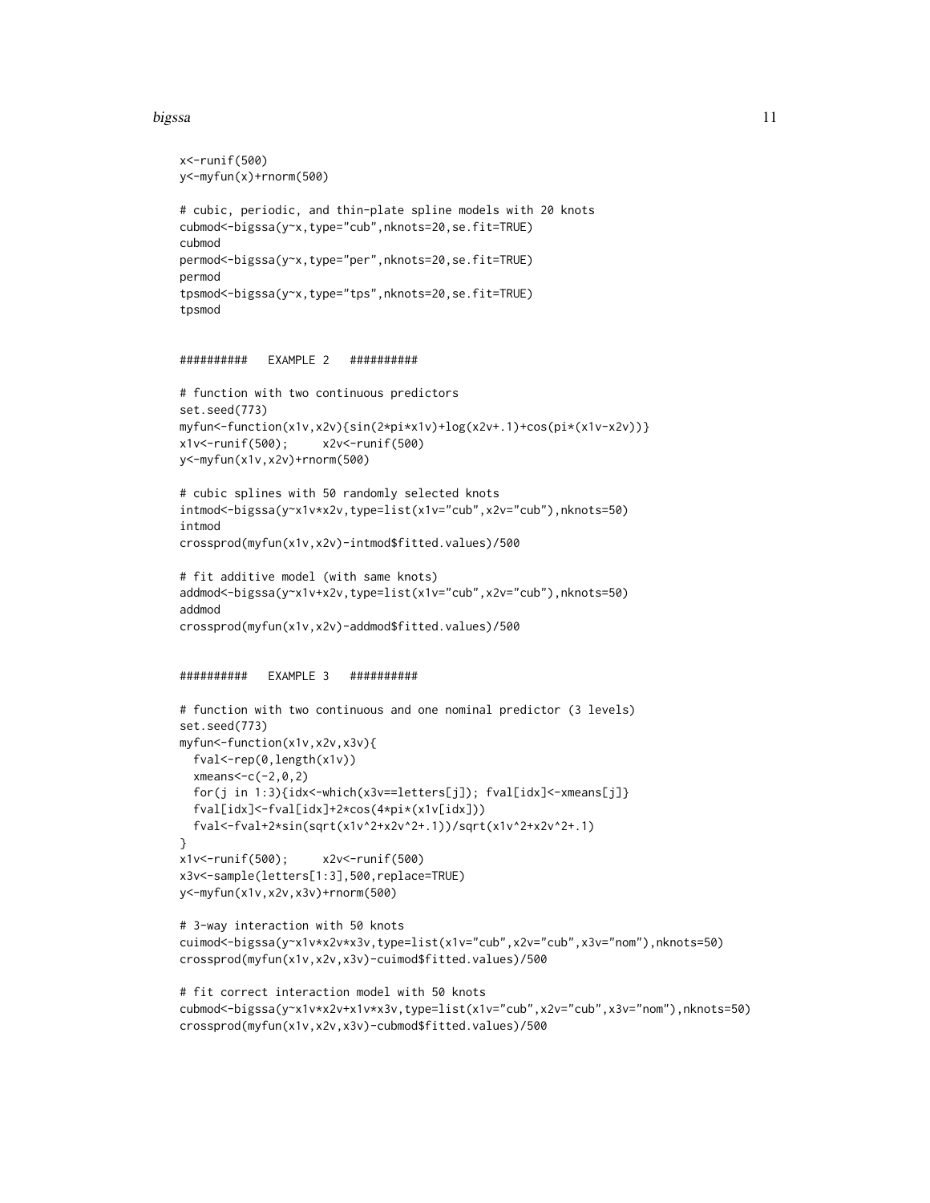```
x<-runif(500)
y<-myfun(x)+rnorm(500)

# cubic, periodic, and thin-plate spline models with 20 knots
cubmod<-bigssa(y~x,type="cub",nknots=20,se.fit=TRUE)
cubmod
permod<-bigssa(y~x,type="per",nknots=20,se.fit=TRUE)
permod
tpsmod<-bigssa(y~x,type="tps",nknots=20,se.fit=TRUE)
tpsmod


##########   EXAMPLE 2   ##########

# function with two continuous predictors
set.seed(773)
myfun<-function(x1v,x2v){sin(2*pi*x1v)+log(x2v+.1)+cos(pi*(x1v-x2v))}
x1v<-runif(500);     x2v<-runif(500)
y<-myfun(x1v,x2v)+rnorm(500)

# cubic splines with 50 randomly selected knots
intmod<-bigssa(y~x1v*x2v,type=list(x1v="cub",x2v="cub"),nknots=50)
intmod
crossprod(myfun(x1v,x2v)-intmod$fitted.values)/500

# fit additive model (with same knots)
addmod<-bigssa(y~x1v+x2v,type=list(x1v="cub",x2v="cub"),nknots=50)
addmod
crossprod(myfun(x1v,x2v)-addmod$fitted.values)/500


##########   EXAMPLE 3   ##########

# function with two continuous and one nominal predictor (3 levels)
set.seed(773)
myfun<-function(x1v,x2v,x3v){
  fval<-rep(0,length(x1v))
  xmeans<-c(-2,0,2)
  for(j in 1:3){idx<-which(x3v==letters[j]); fval[idx]<-xmeans[j]}
  fval[idx]<-fval[idx]+2*cos(4*pi*(x1v[idx]))
  fval<-fval+2*sin(sqrt(x1v^2+x2v^2+.1))/sqrt(x1v^2+x2v^2+.1)
}
x1v<-runif(500);     x2v<-runif(500)
x3v<-sample(letters[1:3],500,replace=TRUE)
y<-myfun(x1v,x2v,x3v)+rnorm(500)

# 3-way interaction with 50 knots
cuimod<-bigssa(y~x1v*x2v*x3v,type=list(x1v="cub",x2v="cub",x3v="nom"),nknots=50)
crossprod(myfun(x1v,x2v,x3v)-cuimod$fitted.values)/500

# fit correct interaction model with 50 knots
cubmod<-bigssa(y~x1v*x2v+x1v*x3v,type=list(x1v="cub",x2v="cub",x3v="nom"),nknots=50)
crossprod(myfun(x1v,x2v,x3v)-cubmod$fitted.values)/500
```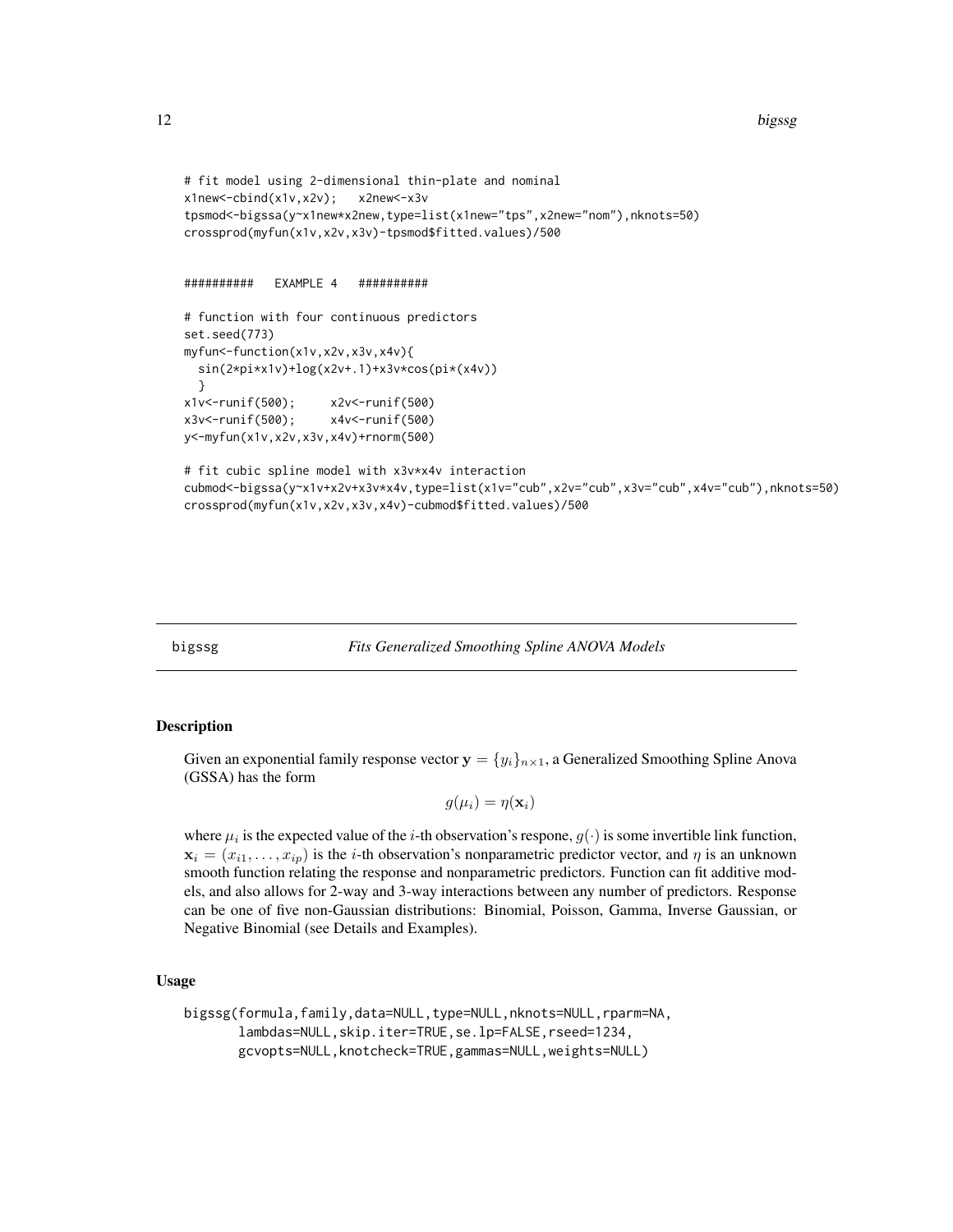```
# fit model using 2-dimensional thin-plate and nominal
x1new<-cbind(x1v,x2v);   x2new<-x3v
tpsmod<-bigssa(y~x1new*x2new,type=list(x1new="tps",x2new="nom"),nknots=50)
crossprod(myfun(x1v,x2v,x3v)-tpsmod$fitted.values)/500


##########   EXAMPLE 4   ##########

# function with four continuous predictors
set.seed(773)
myfun<-function(x1v,x2v,x3v,x4v){
  sin(2*pi*x1v)+log(x2v+.1)+x3v*cos(pi*(x4v))
  }
x1v<-runif(500);     x2v<-runif(500)
x3v<-runif(500);     x4v<-runif(500)
y<-myfun(x1v,x2v,x3v,x4v)+rnorm(500)

# fit cubic spline model with x3v*x4v interaction
cubmod<-bigssa(y~x1v+x2v+x3v*x4v,type=list(x1v="cub",x2v="cub",x3v="cub",x4v="cub"),nknots=50)
crossprod(myfun(x1v,x2v,x3v,x4v)-cubmod$fitted.values)/500
```

---

bigssg — *Fits Generalized Smoothing Spline ANOVA Models*

---

## Description

Given an exponential family response vector $\mathbf{y} = \{y_i\}_{n\times 1}$, a Generalized Smoothing Spline Anova (GSSA) has the form

$$g(\mu_i) = \eta(\mathbf{x}_i)$$

where $\mu_i$ is the expected value of the $i$-th observation's respone, $g(\cdot)$ is some invertible link function, $\mathbf{x}_i = (x_{i1}, \ldots, x_{ip})$ is the $i$-th observation's nonparametric predictor vector, and $\eta$ is an unknown smooth function relating the response and nonparametric predictors. Function can fit additive models, and also allows for 2-way and 3-way interactions between any number of predictors. Response can be one of five non-Gaussian distributions: Binomial, Poisson, Gamma, Inverse Gaussian, or Negative Binomial (see Details and Examples).

## Usage

```
bigssg(formula,family,data=NULL,type=NULL,nknots=NULL,rparm=NA,
       lambdas=NULL,skip.iter=TRUE,se.lp=FALSE,rseed=1234,
       gcvopts=NULL,knotcheck=TRUE,gammas=NULL,weights=NULL)
```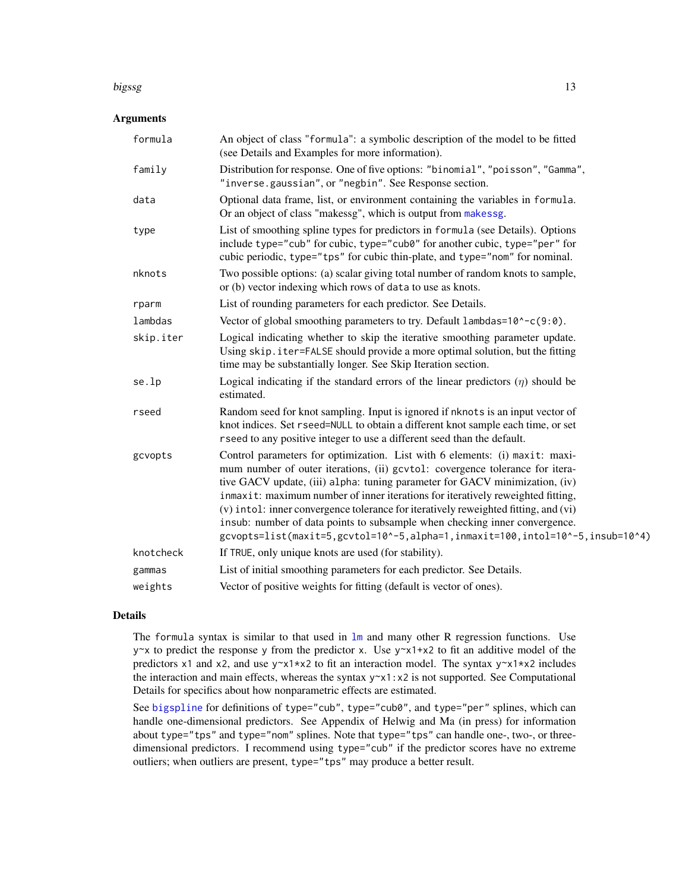## Arguments

| | |
|---|---|
| `formula` | An object of class "`formula`": a symbolic description of the model to be fitted (see Details and Examples for more information). |
| `family` | Distribution for response. One of five options: `"binomial"`, `"poisson"`, `"Gamma"`, `"inverse.gaussian"`, or `"negbin"`. See Response section. |
| `data` | Optional data frame, list, or environment containing the variables in `formula`. Or an object of class "makessg", which is output from `makessg`. |
| `type` | List of smoothing spline types for predictors in `formula` (see Details). Options include `type="cub"` for cubic, `type="cub0"` for another cubic, `type="per"` for cubic periodic, `type="tps"` for cubic thin-plate, and `type="nom"` for nominal. |
| `nknots` | Two possible options: (a) scalar giving total number of random knots to sample, or (b) vector indexing which rows of `data` to use as knots. |
| `rparm` | List of rounding parameters for each predictor. See Details. |
| `lambdas` | Vector of global smoothing parameters to try. Default `lambdas=10^-c(9:0)`. |
| `skip.iter` | Logical indicating whether to skip the iterative smoothing parameter update. Using `skip.iter=FALSE` should provide a more optimal solution, but the fitting time may be substantially longer. See Skip Iteration section. |
| `se.lp` | Logical indicating if the standard errors of the linear predictors ($\eta$) should be estimated. |
| `rseed` | Random seed for knot sampling. Input is ignored if `nknots` is an input vector of knot indices. Set `rseed=NULL` to obtain a different knot sample each time, or set `rseed` to any positive integer to use a different seed than the default. |
| `gcvopts` | Control parameters for optimization. List with 6 elements: (i) `maxit`: maximum number of outer iterations, (ii) `gcvtol`: covergence tolerance for iterative GACV update, (iii) `alpha`: tuning parameter for GACV minimization, (iv) `inmaxit`: maximum number of inner iterations for iteratively reweighted fitting, (v) `intol`: inner convergence tolerance for iteratively reweighted fitting, and (vi) `insub`: number of data points to subsample when checking inner convergence. `gcvopts=list(maxit=5,gcvtol=10^-5,alpha=1,inmaxit=100,intol=10^-5,insub=10^4)` |
| `knotcheck` | If `TRUE`, only unique knots are used (for stability). |
| `gammas` | List of initial smoothing parameters for each predictor. See Details. |
| `weights` | Vector of positive weights for fitting (default is vector of ones). |

## Details

The `formula` syntax is similar to that used in `lm` and many other R regression functions. Use `y~x` to predict the response `y` from the predictor `x`. Use `y~x1+x2` to fit an additive model of the predictors `x1` and `x2`, and use `y~x1*x2` to fit an interaction model. The syntax `y~x1*x2` includes the interaction and main effects, whereas the syntax `y~x1:x2` is not supported. See Computational Details for specifics about how nonparametric effects are estimated.

See `bigspline` for definitions of `type="cub"`, `type="cub0"`, and `type="per"` splines, which can handle one-dimensional predictors. See Appendix of Helwig and Ma (in press) for information about `type="tps"` and `type="nom"` splines. Note that `type="tps"` can handle one-, two-, or three-dimensional predictors. I recommend using `type="cub"` if the predictor scores have no extreme outliers; when outliers are present, `type="tps"` may produce a better result.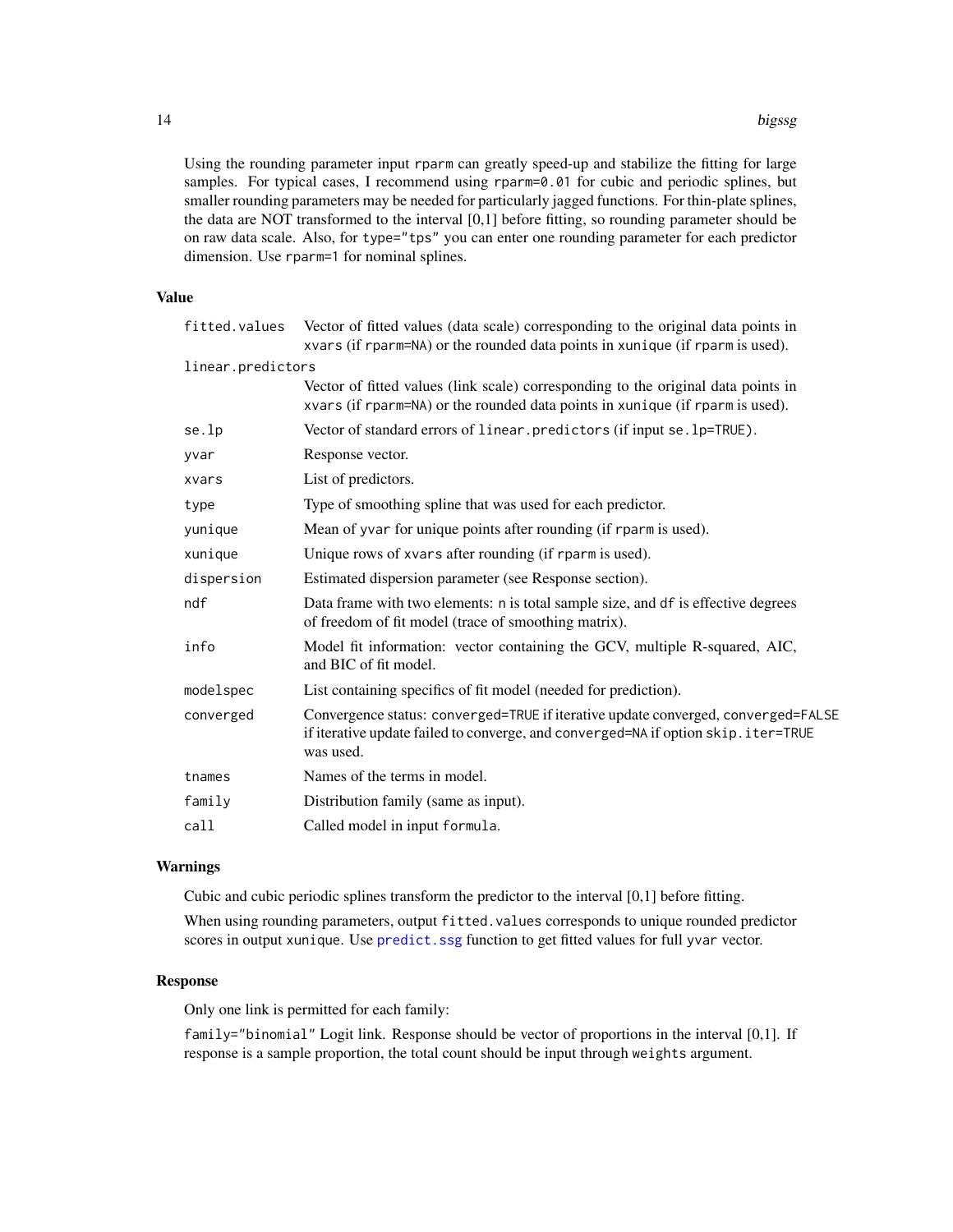Using the rounding parameter input `rparm` can greatly speed-up and stabilize the fitting for large samples. For typical cases, I recommend using `rparm=0.01` for cubic and periodic splines, but smaller rounding parameters may be needed for particularly jagged functions. For thin-plate splines, the data are NOT transformed to the interval [0,1] before fitting, so rounding parameter should be on raw data scale. Also, for `type="tps"` you can enter one rounding parameter for each predictor dimension. Use `rparm=1` for nominal splines.

### Value

| | |
|---|---|
| `fitted.values` | Vector of fitted values (data scale) corresponding to the original data points in `xvars` (if `rparm=NA`) or the rounded data points in `xunique` (if `rparm` is used). |
| `linear.predictors` | Vector of fitted values (link scale) corresponding to the original data points in `xvars` (if `rparm=NA`) or the rounded data points in `xunique` (if `rparm` is used). |
| `se.lp` | Vector of standard errors of `linear.predictors` (if input `se.lp=TRUE`). |
| `yvar` | Response vector. |
| `xvars` | List of predictors. |
| `type` | Type of smoothing spline that was used for each predictor. |
| `yunique` | Mean of `yvar` for unique points after rounding (if `rparm` is used). |
| `xunique` | Unique rows of `xvars` after rounding (if `rparm` is used). |
| `dispersion` | Estimated dispersion parameter (see Response section). |
| `ndf` | Data frame with two elements: `n` is total sample size, and `df` is effective degrees of freedom of fit model (trace of smoothing matrix). |
| `info` | Model fit information: vector containing the GCV, multiple R-squared, AIC, and BIC of fit model. |
| `modelspec` | List containing specifics of fit model (needed for prediction). |
| `converged` | Convergence status: `converged=TRUE` if iterative update converged, `converged=FALSE` if iterative update failed to converge, and `converged=NA` if option `skip.iter=TRUE` was used. |
| `tnames` | Names of the terms in model. |
| `family` | Distribution family (same as input). |
| `call` | Called model in input `formula`. |

### Warnings

Cubic and cubic periodic splines transform the predictor to the interval [0,1] before fitting.

When using rounding parameters, output `fitted.values` corresponds to unique rounded predictor scores in output `xunique`. Use `predict.ssg` function to get fitted values for full `yvar` vector.

### Response

Only one link is permitted for each family:

`family="binomial"` Logit link. Response should be vector of proportions in the interval [0,1]. If response is a sample proportion, the total count should be input through `weights` argument.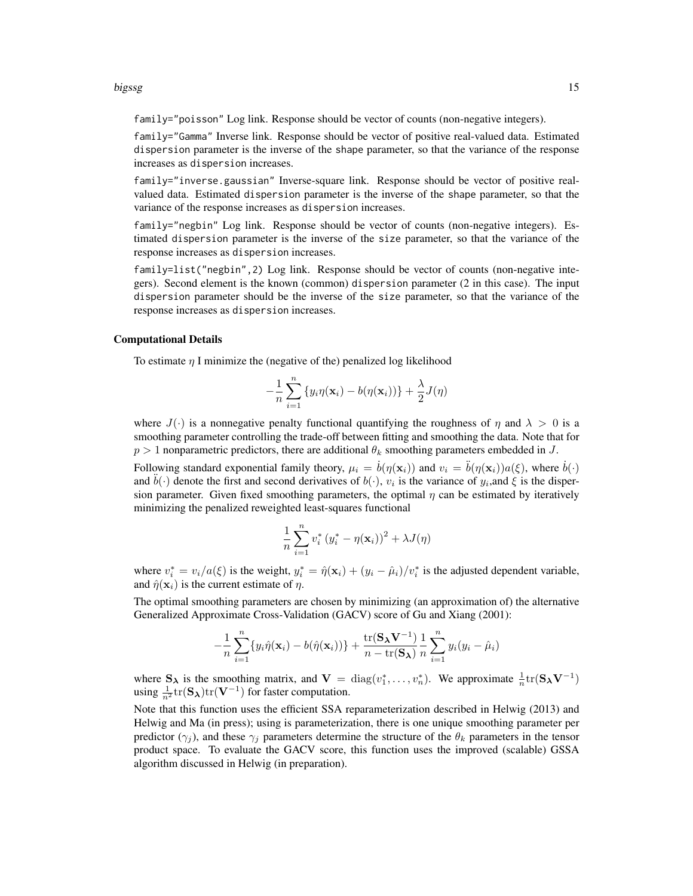family="poisson" Log link. Response should be vector of counts (non-negative integers).

family="Gamma" Inverse link. Response should be vector of positive real-valued data. Estimated dispersion parameter is the inverse of the shape parameter, so that the variance of the response increases as dispersion increases.

family="inverse.gaussian" Inverse-square link. Response should be vector of positive real-valued data. Estimated dispersion parameter is the inverse of the shape parameter, so that the variance of the response increases as dispersion increases.

family="negbin" Log link. Response should be vector of counts (non-negative integers). Estimated dispersion parameter is the inverse of the size parameter, so that the variance of the response increases as dispersion increases.

family=list("negbin",2) Log link. Response should be vector of counts (non-negative integers). Second element is the known (common) dispersion parameter (2 in this case). The input dispersion parameter should be the inverse of the size parameter, so that the variance of the response increases as dispersion increases.

### Computational Details

To estimate $\eta$ I minimize the (negative of the) penalized log likelihood

$$-\frac{1}{n}\sum_{i=1}^{n}\{y_i\eta(\mathbf{x}_i) - b(\eta(\mathbf{x}_i))\} + \frac{\lambda}{2}J(\eta)$$

where $J(\cdot)$ is a nonnegative penalty functional quantifying the roughness of $\eta$ and $\lambda > 0$ is a smoothing parameter controlling the trade-off between fitting and smoothing the data. Note that for $p > 1$ nonparametric predictors, there are additional $\theta_k$ smoothing parameters embedded in $J$.

Following standard exponential family theory, $\mu_i = \dot{b}(\eta(\mathbf{x}_i))$ and $v_i = \ddot{b}(\eta(\mathbf{x}_i))a(\xi)$, where $\dot{b}(\cdot)$ and $\ddot{b}(\cdot)$ denote the first and second derivatives of $b(\cdot)$, $v_i$ is the variance of $y_i$,and $\xi$ is the dispersion parameter. Given fixed smoothing parameters, the optimal $\eta$ can be estimated by iteratively minimizing the penalized reweighted least-squares functional

$$\frac{1}{n}\sum_{i=1}^{n} v_i^* \left(y_i^* - \eta(\mathbf{x}_i)\right)^2 + \lambda J(\eta)$$

where $v_i^* = v_i/a(\xi)$ is the weight, $y_i^* = \hat{\eta}(\mathbf{x}_i) + (y_i - \hat{\mu}_i)/v_i^*$ is the adjusted dependent variable, and $\hat{\eta}(\mathbf{x}_i)$ is the current estimate of $\eta$.

The optimal smoothing parameters are chosen by minimizing (an approximation of) the alternative Generalized Approximate Cross-Validation (GACV) score of Gu and Xiang (2001):

$$-\frac{1}{n}\sum_{i=1}^{n}\{y_i\hat{\eta}(\mathbf{x}_i) - b(\hat{\eta}(\mathbf{x}_i))\} + \frac{\mathrm{tr}(\mathbf{S}_{\boldsymbol{\lambda}}\mathbf{V}^{-1})}{n - \mathrm{tr}(\mathbf{S}_{\boldsymbol{\lambda}})}\frac{1}{n}\sum_{i=1}^{n} y_i(y_i - \hat{\mu}_i)$$

where $\mathbf{S}_{\boldsymbol{\lambda}}$ is the smoothing matrix, and $\mathbf{V} = \mathrm{diag}(v_1^*, \ldots, v_n^*)$. We approximate $\frac{1}{n}\mathrm{tr}(\mathbf{S}_{\boldsymbol{\lambda}}\mathbf{V}^{-1})$ using $\frac{1}{n^2}\mathrm{tr}(\mathbf{S}_{\boldsymbol{\lambda}})\mathrm{tr}(\mathbf{V}^{-1})$ for faster computation.

Note that this function uses the efficient SSA reparameterization described in Helwig (2013) and Helwig and Ma (in press); using is parameterization, there is one unique smoothing parameter per predictor ($\gamma_j$), and these $\gamma_j$ parameters determine the structure of the $\theta_k$ parameters in the tensor product space. To evaluate the GACV score, this function uses the improved (scalable) GSSA algorithm discussed in Helwig (in preparation).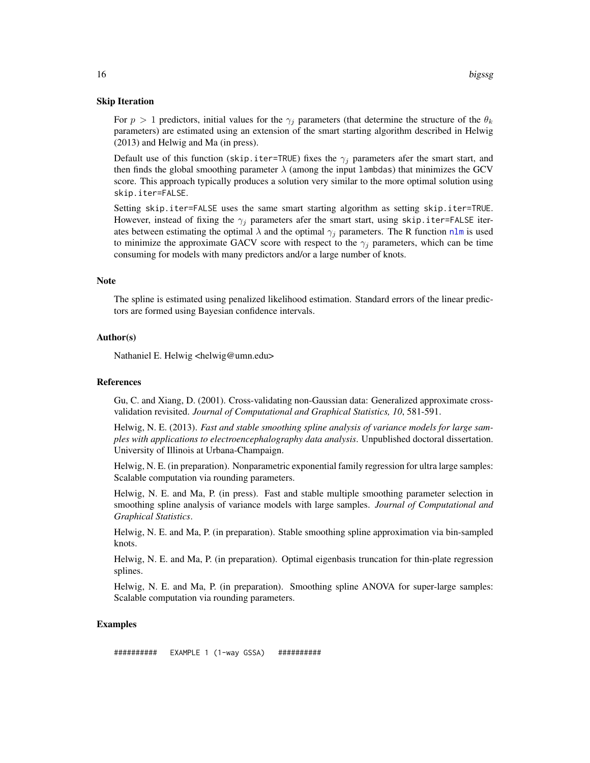### Skip Iteration

For $p > 1$ predictors, initial values for the $\gamma_j$ parameters (that determine the structure of the $\theta_k$ parameters) are estimated using an extension of the smart starting algorithm described in Helwig (2013) and Helwig and Ma (in press).

Default use of this function (`skip.iter=TRUE`) fixes the $\gamma_j$ parameters afer the smart start, and then finds the global smoothing parameter $\lambda$ (among the input `lambdas`) that minimizes the GCV score. This approach typically produces a solution very similar to the more optimal solution using `skip.iter=FALSE`.

Setting `skip.iter=FALSE` uses the same smart starting algorithm as setting `skip.iter=TRUE`. However, instead of fixing the $\gamma_j$ parameters afer the smart start, using `skip.iter=FALSE` iterates between estimating the optimal $\lambda$ and the optimal $\gamma_j$ parameters. The R function `nlm` is used to minimize the approximate GACV score with respect to the $\gamma_j$ parameters, which can be time consuming for models with many predictors and/or a large number of knots.

### Note

The spline is estimated using penalized likelihood estimation. Standard errors of the linear predictors are formed using Bayesian confidence intervals.

### Author(s)

Nathaniel E. Helwig <helwig@umn.edu>

### References

Gu, C. and Xiang, D. (2001). Cross-validating non-Gaussian data: Generalized approximate cross-validation revisited. *Journal of Computational and Graphical Statistics, 10*, 581-591.

Helwig, N. E. (2013). *Fast and stable smoothing spline analysis of variance models for large samples with applications to electroencephalography data analysis*. Unpublished doctoral dissertation. University of Illinois at Urbana-Champaign.

Helwig, N. E. (in preparation). Nonparametric exponential family regression for ultra large samples: Scalable computation via rounding parameters.

Helwig, N. E. and Ma, P. (in press). Fast and stable multiple smoothing parameter selection in smoothing spline analysis of variance models with large samples. *Journal of Computational and Graphical Statistics*.

Helwig, N. E. and Ma, P. (in preparation). Stable smoothing spline approximation via bin-sampled knots.

Helwig, N. E. and Ma, P. (in preparation). Optimal eigenbasis truncation for thin-plate regression splines.

Helwig, N. E. and Ma, P. (in preparation). Smoothing spline ANOVA for super-large samples: Scalable computation via rounding parameters.

### Examples

```
##########   EXAMPLE 1 (1-way GSSA)   ##########
```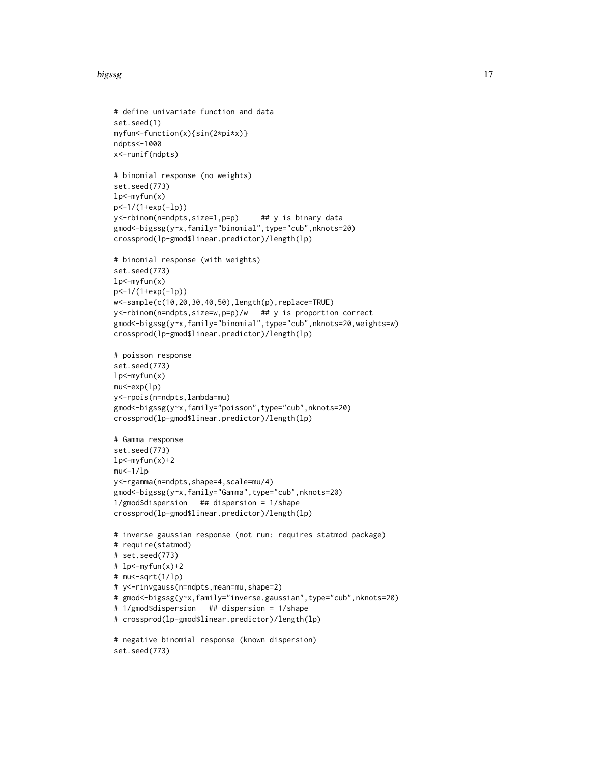```
# define univariate function and data
set.seed(1)
myfun<-function(x){sin(2*pi*x)}
ndpts<-1000
x<-runif(ndpts)

# binomial response (no weights)
set.seed(773)
lp<-myfun(x)
p<-1/(1+exp(-lp))
y<-rbinom(n=ndpts,size=1,p=p)     ## y is binary data
gmod<-bigssg(y~x,family="binomial",type="cub",nknots=20)
crossprod(lp-gmod$linear.predictor)/length(lp)

# binomial response (with weights)
set.seed(773)
lp<-myfun(x)
p<-1/(1+exp(-lp))
w<-sample(c(10,20,30,40,50),length(p),replace=TRUE)
y<-rbinom(n=ndpts,size=w,p=p)/w   ## y is proportion correct
gmod<-bigssg(y~x,family="binomial",type="cub",nknots=20,weights=w)
crossprod(lp-gmod$linear.predictor)/length(lp)

# poisson response
set.seed(773)
lp<-myfun(x)
mu<-exp(lp)
y<-rpois(n=ndpts,lambda=mu)
gmod<-bigssg(y~x,family="poisson",type="cub",nknots=20)
crossprod(lp-gmod$linear.predictor)/length(lp)

# Gamma response
set.seed(773)
lp<-myfun(x)+2
mu<-1/lp
y<-rgamma(n=ndpts,shape=4,scale=mu/4)
gmod<-bigssg(y~x,family="Gamma",type="cub",nknots=20)
1/gmod$dispersion   ## dispersion = 1/shape
crossprod(lp-gmod$linear.predictor)/length(lp)

# inverse gaussian response (not run: requires statmod package)
# require(statmod)
# set.seed(773)
# lp<-myfun(x)+2
# mu<-sqrt(1/lp)
# y<-rinvgauss(n=ndpts,mean=mu,shape=2)
# gmod<-bigssg(y~x,family="inverse.gaussian",type="cub",nknots=20)
# 1/gmod$dispersion   ## dispersion = 1/shape
# crossprod(lp-gmod$linear.predictor)/length(lp)

# negative binomial response (known dispersion)
set.seed(773)
```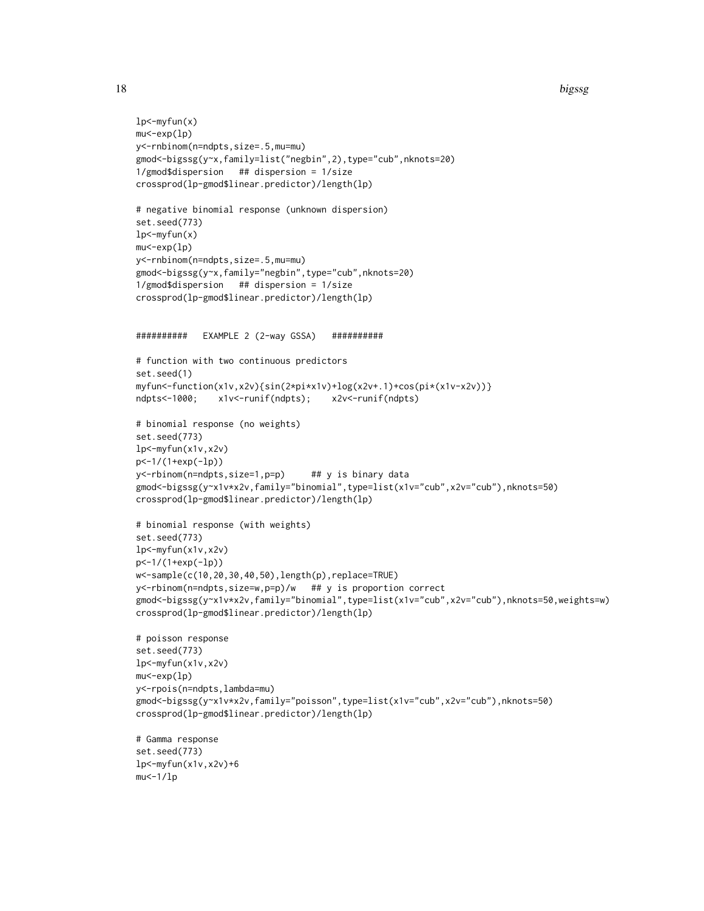```
lp<-myfun(x)
mu<-exp(lp)
y<-rnbinom(n=ndpts,size=.5,mu=mu)
gmod<-bigssg(y~x,family=list("negbin",2),type="cub",nknots=20)
1/gmod$dispersion   ## dispersion = 1/size
crossprod(lp-gmod$linear.predictor)/length(lp)

# negative binomial response (unknown dispersion)
set.seed(773)
lp<-myfun(x)
mu<-exp(lp)
y<-rnbinom(n=ndpts,size=.5,mu=mu)
gmod<-bigssg(y~x,family="negbin",type="cub",nknots=20)
1/gmod$dispersion   ## dispersion = 1/size
crossprod(lp-gmod$linear.predictor)/length(lp)


##########   EXAMPLE 2 (2-way GSSA)   ##########

# function with two continuous predictors
set.seed(1)
myfun<-function(x1v,x2v){sin(2*pi*x1v)+log(x2v+.1)+cos(pi*(x1v-x2v))}
ndpts<-1000;    x1v<-runif(ndpts);    x2v<-runif(ndpts)

# binomial response (no weights)
set.seed(773)
lp<-myfun(x1v,x2v)
p<-1/(1+exp(-lp))
y<-rbinom(n=ndpts,size=1,p=p)     ## y is binary data
gmod<-bigssg(y~x1v*x2v,family="binomial",type=list(x1v="cub",x2v="cub"),nknots=50)
crossprod(lp-gmod$linear.predictor)/length(lp)

# binomial response (with weights)
set.seed(773)
lp<-myfun(x1v,x2v)
p<-1/(1+exp(-lp))
w<-sample(c(10,20,30,40,50),length(p),replace=TRUE)
y<-rbinom(n=ndpts,size=w,p=p)/w   ## y is proportion correct
gmod<-bigssg(y~x1v*x2v,family="binomial",type=list(x1v="cub",x2v="cub"),nknots=50,weights=w)
crossprod(lp-gmod$linear.predictor)/length(lp)

# poisson response
set.seed(773)
lp<-myfun(x1v,x2v)
mu<-exp(lp)
y<-rpois(n=ndpts,lambda=mu)
gmod<-bigssg(y~x1v*x2v,family="poisson",type=list(x1v="cub",x2v="cub"),nknots=50)
crossprod(lp-gmod$linear.predictor)/length(lp)

# Gamma response
set.seed(773)
lp<-myfun(x1v,x2v)+6
mu<-1/lp
```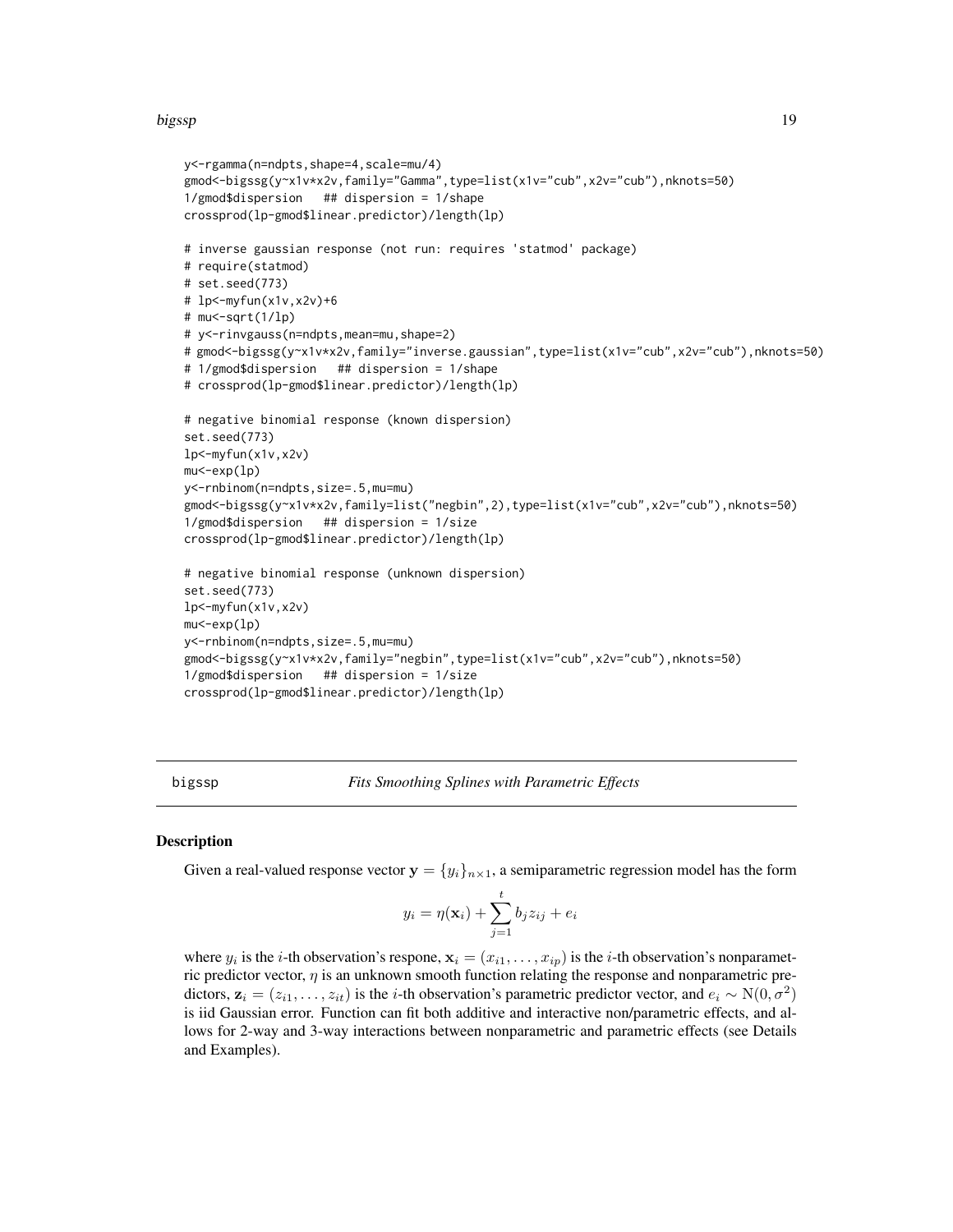```
y<-rgamma(n=ndpts,shape=4,scale=mu/4)
gmod<-bigssg(y~x1v*x2v,family="Gamma",type=list(x1v="cub",x2v="cub"),nknots=50)
1/gmod$dispersion   ## dispersion = 1/shape
crossprod(lp-gmod$linear.predictor)/length(lp)

# inverse gaussian response (not run: requires 'statmod' package)
# require(statmod)
# set.seed(773)
# lp<-myfun(x1v,x2v)+6
# mu<-sqrt(1/lp)
# y<-rinvgauss(n=ndpts,mean=mu,shape=2)
# gmod<-bigssg(y~x1v*x2v,family="inverse.gaussian",type=list(x1v="cub",x2v="cub"),nknots=50)
# 1/gmod$dispersion   ## dispersion = 1/shape
# crossprod(lp-gmod$linear.predictor)/length(lp)

# negative binomial response (known dispersion)
set.seed(773)
lp<-myfun(x1v,x2v)
mu<-exp(lp)
y<-rnbinom(n=ndpts,size=.5,mu=mu)
gmod<-bigssg(y~x1v*x2v,family=list("negbin",2),type=list(x1v="cub",x2v="cub"),nknots=50)
1/gmod$dispersion   ## dispersion = 1/size
crossprod(lp-gmod$linear.predictor)/length(lp)

# negative binomial response (unknown dispersion)
set.seed(773)
lp<-myfun(x1v,x2v)
mu<-exp(lp)
y<-rnbinom(n=ndpts,size=.5,mu=mu)
gmod<-bigssg(y~x1v*x2v,family="negbin",type=list(x1v="cub",x2v="cub"),nknots=50)
1/gmod$dispersion   ## dispersion = 1/size
crossprod(lp-gmod$linear.predictor)/length(lp)
```

## bigssp — *Fits Smoothing Splines with Parametric Effects*

### Description

Given a real-valued response vector $\mathbf{y} = \{y_i\}_{n\times 1}$, a semiparametric regression model has the form

$$y_i = \eta(\mathbf{x}_i) + \sum_{j=1}^{t} b_j z_{ij} + e_i$$

where $y_i$ is the $i$-th observation's respone, $\mathbf{x}_i = (x_{i1}, \ldots, x_{ip})$ is the $i$-th observation's nonparametric predictor vector, $\eta$ is an unknown smooth function relating the response and nonparametric predictors, $\mathbf{z}_i = (z_{i1}, \ldots, z_{it})$ is the $i$-th observation's parametric predictor vector, and $e_i \sim \mathrm{N}(0, \sigma^2)$ is iid Gaussian error. Function can fit both additive and interactive non/parametric effects, and allows for 2-way and 3-way interactions between nonparametric and parametric effects (see Details and Examples).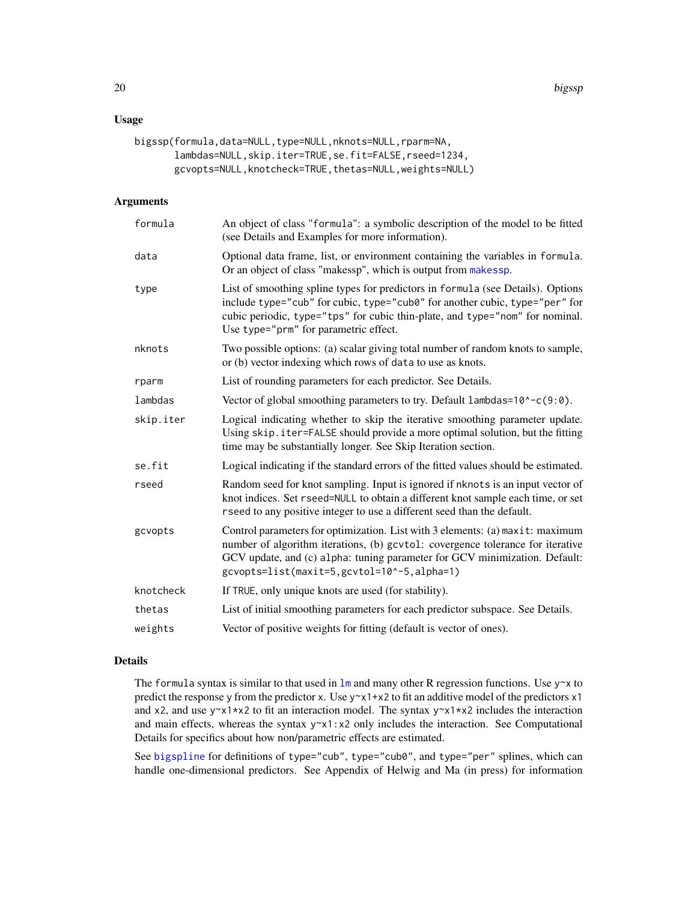## Usage

```
bigssp(formula,data=NULL,type=NULL,nknots=NULL,rparm=NA,
       lambdas=NULL,skip.iter=TRUE,se.fit=FALSE,rseed=1234,
       gcvopts=NULL,knotcheck=TRUE,thetas=NULL,weights=NULL)
```

## Arguments

| | |
|---|---|
| formula | An object of class "formula": a symbolic description of the model to be fitted (see Details and Examples for more information). |
| data | Optional data frame, list, or environment containing the variables in formula. Or an object of class "makessp", which is output from makessp. |
| type | List of smoothing spline types for predictors in formula (see Details). Options include type="cub" for cubic, type="cub0" for another cubic, type="per" for cubic periodic, type="tps" for cubic thin-plate, and type="nom" for nominal. Use type="prm" for parametric effect. |
| nknots | Two possible options: (a) scalar giving total number of random knots to sample, or (b) vector indexing which rows of data to use as knots. |
| rparm | List of rounding parameters for each predictor. See Details. |
| lambdas | Vector of global smoothing parameters to try. Default lambdas=10^-c(9:0). |
| skip.iter | Logical indicating whether to skip the iterative smoothing parameter update. Using skip.iter=FALSE should provide a more optimal solution, but the fitting time may be substantially longer. See Skip Iteration section. |
| se.fit | Logical indicating if the standard errors of the fitted values should be estimated. |
| rseed | Random seed for knot sampling. Input is ignored if nknots is an input vector of knot indices. Set rseed=NULL to obtain a different knot sample each time, or set rseed to any positive integer to use a different seed than the default. |
| gcvopts | Control parameters for optimization. List with 3 elements: (a) maxit: maximum number of algorithm iterations, (b) gcvtol: covergence tolerance for iterative GCV update, and (c) alpha: tuning parameter for GCV minimization. Default: gcvopts=list(maxit=5,gcvtol=10^-5,alpha=1) |
| knotcheck | If TRUE, only unique knots are used (for stability). |
| thetas | List of initial smoothing parameters for each predictor subspace. See Details. |
| weights | Vector of positive weights for fitting (default is vector of ones). |

## Details

The formula syntax is similar to that used in lm and many other R regression functions. Use y~x to predict the response y from the predictor x. Use y~x1+x2 to fit an additive model of the predictors x1 and x2, and use y~x1*x2 to fit an interaction model. The syntax y~x1*x2 includes the interaction and main effects, whereas the syntax y~x1:x2 only includes the interaction. See Computational Details for specifics about how non/parametric effects are estimated.

See bigspline for definitions of type="cub", type="cub0", and type="per" splines, which can handle one-dimensional predictors. See Appendix of Helwig and Ma (in press) for information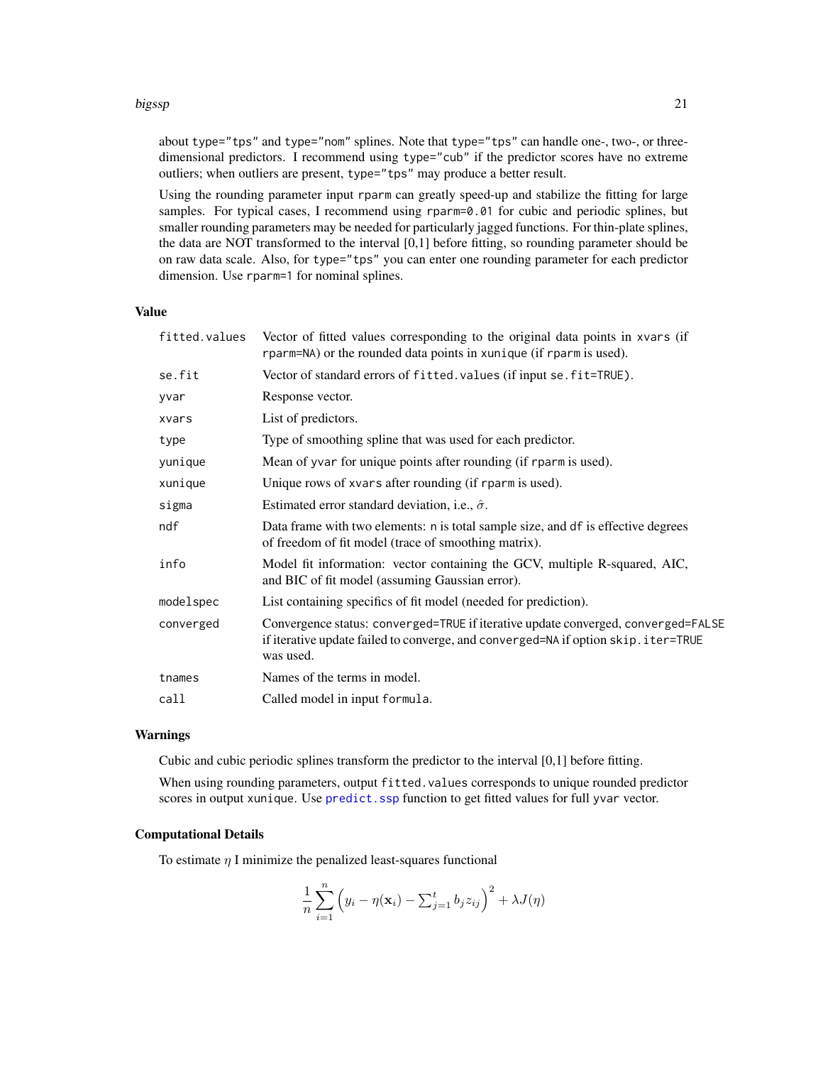about type="tps" and type="nom" splines. Note that type="tps" can handle one-, two-, or three-dimensional predictors. I recommend using type="cub" if the predictor scores have no extreme outliers; when outliers are present, type="tps" may produce a better result.

Using the rounding parameter input rparm can greatly speed-up and stabilize the fitting for large samples. For typical cases, I recommend using rparm=0.01 for cubic and periodic splines, but smaller rounding parameters may be needed for particularly jagged functions. For thin-plate splines, the data are NOT transformed to the interval [0,1] before fitting, so rounding parameter should be on raw data scale. Also, for type="tps" you can enter one rounding parameter for each predictor dimension. Use rparm=1 for nominal splines.

### Value

| | |
|---|---|
| fitted.values | Vector of fitted values corresponding to the original data points in xvars (if rparm=NA) or the rounded data points in xunique (if rparm is used). |
| se.fit | Vector of standard errors of fitted.values (if input se.fit=TRUE). |
| yvar | Response vector. |
| xvars | List of predictors. |
| type | Type of smoothing spline that was used for each predictor. |
| yunique | Mean of yvar for unique points after rounding (if rparm is used). |
| xunique | Unique rows of xvars after rounding (if rparm is used). |
| sigma | Estimated error standard deviation, i.e., $\hat{\sigma}$. |
| ndf | Data frame with two elements: n is total sample size, and df is effective degrees of freedom of fit model (trace of smoothing matrix). |
| info | Model fit information: vector containing the GCV, multiple R-squared, AIC, and BIC of fit model (assuming Gaussian error). |
| modelspec | List containing specifics of fit model (needed for prediction). |
| converged | Convergence status: converged=TRUE if iterative update converged, converged=FALSE if iterative update failed to converge, and converged=NA if option skip.iter=TRUE was used. |
| tnames | Names of the terms in model. |
| call | Called model in input formula. |

### Warnings

Cubic and cubic periodic splines transform the predictor to the interval [0,1] before fitting.

When using rounding parameters, output fitted.values corresponds to unique rounded predictor scores in output xunique. Use predict.ssp function to get fitted values for full yvar vector.

### Computational Details

To estimate $\eta$ I minimize the penalized least-squares functional

$$\frac{1}{n}\sum_{i=1}^{n}\left(y_i - \eta(\mathbf{x}_i) - \textstyle\sum_{j=1}^{t} b_j z_{ij}\right)^2 + \lambda J(\eta)$$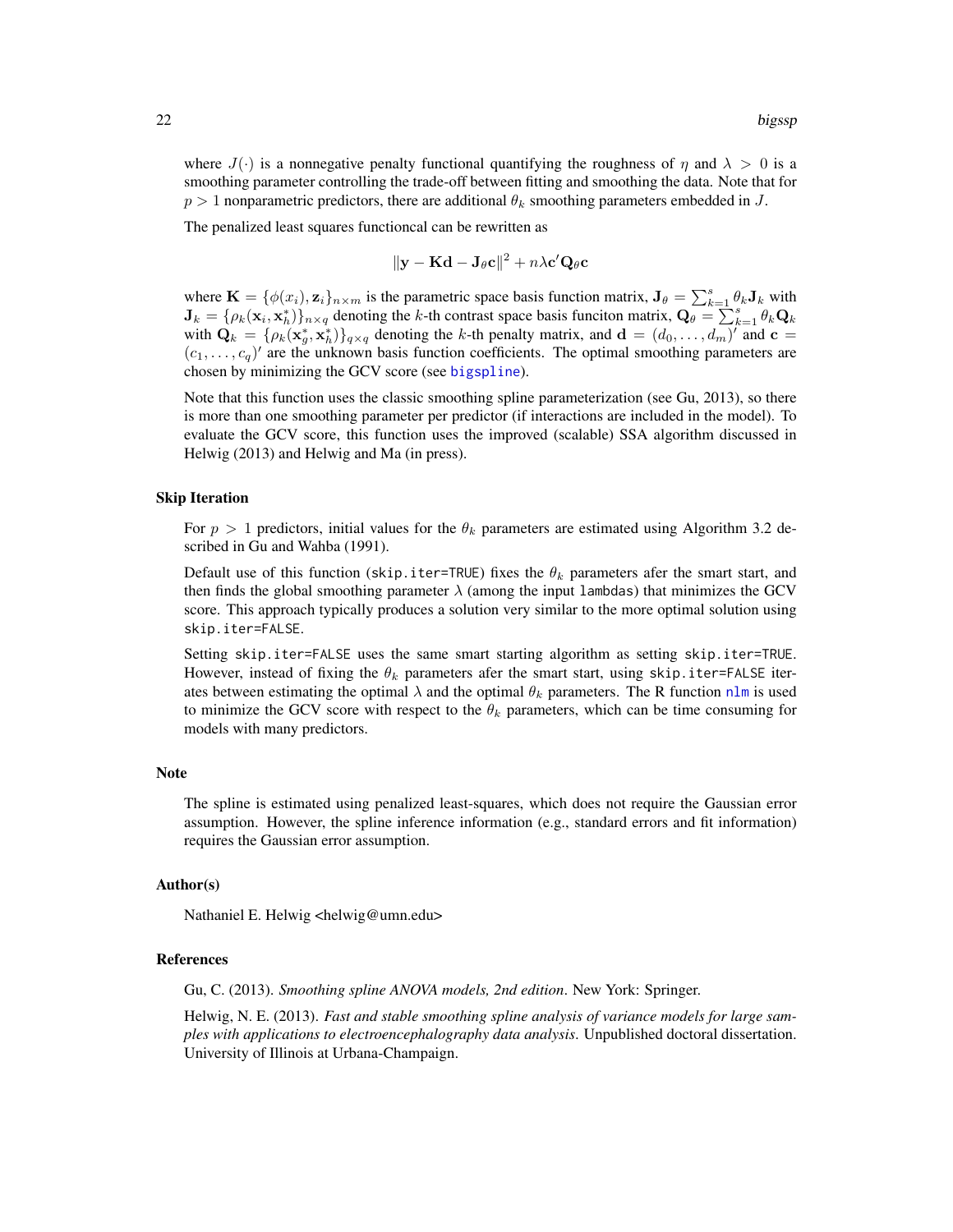where $J(\cdot)$ is a nonnegative penalty functional quantifying the roughness of $\eta$ and $\lambda > 0$ is a smoothing parameter controlling the trade-off between fitting and smoothing the data. Note that for $p > 1$ nonparametric predictors, there are additional $\theta_k$ smoothing parameters embedded in $J$.

The penalized least squares functioncal can be rewritten as

$$\|\mathbf{y} - \mathbf{K}\mathbf{d} - \mathbf{J}_\theta \mathbf{c}\|^2 + n\lambda \mathbf{c}' \mathbf{Q}_\theta \mathbf{c}$$

where $\mathbf{K} = \{\phi(x_i), \mathbf{z}_i\}_{n\times m}$ is the parametric space basis function matrix, $\mathbf{J}_\theta = \sum_{k=1}^{s} \theta_k \mathbf{J}_k$ with $\mathbf{J}_k = \{\rho_k(\mathbf{x}_i, \mathbf{x}_h^*)\}_{n\times q}$ denoting the $k$-th contrast space basis funciton matrix, $\mathbf{Q}_\theta = \sum_{k=1}^{s} \theta_k \mathbf{Q}_k$ with $\mathbf{Q}_k = \{\rho_k(\mathbf{x}_g^*, \mathbf{x}_h^*)\}_{q\times q}$ denoting the $k$-th penalty matrix, and $\mathbf{d} = (d_0, \ldots, d_m)'$ and $\mathbf{c} = (c_1, \ldots, c_q)'$ are the unknown basis function coefficients. The optimal smoothing parameters are chosen by minimizing the GCV score (see bigspline).

Note that this function uses the classic smoothing spline parameterization (see Gu, 2013), so there is more than one smoothing parameter per predictor (if interactions are included in the model). To evaluate the GCV score, this function uses the improved (scalable) SSA algorithm discussed in Helwig (2013) and Helwig and Ma (in press).

## Skip Iteration

For $p > 1$ predictors, initial values for the $\theta_k$ parameters are estimated using Algorithm 3.2 described in Gu and Wahba (1991).

Default use of this function (`skip.iter=TRUE`) fixes the $\theta_k$ parameters afer the smart start, and then finds the global smoothing parameter $\lambda$ (among the input `lambdas`) that minimizes the GCV score. This approach typically produces a solution very similar to the more optimal solution using `skip.iter=FALSE`.

Setting `skip.iter=FALSE` uses the same smart starting algorithm as setting `skip.iter=TRUE`. However, instead of fixing the $\theta_k$ parameters afer the smart start, using `skip.iter=FALSE` iterates between estimating the optimal $\lambda$ and the optimal $\theta_k$ parameters. The R function `nlm` is used to minimize the GCV score with respect to the $\theta_k$ parameters, which can be time consuming for models with many predictors.

## Note

The spline is estimated using penalized least-squares, which does not require the Gaussian error assumption. However, the spline inference information (e.g., standard errors and fit information) requires the Gaussian error assumption.

## Author(s)

Nathaniel E. Helwig <helwig@umn.edu>

## References

Gu, C. (2013). *Smoothing spline ANOVA models, 2nd edition*. New York: Springer.

Helwig, N. E. (2013). *Fast and stable smoothing spline analysis of variance models for large samples with applications to electroencephalography data analysis*. Unpublished doctoral dissertation. University of Illinois at Urbana-Champaign.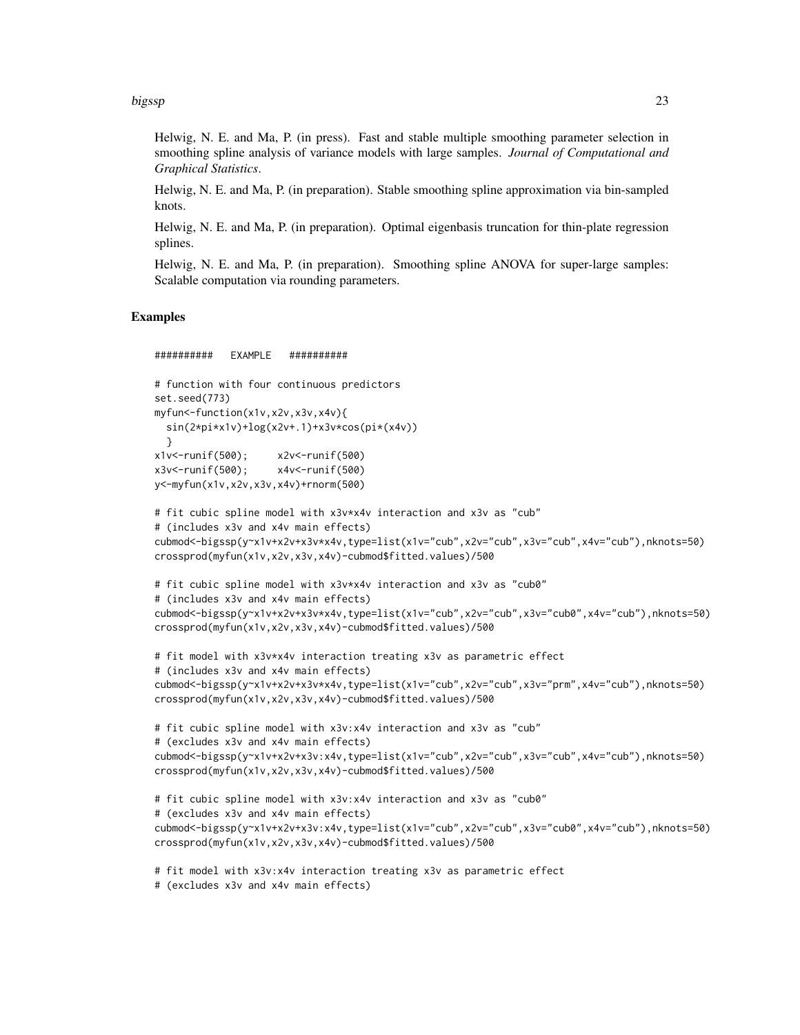Helwig, N. E. and Ma, P. (in press). Fast and stable multiple smoothing parameter selection in smoothing spline analysis of variance models with large samples. *Journal of Computational and Graphical Statistics*.

Helwig, N. E. and Ma, P. (in preparation). Stable smoothing spline approximation via bin-sampled knots.

Helwig, N. E. and Ma, P. (in preparation). Optimal eigenbasis truncation for thin-plate regression splines.

Helwig, N. E. and Ma, P. (in preparation). Smoothing spline ANOVA for super-large samples: Scalable computation via rounding parameters.

## Examples

```
##########   EXAMPLE   ##########

# function with four continuous predictors
set.seed(773)
myfun<-function(x1v,x2v,x3v,x4v){
  sin(2*pi*x1v)+log(x2v+.1)+x3v*cos(pi*(x4v))
  }
x1v<-runif(500);     x2v<-runif(500)
x3v<-runif(500);     x4v<-runif(500)
y<-myfun(x1v,x2v,x3v,x4v)+rnorm(500)

# fit cubic spline model with x3v*x4v interaction and x3v as "cub"
# (includes x3v and x4v main effects)
cubmod<-bigssp(y~x1v+x2v+x3v*x4v,type=list(x1v="cub",x2v="cub",x3v="cub",x4v="cub"),nknots=50)
crossprod(myfun(x1v,x2v,x3v,x4v)-cubmod$fitted.values)/500

# fit cubic spline model with x3v*x4v interaction and x3v as "cub0"
# (includes x3v and x4v main effects)
cubmod<-bigssp(y~x1v+x2v+x3v*x4v,type=list(x1v="cub",x2v="cub",x3v="cub0",x4v="cub"),nknots=50)
crossprod(myfun(x1v,x2v,x3v,x4v)-cubmod$fitted.values)/500

# fit model with x3v*x4v interaction treating x3v as parametric effect
# (includes x3v and x4v main effects)
cubmod<-bigssp(y~x1v+x2v+x3v*x4v,type=list(x1v="cub",x2v="cub",x3v="prm",x4v="cub"),nknots=50)
crossprod(myfun(x1v,x2v,x3v,x4v)-cubmod$fitted.values)/500

# fit cubic spline model with x3v:x4v interaction and x3v as "cub"
# (excludes x3v and x4v main effects)
cubmod<-bigssp(y~x1v+x2v+x3v:x4v,type=list(x1v="cub",x2v="cub",x3v="cub",x4v="cub"),nknots=50)
crossprod(myfun(x1v,x2v,x3v,x4v)-cubmod$fitted.values)/500

# fit cubic spline model with x3v:x4v interaction and x3v as "cub0"
# (excludes x3v and x4v main effects)
cubmod<-bigssp(y~x1v+x2v+x3v:x4v,type=list(x1v="cub",x2v="cub",x3v="cub0",x4v="cub"),nknots=50)
crossprod(myfun(x1v,x2v,x3v,x4v)-cubmod$fitted.values)/500

# fit model with x3v:x4v interaction treating x3v as parametric effect
# (excludes x3v and x4v main effects)
```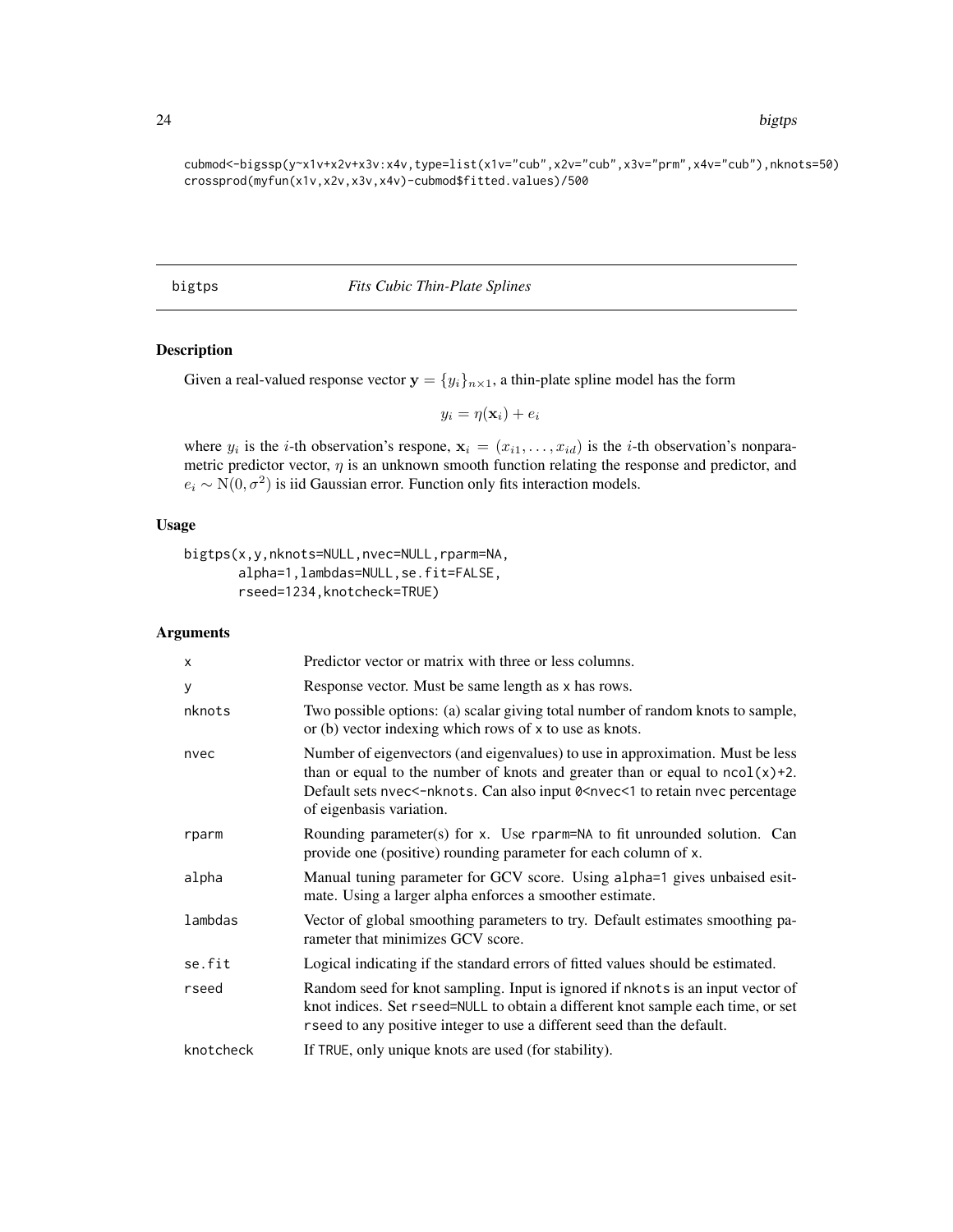```
cubmod<-bigssp(y~x1v+x2v+x3v:x4v,type=list(x1v="cub",x2v="cub",x3v="prm",x4v="cub"),nknots=50)
crossprod(myfun(x1v,x2v,x3v,x4v)-cubmod$fitted.values)/500
```

## bigtps *Fits Cubic Thin-Plate Splines*

### Description

Given a real-valued response vector $\mathbf{y} = \{y_i\}_{n \times 1}$, a thin-plate spline model has the form

$$y_i = \eta(\mathbf{x}_i) + e_i$$

where $y_i$ is the $i$-th observation's respone, $\mathbf{x}_i = (x_{i1}, \ldots, x_{id})$ is the $i$-th observation's nonparametric predictor vector, $\eta$ is an unknown smooth function relating the response and predictor, and $e_i \sim \mathrm{N}(0, \sigma^2)$ is iid Gaussian error. Function only fits interaction models.

### Usage

```
bigtps(x,y,nknots=NULL,nvec=NULL,rparm=NA,
       alpha=1,lambdas=NULL,se.fit=FALSE,
       rseed=1234,knotcheck=TRUE)
```

### Arguments

| | |
|---|---|
| x | Predictor vector or matrix with three or less columns. |
| y | Response vector. Must be same length as x has rows. |
| nknots | Two possible options: (a) scalar giving total number of random knots to sample, or (b) vector indexing which rows of x to use as knots. |
| nvec | Number of eigenvectors (and eigenvalues) to use in approximation. Must be less than or equal to the number of knots and greater than or equal to ncol(x)+2. Default sets nvec<-nknots. Can also input 0<nvec<1 to retain nvec percentage of eigenbasis variation. |
| rparm | Rounding parameter(s) for x. Use rparm=NA to fit unrounded solution. Can provide one (positive) rounding parameter for each column of x. |
| alpha | Manual tuning parameter for GCV score. Using alpha=1 gives unbaised esitmate. Using a larger alpha enforces a smoother estimate. |
| lambdas | Vector of global smoothing parameters to try. Default estimates smoothing parameter that minimizes GCV score. |
| se.fit | Logical indicating if the standard errors of fitted values should be estimated. |
| rseed | Random seed for knot sampling. Input is ignored if nknots is an input vector of knot indices. Set rseed=NULL to obtain a different knot sample each time, or set rseed to any positive integer to use a different seed than the default. |
| knotcheck | If TRUE, only unique knots are used (for stability). |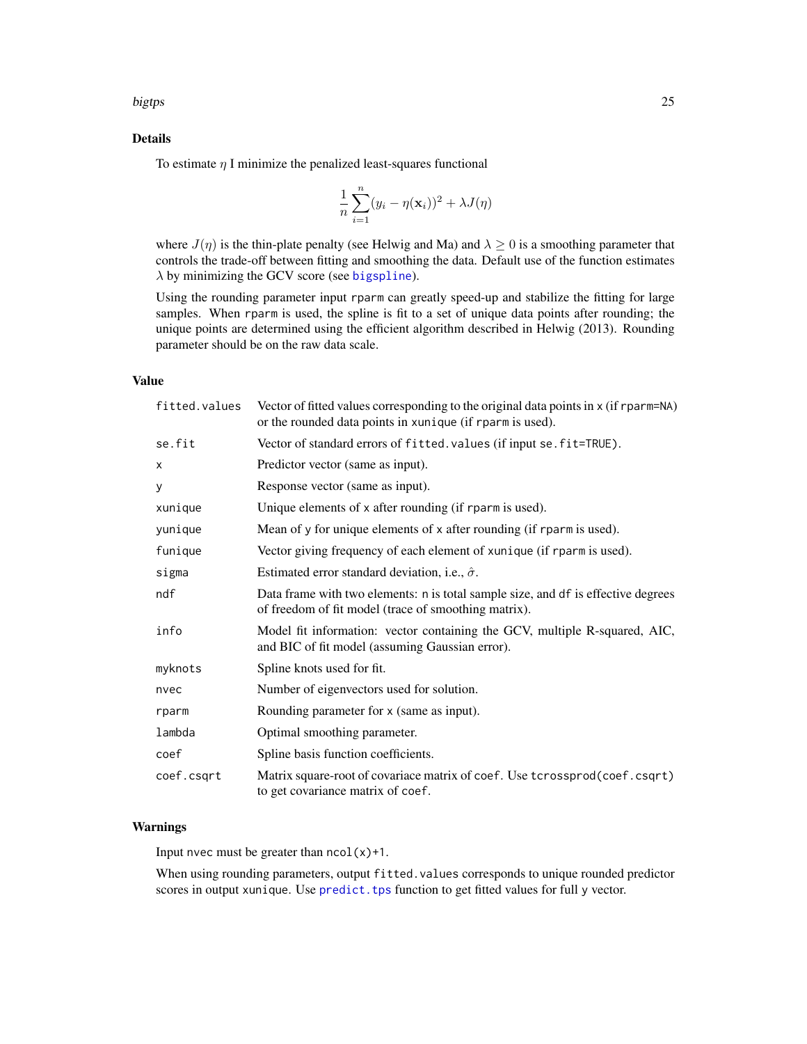## Details

To estimate $\eta$ I minimize the penalized least-squares functional

$$\frac{1}{n}\sum_{i=1}^{n}(y_i - \eta(\mathbf{x}_i))^2 + \lambda J(\eta)$$

where $J(\eta)$ is the thin-plate penalty (see Helwig and Ma) and $\lambda \geq 0$ is a smoothing parameter that controls the trade-off between fitting and smoothing the data. Default use of the function estimates $\lambda$ by minimizing the GCV score (see bigspline).

Using the rounding parameter input `rparm` can greatly speed-up and stabilize the fitting for large samples. When `rparm` is used, the spline is fit to a set of unique data points after rounding; the unique points are determined using the efficient algorithm described in Helwig (2013). Rounding parameter should be on the raw data scale.

## Value

| | |
|---|---|
| `fitted.values` | Vector of fitted values corresponding to the original data points in `x` (if `rparm=NA`) or the rounded data points in `xunique` (if `rparm` is used). |
| `se.fit` | Vector of standard errors of `fitted.values` (if input `se.fit=TRUE`). |
| `x` | Predictor vector (same as input). |
| `y` | Response vector (same as input). |
| `xunique` | Unique elements of `x` after rounding (if `rparm` is used). |
| `yunique` | Mean of `y` for unique elements of `x` after rounding (if `rparm` is used). |
| `funique` | Vector giving frequency of each element of `xunique` (if `rparm` is used). |
| `sigma` | Estimated error standard deviation, i.e., $\hat{\sigma}$. |
| `ndf` | Data frame with two elements: `n` is total sample size, and `df` is effective degrees of freedom of fit model (trace of smoothing matrix). |
| `info` | Model fit information: vector containing the GCV, multiple R-squared, AIC, and BIC of fit model (assuming Gaussian error). |
| `myknots` | Spline knots used for fit. |
| `nvec` | Number of eigenvectors used for solution. |
| `rparm` | Rounding parameter for `x` (same as input). |
| `lambda` | Optimal smoothing parameter. |
| `coef` | Spline basis function coefficients. |
| `coef.csqrt` | Matrix square-root of covariace matrix of `coef`. Use `tcrossprod(coef.csqrt)` to get covariance matrix of `coef`. |

## Warnings

Input `nvec` must be greater than `ncol(x)+1`.

When using rounding parameters, output `fitted.values` corresponds to unique rounded predictor scores in output `xunique`. Use predict.tps function to get fitted values for full `y` vector.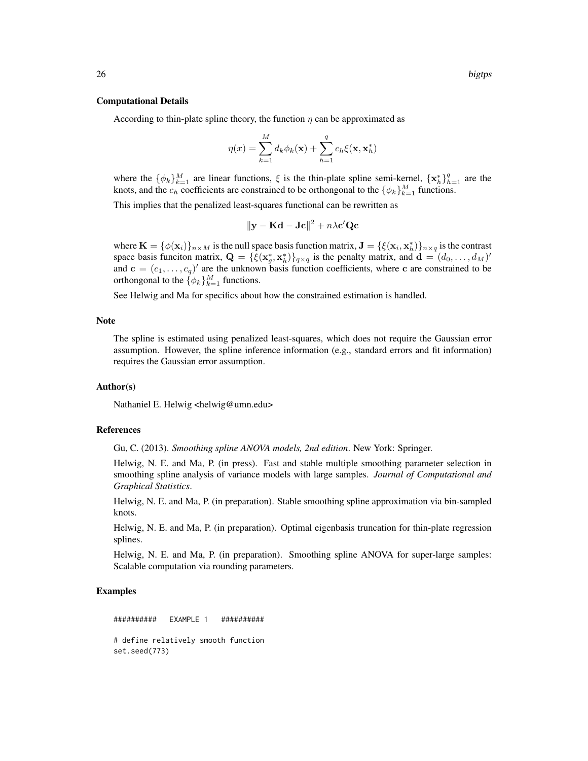### Computational Details

According to thin-plate spline theory, the function $\eta$ can be approximated as

$$\eta(x) = \sum_{k=1}^{M} d_k \phi_k(\mathbf{x}) + \sum_{h=1}^{q} c_h \xi(\mathbf{x}, \mathbf{x}_h^*)$$

where the $\{\phi_k\}_{k=1}^M$ are linear functions, $\xi$ is the thin-plate spline semi-kernel, $\{\mathbf{x}_h^*\}_{h=1}^q$ are the knots, and the $c_h$ coefficients are constrained to be orthongonal to the $\{\phi_k\}_{k=1}^M$ functions.

This implies that the penalized least-squares functional can be rewritten as

$$\|\mathbf{y} - \mathbf{Kd} - \mathbf{Jc}\|^2 + n\lambda \mathbf{c}'\mathbf{Qc}$$

where $\mathbf{K} = \{\phi(\mathbf{x}_i)\}_{n \times M}$ is the null space basis function matrix, $\mathbf{J} = \{\xi(\mathbf{x}_i, \mathbf{x}_h^*)\}_{n \times q}$ is the contrast space basis funciton matrix, $\mathbf{Q} = \{\xi(\mathbf{x}_g^*, \mathbf{x}_h^*)\}_{q \times q}$ is the penalty matrix, and $\mathbf{d} = (d_0, \ldots, d_M)'$ and $\mathbf{c} = (c_1, \ldots, c_q)'$ are the unknown basis function coefficients, where $\mathbf{c}$ are constrained to be orthongonal to the $\{\phi_k\}_{k=1}^M$ functions.

See Helwig and Ma for specifics about how the constrained estimation is handled.

### Note

The spline is estimated using penalized least-squares, which does not require the Gaussian error assumption. However, the spline inference information (e.g., standard errors and fit information) requires the Gaussian error assumption.

### Author(s)

Nathaniel E. Helwig <helwig@umn.edu>

### References

Gu, C. (2013). *Smoothing spline ANOVA models, 2nd edition*. New York: Springer.

Helwig, N. E. and Ma, P. (in press). Fast and stable multiple smoothing parameter selection in smoothing spline analysis of variance models with large samples. *Journal of Computational and Graphical Statistics*.

Helwig, N. E. and Ma, P. (in preparation). Stable smoothing spline approximation via bin-sampled knots.

Helwig, N. E. and Ma, P. (in preparation). Optimal eigenbasis truncation for thin-plate regression splines.

Helwig, N. E. and Ma, P. (in preparation). Smoothing spline ANOVA for super-large samples: Scalable computation via rounding parameters.

### Examples

```
##########   EXAMPLE 1   ##########

# define relatively smooth function
set.seed(773)
```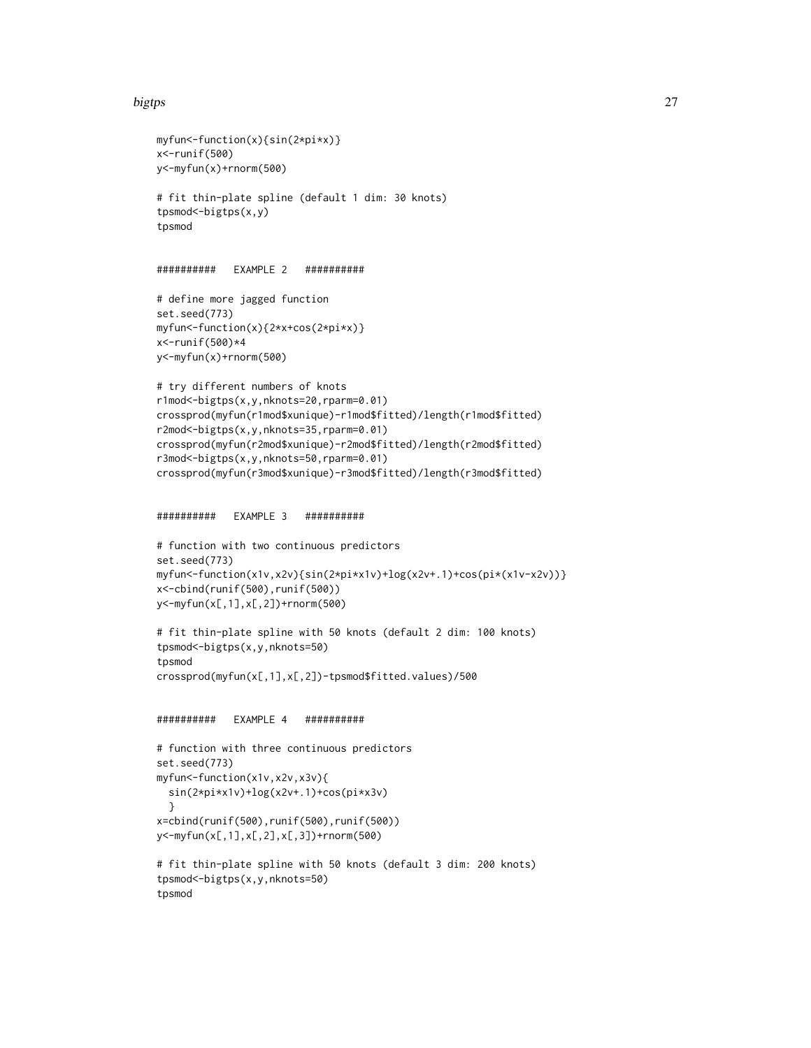```
myfun<-function(x){sin(2*pi*x)}
x<-runif(500)
y<-myfun(x)+rnorm(500)

# fit thin-plate spline (default 1 dim: 30 knots)
tpsmod<-bigtps(x,y)
tpsmod


##########   EXAMPLE 2   ##########

# define more jagged function
set.seed(773)
myfun<-function(x){2*x+cos(2*pi*x)}
x<-runif(500)*4
y<-myfun(x)+rnorm(500)

# try different numbers of knots
r1mod<-bigtps(x,y,nknots=20,rparm=0.01)
crossprod(myfun(r1mod$xunique)-r1mod$fitted)/length(r1mod$fitted)
r2mod<-bigtps(x,y,nknots=35,rparm=0.01)
crossprod(myfun(r2mod$xunique)-r2mod$fitted)/length(r2mod$fitted)
r3mod<-bigtps(x,y,nknots=50,rparm=0.01)
crossprod(myfun(r3mod$xunique)-r3mod$fitted)/length(r3mod$fitted)


##########   EXAMPLE 3   ##########

# function with two continuous predictors
set.seed(773)
myfun<-function(x1v,x2v){sin(2*pi*x1v)+log(x2v+.1)+cos(pi*(x1v-x2v))}
x<-cbind(runif(500),runif(500))
y<-myfun(x[,1],x[,2])+rnorm(500)

# fit thin-plate spline with 50 knots (default 2 dim: 100 knots)
tpsmod<-bigtps(x,y,nknots=50)
tpsmod
crossprod(myfun(x[,1],x[,2])-tpsmod$fitted.values)/500


##########   EXAMPLE 4   ##########

# function with three continuous predictors
set.seed(773)
myfun<-function(x1v,x2v,x3v){
  sin(2*pi*x1v)+log(x2v+.1)+cos(pi*x3v)
  }
x=cbind(runif(500),runif(500),runif(500))
y<-myfun(x[,1],x[,2],x[,3])+rnorm(500)

# fit thin-plate spline with 50 knots (default 3 dim: 200 knots)
tpsmod<-bigtps(x,y,nknots=50)
tpsmod
```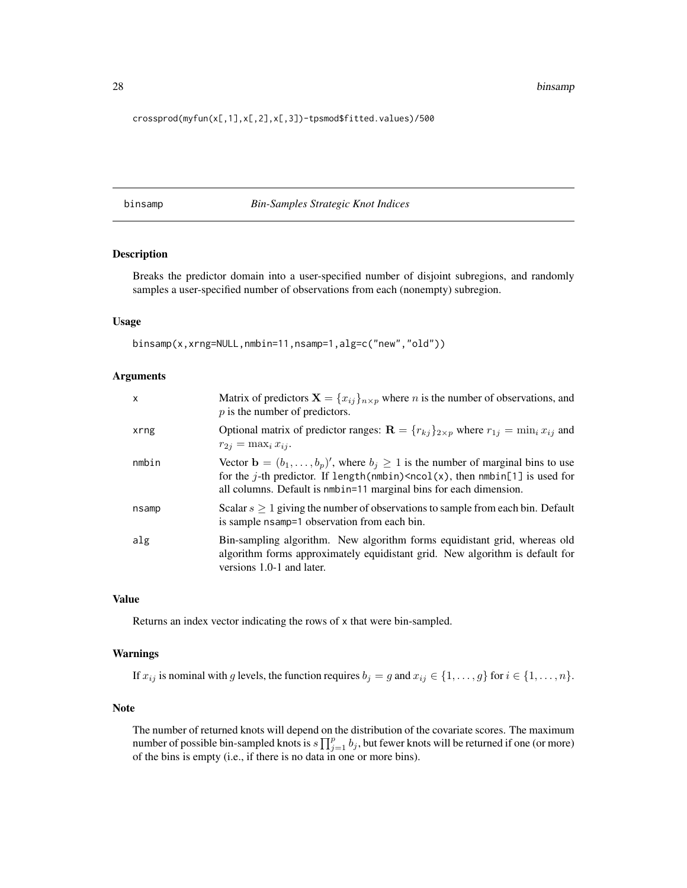```
crossprod(myfun(x[,1],x[,2],x[,3])-tpsmod$fitted.values)/500
```

## binsamp *Bin-Samples Strategic Knot Indices*

### Description

Breaks the predictor domain into a user-specified number of disjoint subregions, and randomly samples a user-specified number of observations from each (nonempty) subregion.

### Usage

```
binsamp(x,xrng=NULL,nmbin=11,nsamp=1,alg=c("new","old"))
```

### Arguments

| | |
|---|---|
| x | Matrix of predictors $\mathbf{X} = \{x_{ij}\}_{n \times p}$ where $n$ is the number of observations, and $p$ is the number of predictors. |
| xrng | Optional matrix of predictor ranges: $\mathbf{R} = \{r_{kj}\}_{2 \times p}$ where $r_{1j} = \min_i x_{ij}$ and $r_{2j} = \max_i x_{ij}$. |
| nmbin | Vector $\mathbf{b} = (b_1, \ldots, b_p)'$, where $b_j \geq 1$ is the number of marginal bins to use for the $j$-th predictor. If `length(nmbin)<ncol(x)`, then `nmbin[1]` is used for all columns. Default is `nmbin=11` marginal bins for each dimension. |
| nsamp | Scalar $s \geq 1$ giving the number of observations to sample from each bin. Default is sample `nsamp=1` observation from each bin. |
| alg | Bin-sampling algorithm. New algorithm forms equidistant grid, whereas old algorithm forms approximately equidistant grid. New algorithm is default for versions 1.0-1 and later. |

### Value

Returns an index vector indicating the rows of x that were bin-sampled.

### Warnings

If $x_{ij}$ is nominal with $g$ levels, the function requires $b_j = g$ and $x_{ij} \in \{1, \ldots, g\}$ for $i \in \{1, \ldots, n\}$.

### Note

The number of returned knots will depend on the distribution of the covariate scores. The maximum number of possible bin-sampled knots is $s \prod_{j=1}^{p} b_j$, but fewer knots will be returned if one (or more) of the bins is empty (i.e., if there is no data in one or more bins).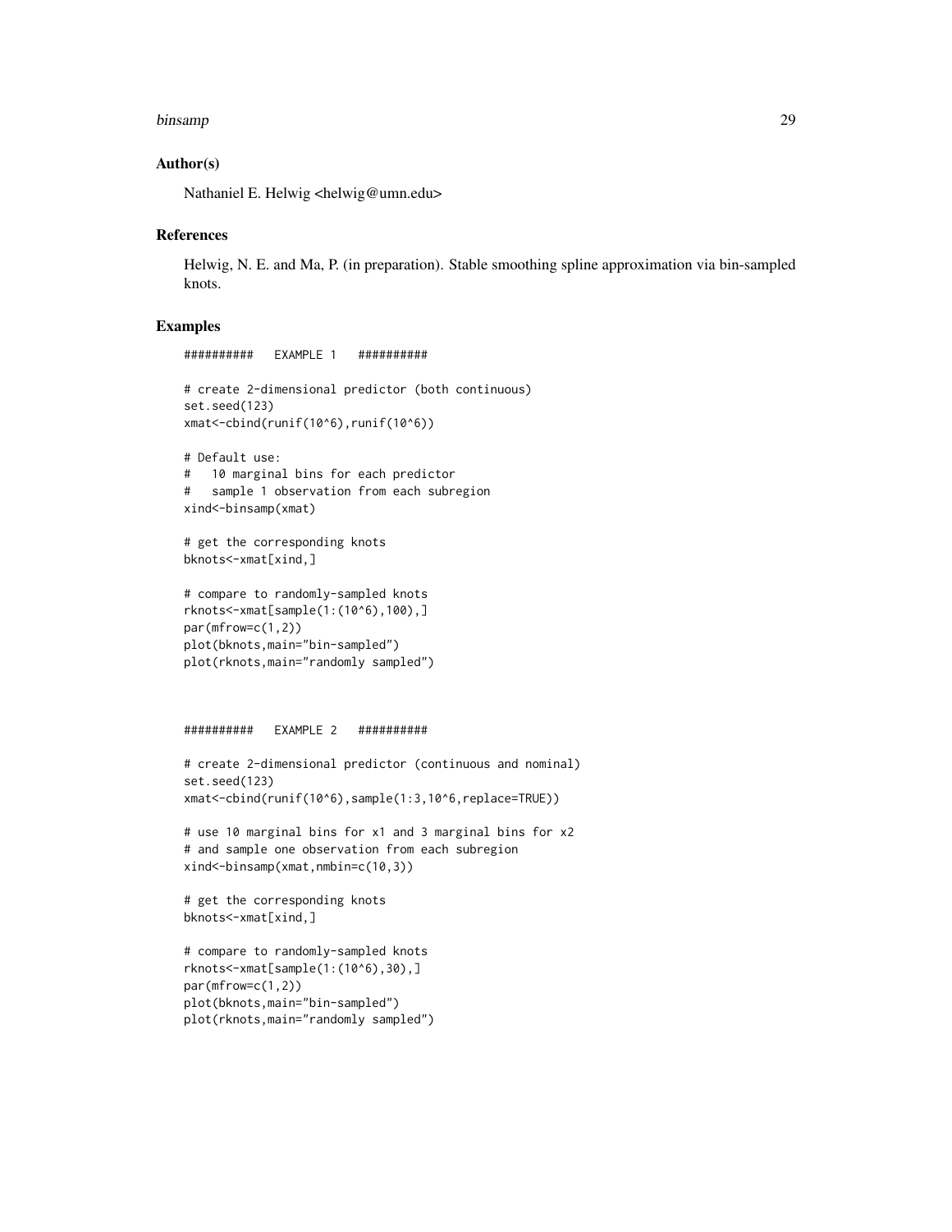## Author(s)

Nathaniel E. Helwig <helwig@umn.edu>

## References

Helwig, N. E. and Ma, P. (in preparation). Stable smoothing spline approximation via bin-sampled knots.

## Examples

```
##########   EXAMPLE 1   ##########

# create 2-dimensional predictor (both continuous)
set.seed(123)
xmat<-cbind(runif(10^6),runif(10^6))

# Default use:
#   10 marginal bins for each predictor
#   sample 1 observation from each subregion
xind<-binsamp(xmat)

# get the corresponding knots
bknots<-xmat[xind,]

# compare to randomly-sampled knots
rknots<-xmat[sample(1:(10^6),100),]
par(mfrow=c(1,2))
plot(bknots,main="bin-sampled")
plot(rknots,main="randomly sampled")



##########   EXAMPLE 2   ##########

# create 2-dimensional predictor (continuous and nominal)
set.seed(123)
xmat<-cbind(runif(10^6),sample(1:3,10^6,replace=TRUE))

# use 10 marginal bins for x1 and 3 marginal bins for x2
# and sample one observation from each subregion
xind<-binsamp(xmat,nmbin=c(10,3))

# get the corresponding knots
bknots<-xmat[xind,]

# compare to randomly-sampled knots
rknots<-xmat[sample(1:(10^6),30),]
par(mfrow=c(1,2))
plot(bknots,main="bin-sampled")
plot(rknots,main="randomly sampled")
```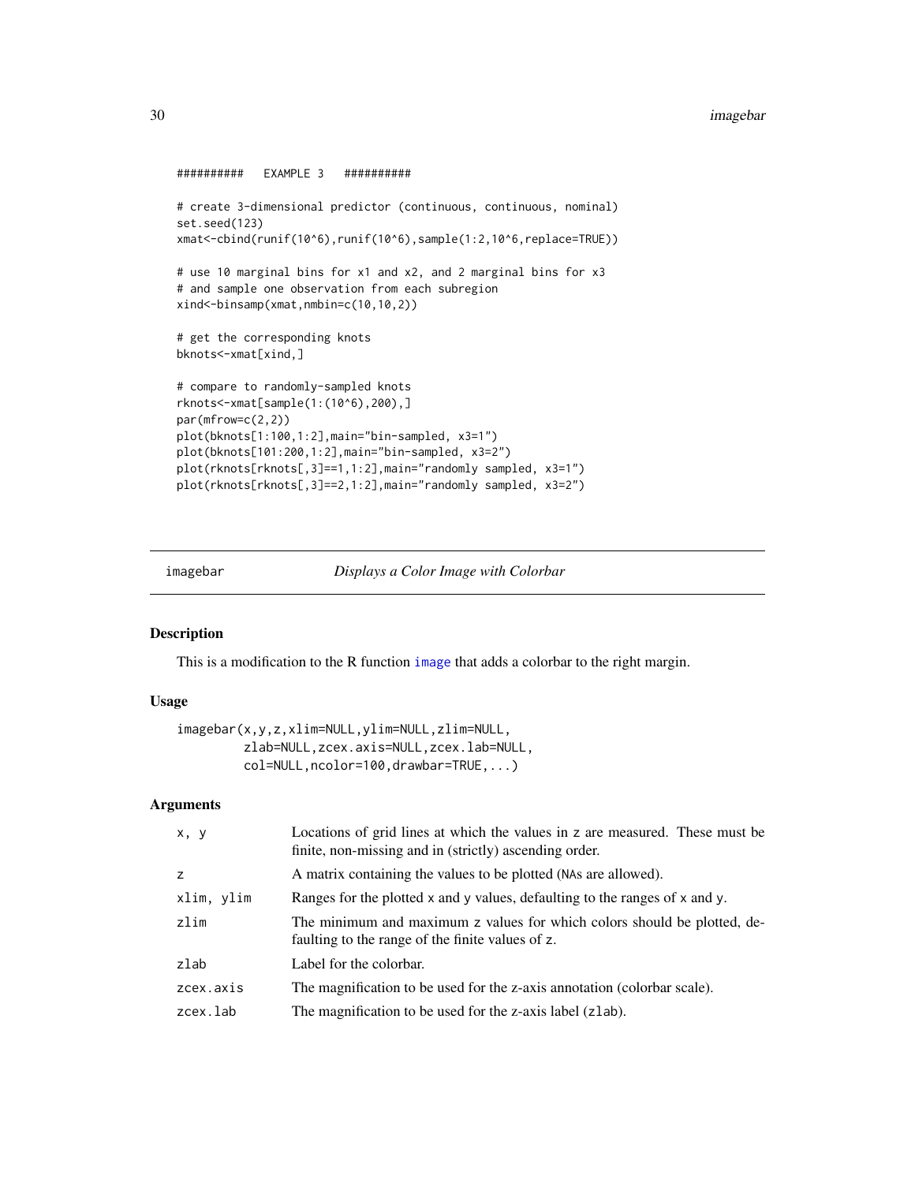```
##########   EXAMPLE 3   ##########

# create 3-dimensional predictor (continuous, continuous, nominal)
set.seed(123)
xmat<-cbind(runif(10^6),runif(10^6),sample(1:2,10^6,replace=TRUE))

# use 10 marginal bins for x1 and x2, and 2 marginal bins for x3
# and sample one observation from each subregion
xind<-binsamp(xmat,nmbin=c(10,10,2))

# get the corresponding knots
bknots<-xmat[xind,]

# compare to randomly-sampled knots
rknots<-xmat[sample(1:(10^6),200),]
par(mfrow=c(2,2))
plot(bknots[1:100,1:2],main="bin-sampled, x3=1")
plot(bknots[101:200,1:2],main="bin-sampled, x3=2")
plot(rknots[rknots[,3]==1,1:2],main="randomly sampled, x3=1")
plot(rknots[rknots[,3]==2,1:2],main="randomly sampled, x3=2")
```

---

## imagebar — *Displays a Color Image with Colorbar*

### Description

This is a modification to the R function `image` that adds a colorbar to the right margin.

### Usage

```
imagebar(x,y,z,xlim=NULL,ylim=NULL,zlim=NULL,
         zlab=NULL,zcex.axis=NULL,zcex.lab=NULL,
         col=NULL,ncolor=100,drawbar=TRUE,...)
```

### Arguments

| | |
|---|---|
| `x, y` | Locations of grid lines at which the values in `z` are measured. These must be finite, non-missing and in (strictly) ascending order. |
| `z` | A matrix containing the values to be plotted (`NA`s are allowed). |
| `xlim, ylim` | Ranges for the plotted `x` and `y` values, defaulting to the ranges of `x` and `y`. |
| `zlim` | The minimum and maximum `z` values for which colors should be plotted, defaulting to the range of the finite values of `z`. |
| `zlab` | Label for the colorbar. |
| `zcex.axis` | The magnification to be used for the z-axis annotation (colorbar scale). |
| `zcex.lab` | The magnification to be used for the z-axis label (`zlab`). |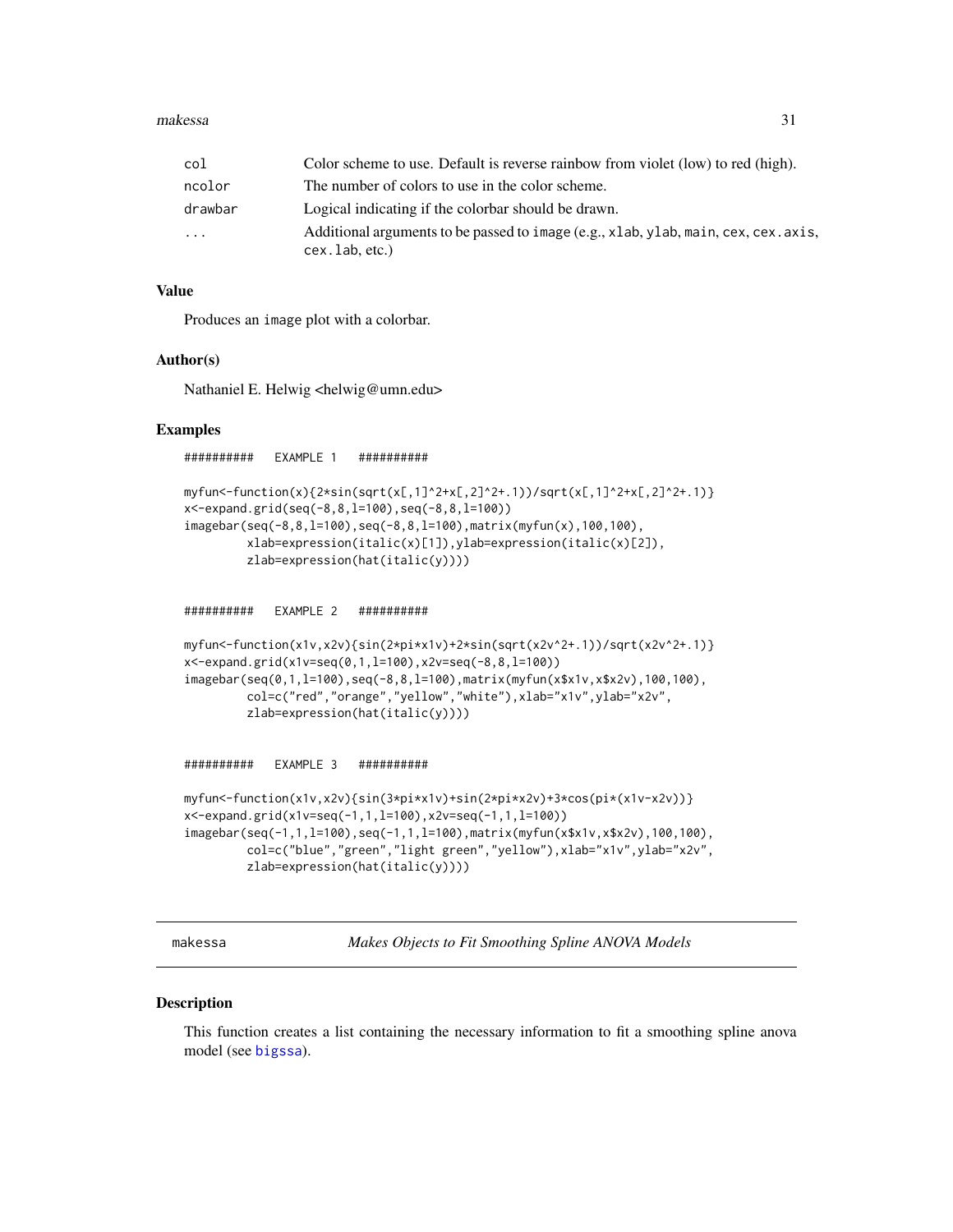| | |
|---|---|
| col | Color scheme to use. Default is reverse rainbow from violet (low) to red (high). |
| ncolor | The number of colors to use in the color scheme. |
| drawbar | Logical indicating if the colorbar should be drawn. |
| ... | Additional arguments to be passed to image (e.g., xlab, ylab, main, cex, cex.axis, cex.lab, etc.) |

### Value

Produces an image plot with a colorbar.

### Author(s)

Nathaniel E. Helwig <helwig@umn.edu>

### Examples

```
##########   EXAMPLE 1   ##########

myfun<-function(x){2*sin(sqrt(x[,1]^2+x[,2]^2+.1))/sqrt(x[,1]^2+x[,2]^2+.1)}
x<-expand.grid(seq(-8,8,l=100),seq(-8,8,l=100))
imagebar(seq(-8,8,l=100),seq(-8,8,l=100),matrix(myfun(x),100,100),
         xlab=expression(italic(x)[1]),ylab=expression(italic(x)[2]),
         zlab=expression(hat(italic(y))))


##########   EXAMPLE 2   ##########

myfun<-function(x1v,x2v){sin(2*pi*x1v)+2*sin(sqrt(x2v^2+.1))/sqrt(x2v^2+.1)}
x<-expand.grid(x1v=seq(0,1,l=100),x2v=seq(-8,8,l=100))
imagebar(seq(0,1,l=100),seq(-8,8,l=100),matrix(myfun(x$x1v,x$x2v),100,100),
         col=c("red","orange","yellow","white"),xlab="x1v",ylab="x2v",
         zlab=expression(hat(italic(y))))


##########   EXAMPLE 3   ##########

myfun<-function(x1v,x2v){sin(3*pi*x1v)+sin(2*pi*x2v)+3*cos(pi*(x1v-x2v))}
x<-expand.grid(x1v=seq(-1,1,l=100),x2v=seq(-1,1,l=100))
imagebar(seq(-1,1,l=100),seq(-1,1,l=100),matrix(myfun(x$x1v,x$x2v),100,100),
         col=c("blue","green","light green","yellow"),xlab="x1v",ylab="x2v",
         zlab=expression(hat(italic(y))))
```

---

## makessa — *Makes Objects to Fit Smoothing Spline ANOVA Models*

---

### Description

This function creates a list containing the necessary information to fit a smoothing spline anova model (see bigssa).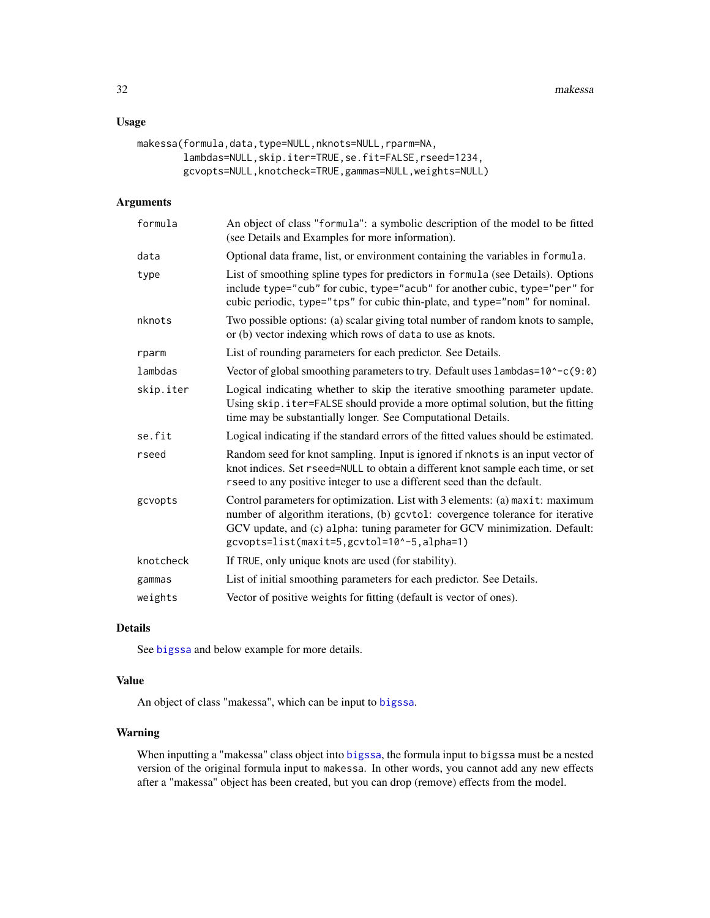## Usage

```
makessa(formula,data,type=NULL,nknots=NULL,rparm=NA,
        lambdas=NULL,skip.iter=TRUE,se.fit=FALSE,rseed=1234,
        gcvopts=NULL,knotcheck=TRUE,gammas=NULL,weights=NULL)
```

## Arguments

| | |
|---|---|
| `formula` | An object of class "`formula`": a symbolic description of the model to be fitted (see Details and Examples for more information). |
| `data` | Optional data frame, list, or environment containing the variables in `formula`. |
| `type` | List of smoothing spline types for predictors in `formula` (see Details). Options include `type="cub"` for cubic, `type="acub"` for another cubic, `type="per"` for cubic periodic, `type="tps"` for cubic thin-plate, and `type="nom"` for nominal. |
| `nknots` | Two possible options: (a) scalar giving total number of random knots to sample, or (b) vector indexing which rows of `data` to use as knots. |
| `rparm` | List of rounding parameters for each predictor. See Details. |
| `lambdas` | Vector of global smoothing parameters to try. Default uses `lambdas=10^-c(9:0)` |
| `skip.iter` | Logical indicating whether to skip the iterative smoothing parameter update. Using `skip.iter=FALSE` should provide a more optimal solution, but the fitting time may be substantially longer. See Computational Details. |
| `se.fit` | Logical indicating if the standard errors of the fitted values should be estimated. |
| `rseed` | Random seed for knot sampling. Input is ignored if `nknots` is an input vector of knot indices. Set `rseed=NULL` to obtain a different knot sample each time, or set `rseed` to any positive integer to use a different seed than the default. |
| `gcvopts` | Control parameters for optimization. List with 3 elements: (a) `maxit`: maximum number of algorithm iterations, (b) `gcvtol`: covergence tolerance for iterative GCV update, and (c) `alpha`: tuning parameter for GCV minimization. Default: `gcvopts=list(maxit=5,gcvtol=10^-5,alpha=1)` |
| `knotcheck` | If `TRUE`, only unique knots are used (for stability). |
| `gammas` | List of initial smoothing parameters for each predictor. See Details. |
| `weights` | Vector of positive weights for fitting (default is vector of ones). |

## Details

See `bigssa` and below example for more details.

## Value

An object of class "makessa", which can be input to `bigssa`.

## Warning

When inputting a "makessa" class object into `bigssa`, the formula input to `bigssa` must be a nested version of the original formula input to `makessa`. In other words, you cannot add any new effects after a "makessa" object has been created, but you can drop (remove) effects from the model.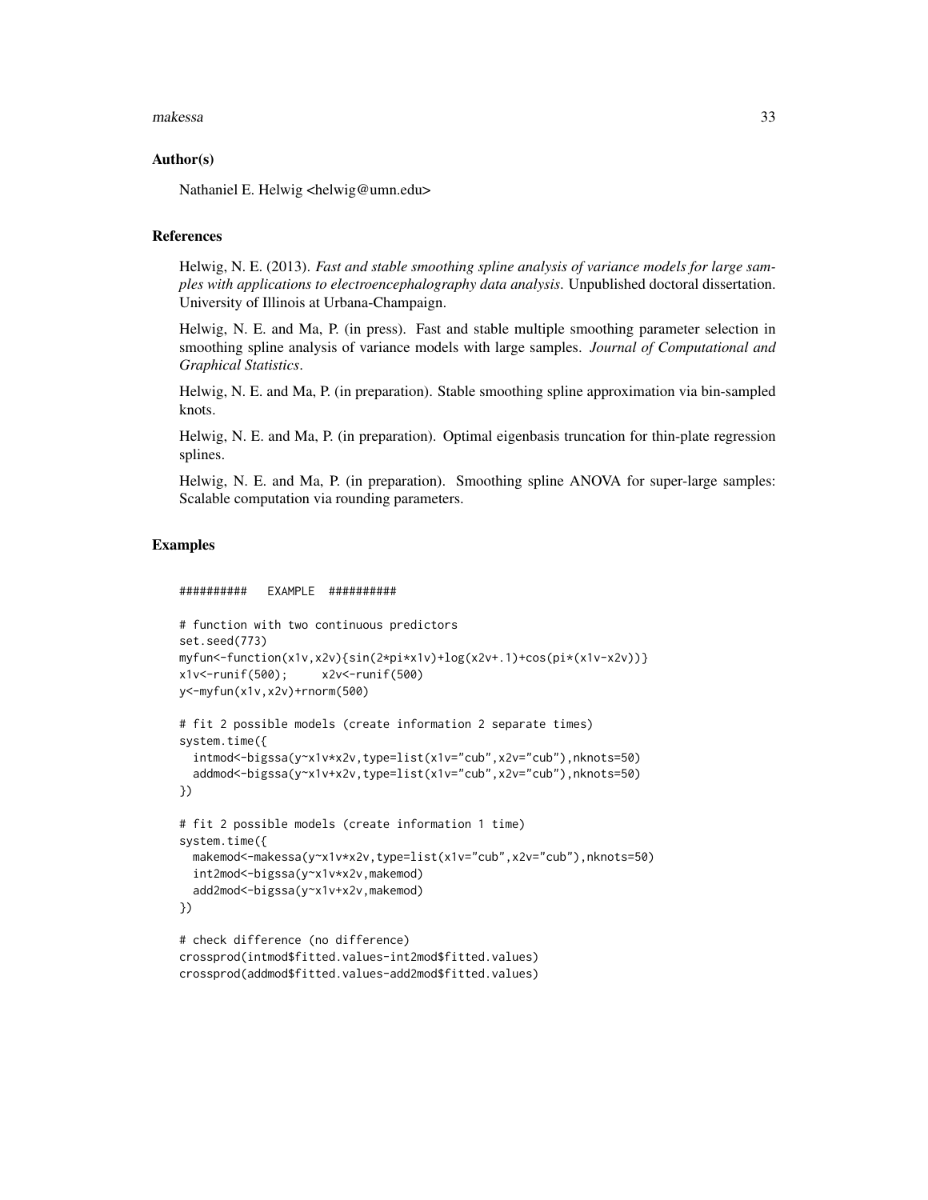## Author(s)

Nathaniel E. Helwig <helwig@umn.edu>

## References

Helwig, N. E. (2013). *Fast and stable smoothing spline analysis of variance models for large samples with applications to electroencephalography data analysis*. Unpublished doctoral dissertation. University of Illinois at Urbana-Champaign.

Helwig, N. E. and Ma, P. (in press). Fast and stable multiple smoothing parameter selection in smoothing spline analysis of variance models with large samples. *Journal of Computational and Graphical Statistics*.

Helwig, N. E. and Ma, P. (in preparation). Stable smoothing spline approximation via bin-sampled knots.

Helwig, N. E. and Ma, P. (in preparation). Optimal eigenbasis truncation for thin-plate regression splines.

Helwig, N. E. and Ma, P. (in preparation). Smoothing spline ANOVA for super-large samples: Scalable computation via rounding parameters.

## Examples

```
##########   EXAMPLE  ##########

# function with two continuous predictors
set.seed(773)
myfun<-function(x1v,x2v){sin(2*pi*x1v)+log(x2v+.1)+cos(pi*(x1v-x2v))}
x1v<-runif(500);     x2v<-runif(500)
y<-myfun(x1v,x2v)+rnorm(500)

# fit 2 possible models (create information 2 separate times)
system.time({
  intmod<-bigssa(y~x1v*x2v,type=list(x1v="cub",x2v="cub"),nknots=50)
  addmod<-bigssa(y~x1v+x2v,type=list(x1v="cub",x2v="cub"),nknots=50)
})

# fit 2 possible models (create information 1 time)
system.time({
  makemod<-makessa(y~x1v*x2v,type=list(x1v="cub",x2v="cub"),nknots=50)
  int2mod<-bigssa(y~x1v*x2v,makemod)
  add2mod<-bigssa(y~x1v+x2v,makemod)
})

# check difference (no difference)
crossprod(intmod$fitted.values-int2mod$fitted.values)
crossprod(addmod$fitted.values-add2mod$fitted.values)
```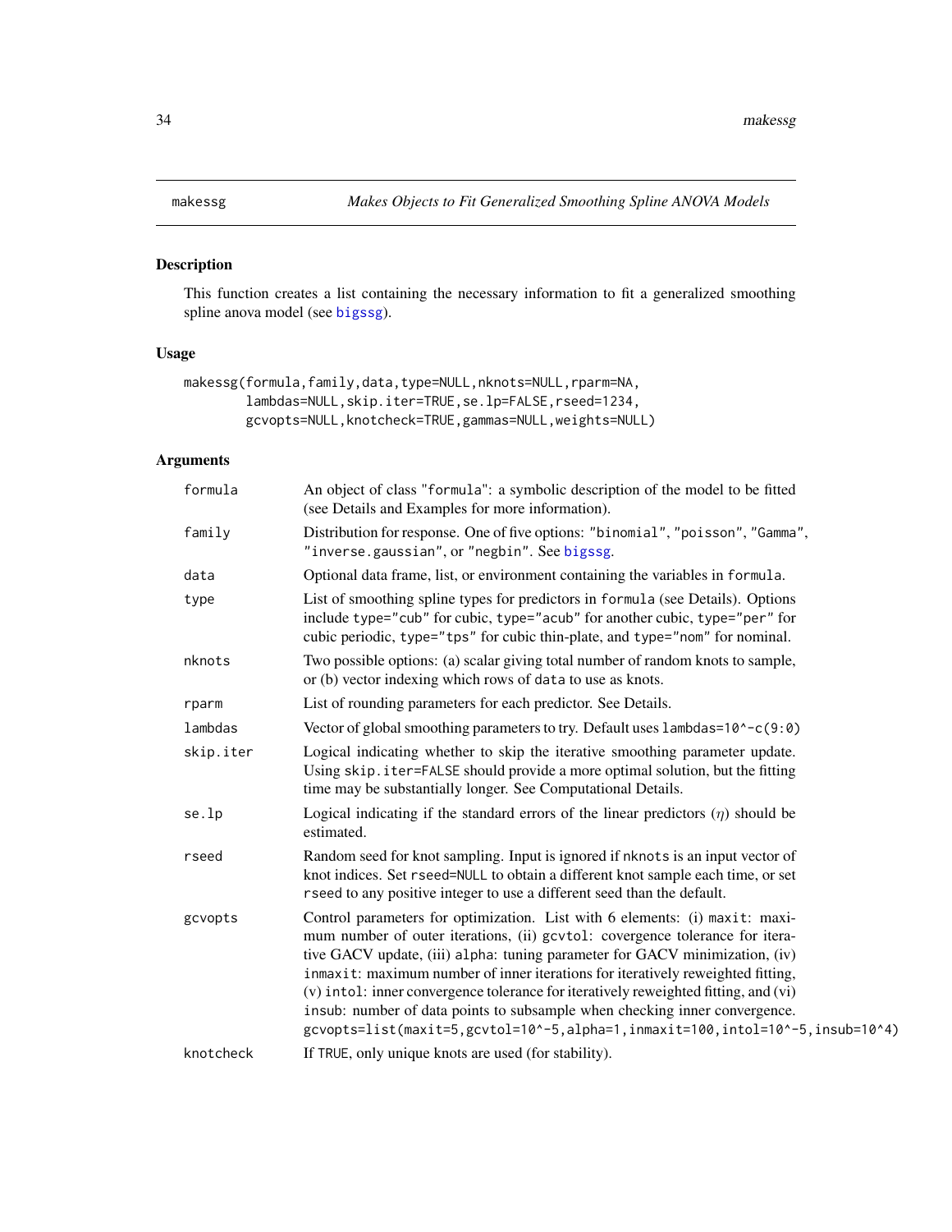makessg *Makes Objects to Fit Generalized Smoothing Spline ANOVA Models*

## Description

This function creates a list containing the necessary information to fit a generalized smoothing spline anova model (see bigssg).

## Usage

```
makessg(formula,family,data,type=NULL,nknots=NULL,rparm=NA,
        lambdas=NULL,skip.iter=TRUE,se.lp=FALSE,rseed=1234,
        gcvopts=NULL,knotcheck=TRUE,gammas=NULL,weights=NULL)
```

## Arguments

| | |
|---|---|
| `formula` | An object of class "formula": a symbolic description of the model to be fitted (see Details and Examples for more information). |
| `family` | Distribution for response. One of five options: "binomial", "poisson", "Gamma", "inverse.gaussian", or "negbin". See bigssg. |
| `data` | Optional data frame, list, or environment containing the variables in formula. |
| `type` | List of smoothing spline types for predictors in formula (see Details). Options include type="cub" for cubic, type="acub" for another cubic, type="per" for cubic periodic, type="tps" for cubic thin-plate, and type="nom" for nominal. |
| `nknots` | Two possible options: (a) scalar giving total number of random knots to sample, or (b) vector indexing which rows of data to use as knots. |
| `rparm` | List of rounding parameters for each predictor. See Details. |
| `lambdas` | Vector of global smoothing parameters to try. Default uses lambdas=10^-c(9:0) |
| `skip.iter` | Logical indicating whether to skip the iterative smoothing parameter update. Using skip.iter=FALSE should provide a more optimal solution, but the fitting time may be substantially longer. See Computational Details. |
| `se.lp` | Logical indicating if the standard errors of the linear predictors ($\eta$) should be estimated. |
| `rseed` | Random seed for knot sampling. Input is ignored if nknots is an input vector of knot indices. Set rseed=NULL to obtain a different knot sample each time, or set rseed to any positive integer to use a different seed than the default. |
| `gcvopts` | Control parameters for optimization. List with 6 elements: (i) maxit: maximum number of outer iterations, (ii) gcvtol: covergence tolerance for iterative GACV update, (iii) alpha: tuning parameter for GACV minimization, (iv) inmaxit: maximum number of inner iterations for iteratively reweighted fitting, (v) intol: inner convergence tolerance for iteratively reweighted fitting, and (vi) insub: number of data points to subsample when checking inner convergence. gcvopts=list(maxit=5,gcvtol=10^-5,alpha=1,inmaxit=100,intol=10^-5,insub=10^4) |
| `knotcheck` | If TRUE, only unique knots are used (for stability). |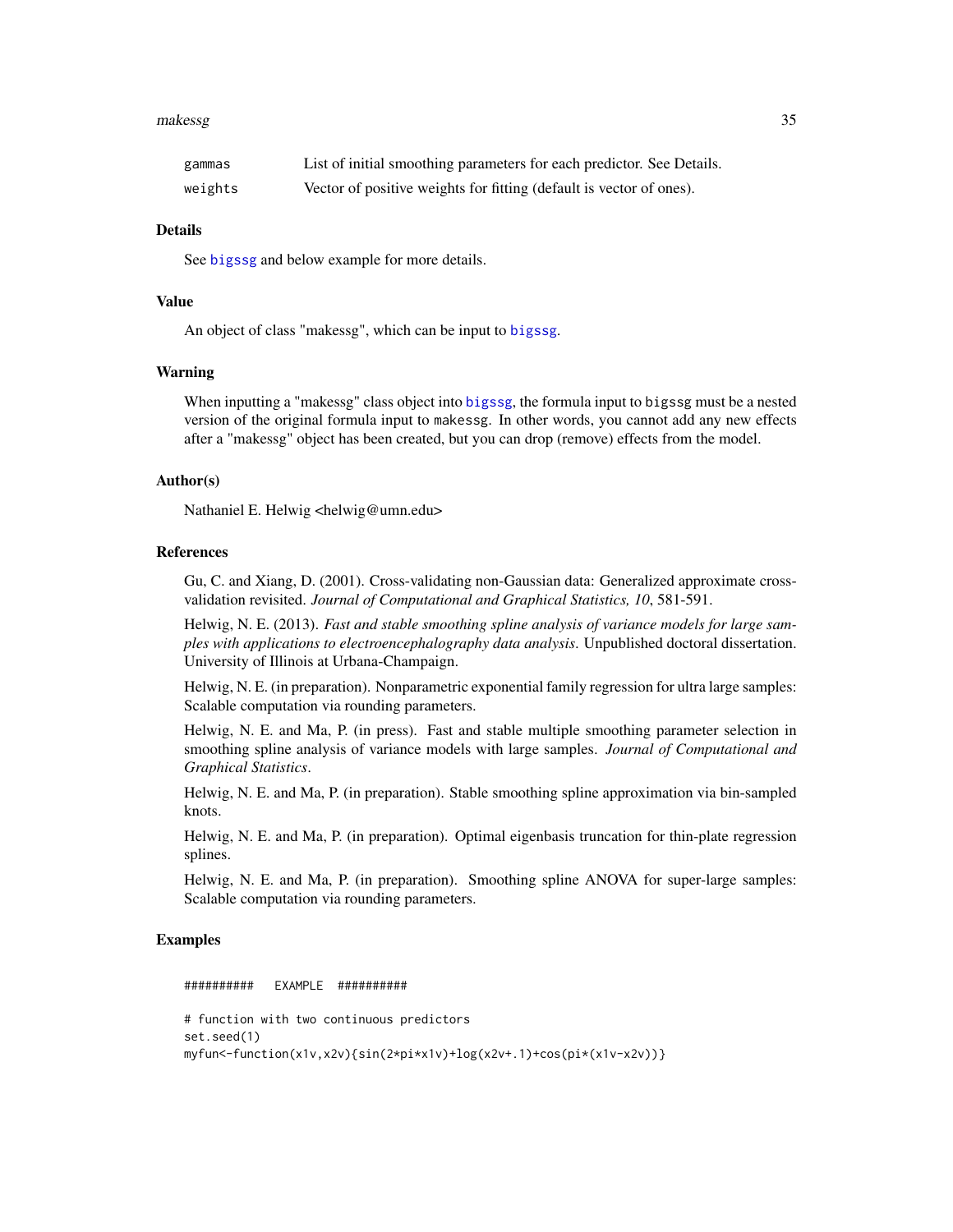| | |
|---|---|
| gammas | List of initial smoothing parameters for each predictor. See Details. |
| weights | Vector of positive weights for fitting (default is vector of ones). |

## Details

See bigssg and below example for more details.

## Value

An object of class "makessg", which can be input to bigssg.

## Warning

When inputting a "makessg" class object into bigssg, the formula input to bigssg must be a nested version of the original formula input to makessg. In other words, you cannot add any new effects after a "makessg" object has been created, but you can drop (remove) effects from the model.

## Author(s)

Nathaniel E. Helwig <helwig@umn.edu>

## References

Gu, C. and Xiang, D. (2001). Cross-validating non-Gaussian data: Generalized approximate cross-validation revisited. *Journal of Computational and Graphical Statistics, 10*, 581-591.

Helwig, N. E. (2013). *Fast and stable smoothing spline analysis of variance models for large samples with applications to electroencephalography data analysis*. Unpublished doctoral dissertation. University of Illinois at Urbana-Champaign.

Helwig, N. E. (in preparation). Nonparametric exponential family regression for ultra large samples: Scalable computation via rounding parameters.

Helwig, N. E. and Ma, P. (in press). Fast and stable multiple smoothing parameter selection in smoothing spline analysis of variance models with large samples. *Journal of Computational and Graphical Statistics*.

Helwig, N. E. and Ma, P. (in preparation). Stable smoothing spline approximation via bin-sampled knots.

Helwig, N. E. and Ma, P. (in preparation). Optimal eigenbasis truncation for thin-plate regression splines.

Helwig, N. E. and Ma, P. (in preparation). Smoothing spline ANOVA for super-large samples: Scalable computation via rounding parameters.

## Examples

```
##########   EXAMPLE  ##########

# function with two continuous predictors
set.seed(1)
myfun<-function(x1v,x2v){sin(2*pi*x1v)+log(x2v+.1)+cos(pi*(x1v-x2v))}
```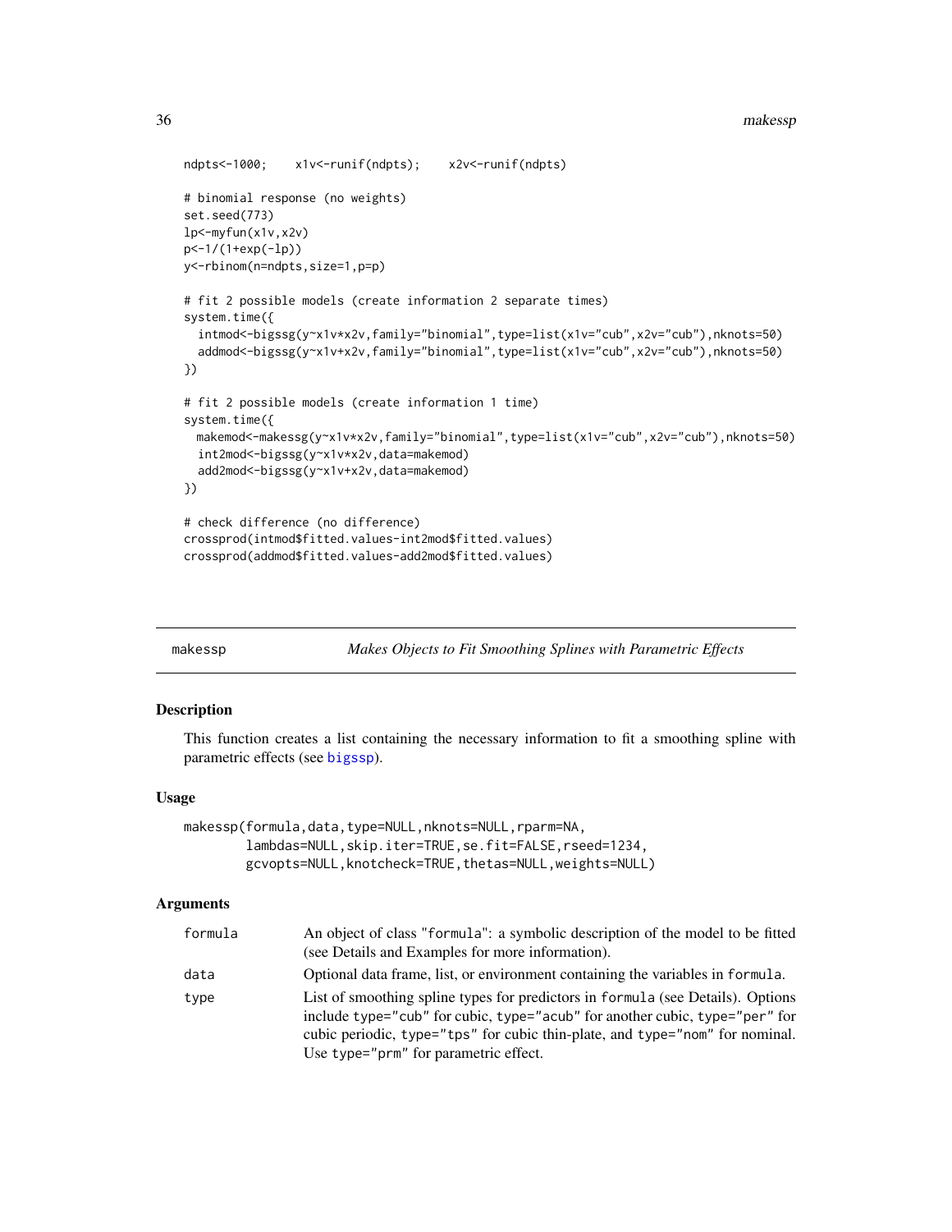```
ndpts<-1000;    x1v<-runif(ndpts);    x2v<-runif(ndpts)

# binomial response (no weights)
set.seed(773)
lp<-myfun(x1v,x2v)
p<-1/(1+exp(-lp))
y<-rbinom(n=ndpts,size=1,p=p)

# fit 2 possible models (create information 2 separate times)
system.time({
  intmod<-bigssg(y~x1v*x2v,family="binomial",type=list(x1v="cub",x2v="cub"),nknots=50)
  addmod<-bigssg(y~x1v+x2v,family="binomial",type=list(x1v="cub",x2v="cub"),nknots=50)
})

# fit 2 possible models (create information 1 time)
system.time({
  makemod<-makessg(y~x1v*x2v,family="binomial",type=list(x1v="cub",x2v="cub"),nknots=50)
  int2mod<-bigssg(y~x1v*x2v,data=makemod)
  add2mod<-bigssg(y~x1v+x2v,data=makemod)
})

# check difference (no difference)
crossprod(intmod$fitted.values-int2mod$fitted.values)
crossprod(addmod$fitted.values-add2mod$fitted.values)
```

---

## makessp — *Makes Objects to Fit Smoothing Splines with Parametric Effects*

### Description

This function creates a list containing the necessary information to fit a smoothing spline with parametric effects (see bigssp).

### Usage

```
makessp(formula,data,type=NULL,nknots=NULL,rparm=NA,
        lambdas=NULL,skip.iter=TRUE,se.fit=FALSE,rseed=1234,
        gcvopts=NULL,knotcheck=TRUE,thetas=NULL,weights=NULL)
```

### Arguments

| | |
|---|---|
| formula | An object of class "formula": a symbolic description of the model to be fitted (see Details and Examples for more information). |
| data | Optional data frame, list, or environment containing the variables in formula. |
| type | List of smoothing spline types for predictors in formula (see Details). Options include type="cub" for cubic, type="acub" for another cubic, type="per" for cubic periodic, type="tps" for cubic thin-plate, and type="nom" for nominal. Use type="prm" for parametric effect. |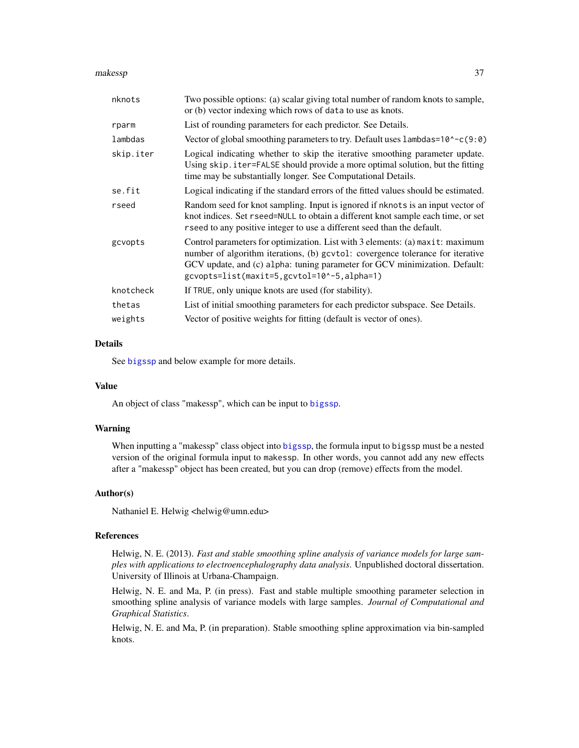| | |
|---|---|
| `nknots` | Two possible options: (a) scalar giving total number of random knots to sample, or (b) vector indexing which rows of `data` to use as knots. |
| `rparm` | List of rounding parameters for each predictor. See Details. |
| `lambdas` | Vector of global smoothing parameters to try. Default uses `lambdas=10^-c(9:0)` |
| `skip.iter` | Logical indicating whether to skip the iterative smoothing parameter update. Using `skip.iter=FALSE` should provide a more optimal solution, but the fitting time may be substantially longer. See Computational Details. |
| `se.fit` | Logical indicating if the standard errors of the fitted values should be estimated. |
| `rseed` | Random seed for knot sampling. Input is ignored if `nknots` is an input vector of knot indices. Set `rseed=NULL` to obtain a different knot sample each time, or set `rseed` to any positive integer to use a different seed than the default. |
| `gcvopts` | Control parameters for optimization. List with 3 elements: (a) `maxit`: maximum number of algorithm iterations, (b) `gcvtol`: covergence tolerance for iterative GCV update, and (c) `alpha`: tuning parameter for GCV minimization. Default: `gcvopts=list(maxit=5,gcvtol=10^-5,alpha=1)` |
| `knotcheck` | If `TRUE`, only unique knots are used (for stability). |
| `thetas` | List of initial smoothing parameters for each predictor subspace. See Details. |
| `weights` | Vector of positive weights for fitting (default is vector of ones). |

## Details

See bigssp and below example for more details.

## Value

An object of class "makessp", which can be input to bigssp.

## Warning

When inputting a "makessp" class object into bigssp, the formula input to `bigssp` must be a nested version of the original formula input to `makessp`. In other words, you cannot add any new effects after a "makessp" object has been created, but you can drop (remove) effects from the model.

## Author(s)

Nathaniel E. Helwig <helwig@umn.edu>

## References

Helwig, N. E. (2013). *Fast and stable smoothing spline analysis of variance models for large samples with applications to electroencephalography data analysis*. Unpublished doctoral dissertation. University of Illinois at Urbana-Champaign.

Helwig, N. E. and Ma, P. (in press). Fast and stable multiple smoothing parameter selection in smoothing spline analysis of variance models with large samples. *Journal of Computational and Graphical Statistics*.

Helwig, N. E. and Ma, P. (in preparation). Stable smoothing spline approximation via bin-sampled knots.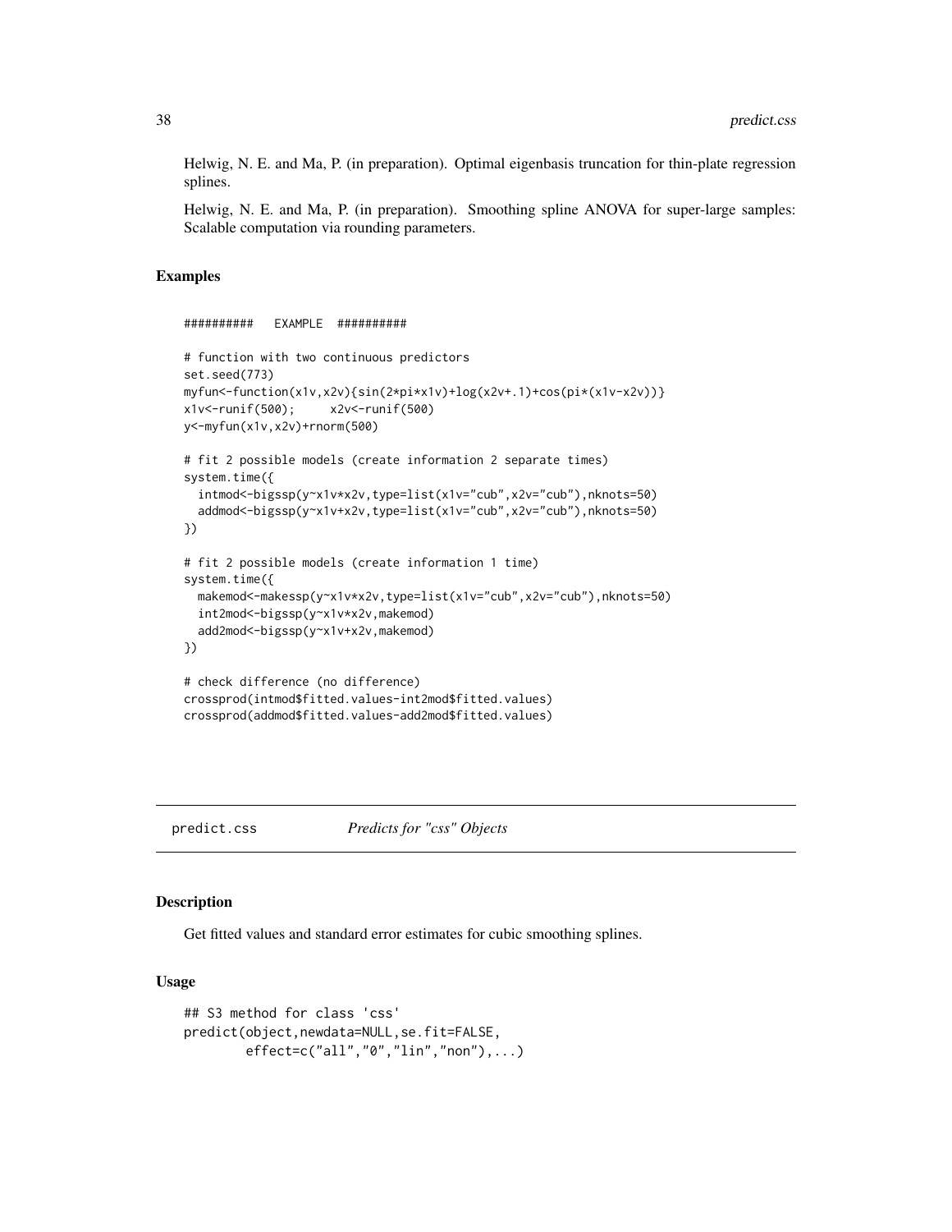Helwig, N. E. and Ma, P. (in preparation). Optimal eigenbasis truncation for thin-plate regression splines.

Helwig, N. E. and Ma, P. (in preparation). Smoothing spline ANOVA for super-large samples: Scalable computation via rounding parameters.

## Examples

```
##########   EXAMPLE  ##########

# function with two continuous predictors
set.seed(773)
myfun<-function(x1v,x2v){sin(2*pi*x1v)+log(x2v+.1)+cos(pi*(x1v-x2v))}
x1v<-runif(500);     x2v<-runif(500)
y<-myfun(x1v,x2v)+rnorm(500)

# fit 2 possible models (create information 2 separate times)
system.time({
  intmod<-bigssp(y~x1v*x2v,type=list(x1v="cub",x2v="cub"),nknots=50)
  addmod<-bigssp(y~x1v+x2v,type=list(x1v="cub",x2v="cub"),nknots=50)
})

# fit 2 possible models (create information 1 time)
system.time({
  makemod<-makessp(y~x1v*x2v,type=list(x1v="cub",x2v="cub"),nknots=50)
  int2mod<-bigssp(y~x1v*x2v,makemod)
  add2mod<-bigssp(y~x1v+x2v,makemod)
})

# check difference (no difference)
crossprod(intmod$fitted.values-int2mod$fitted.values)
crossprod(addmod$fitted.values-add2mod$fitted.values)
```

---

# predict.css *Predicts for "css" Objects*

---

## Description

Get fitted values and standard error estimates for cubic smoothing splines.

## Usage

```
## S3 method for class 'css'
predict(object,newdata=NULL,se.fit=FALSE,
        effect=c("all","0","lin","non"),...)
```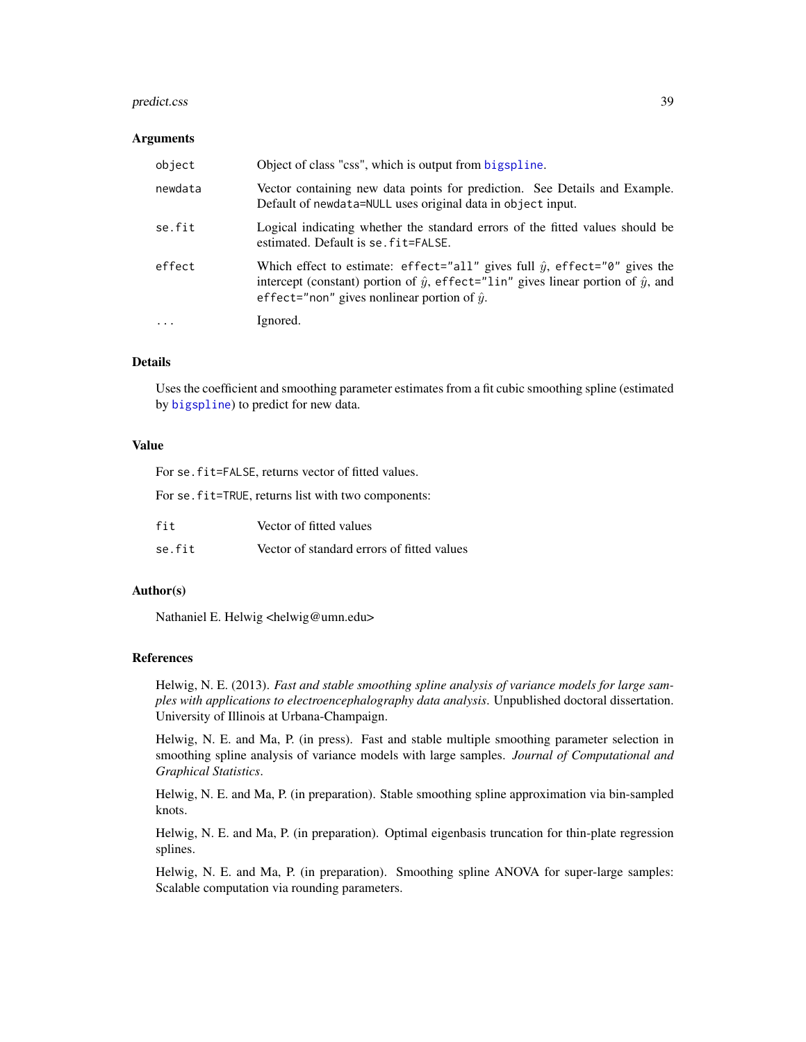## Arguments

| | |
|---|---|
| `object` | Object of class "css", which is output from `bigspline`. |
| `newdata` | Vector containing new data points for prediction. See Details and Example. Default of `newdata=NULL` uses original data in `object` input. |
| `se.fit` | Logical indicating whether the standard errors of the fitted values should be estimated. Default is `se.fit=FALSE`. |
| `effect` | Which effect to estimate: `effect="all"` gives full $\hat{y}$, `effect="0"` gives the intercept (constant) portion of $\hat{y}$, `effect="lin"` gives linear portion of $\hat{y}$, and `effect="non"` gives nonlinear portion of $\hat{y}$. |
| `...` | Ignored. |

## Details

Uses the coefficient and smoothing parameter estimates from a fit cubic smoothing spline (estimated by `bigspline`) to predict for new data.

## Value

For `se.fit=FALSE`, returns vector of fitted values.

For `se.fit=TRUE`, returns list with two components:

| | |
|---|---|
| `fit` | Vector of fitted values |
| `se.fit` | Vector of standard errors of fitted values |

## Author(s)

Nathaniel E. Helwig <helwig@umn.edu>

## References

Helwig, N. E. (2013). *Fast and stable smoothing spline analysis of variance models for large samples with applications to electroencephalography data analysis*. Unpublished doctoral dissertation. University of Illinois at Urbana-Champaign.

Helwig, N. E. and Ma, P. (in press). Fast and stable multiple smoothing parameter selection in smoothing spline analysis of variance models with large samples. *Journal of Computational and Graphical Statistics*.

Helwig, N. E. and Ma, P. (in preparation). Stable smoothing spline approximation via bin-sampled knots.

Helwig, N. E. and Ma, P. (in preparation). Optimal eigenbasis truncation for thin-plate regression splines.

Helwig, N. E. and Ma, P. (in preparation). Smoothing spline ANOVA for super-large samples: Scalable computation via rounding parameters.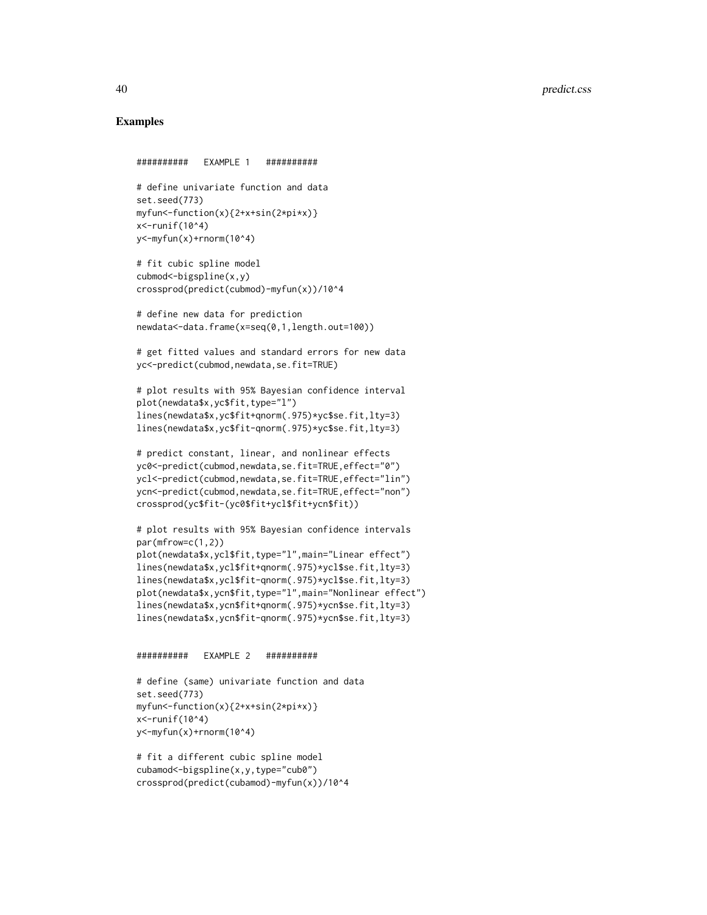## Examples

```
##########   EXAMPLE 1   ##########

# define univariate function and data
set.seed(773)
myfun<-function(x){2+x+sin(2*pi*x)}
x<-runif(10^4)
y<-myfun(x)+rnorm(10^4)

# fit cubic spline model
cubmod<-bigspline(x,y)
crossprod(predict(cubmod)-myfun(x))/10^4

# define new data for prediction
newdata<-data.frame(x=seq(0,1,length.out=100))

# get fitted values and standard errors for new data
yc<-predict(cubmod,newdata,se.fit=TRUE)

# plot results with 95% Bayesian confidence interval
plot(newdata$x,yc$fit,type="l")
lines(newdata$x,yc$fit+qnorm(.975)*yc$se.fit,lty=3)
lines(newdata$x,yc$fit-qnorm(.975)*yc$se.fit,lty=3)

# predict constant, linear, and nonlinear effects
yc0<-predict(cubmod,newdata,se.fit=TRUE,effect="0")
ycl<-predict(cubmod,newdata,se.fit=TRUE,effect="lin")
ycn<-predict(cubmod,newdata,se.fit=TRUE,effect="non")
crossprod(yc$fit-(yc0$fit+ycl$fit+ycn$fit))

# plot results with 95% Bayesian confidence intervals
par(mfrow=c(1,2))
plot(newdata$x,ycl$fit,type="l",main="Linear effect")
lines(newdata$x,ycl$fit+qnorm(.975)*ycl$se.fit,lty=3)
lines(newdata$x,ycl$fit-qnorm(.975)*ycl$se.fit,lty=3)
plot(newdata$x,ycn$fit,type="l",main="Nonlinear effect")
lines(newdata$x,ycn$fit+qnorm(.975)*ycn$se.fit,lty=3)
lines(newdata$x,ycn$fit-qnorm(.975)*ycn$se.fit,lty=3)


##########   EXAMPLE 2   ##########

# define (same) univariate function and data
set.seed(773)
myfun<-function(x){2+x+sin(2*pi*x)}
x<-runif(10^4)
y<-myfun(x)+rnorm(10^4)

# fit a different cubic spline model
cubamod<-bigspline(x,y,type="cub0")
crossprod(predict(cubamod)-myfun(x))/10^4
```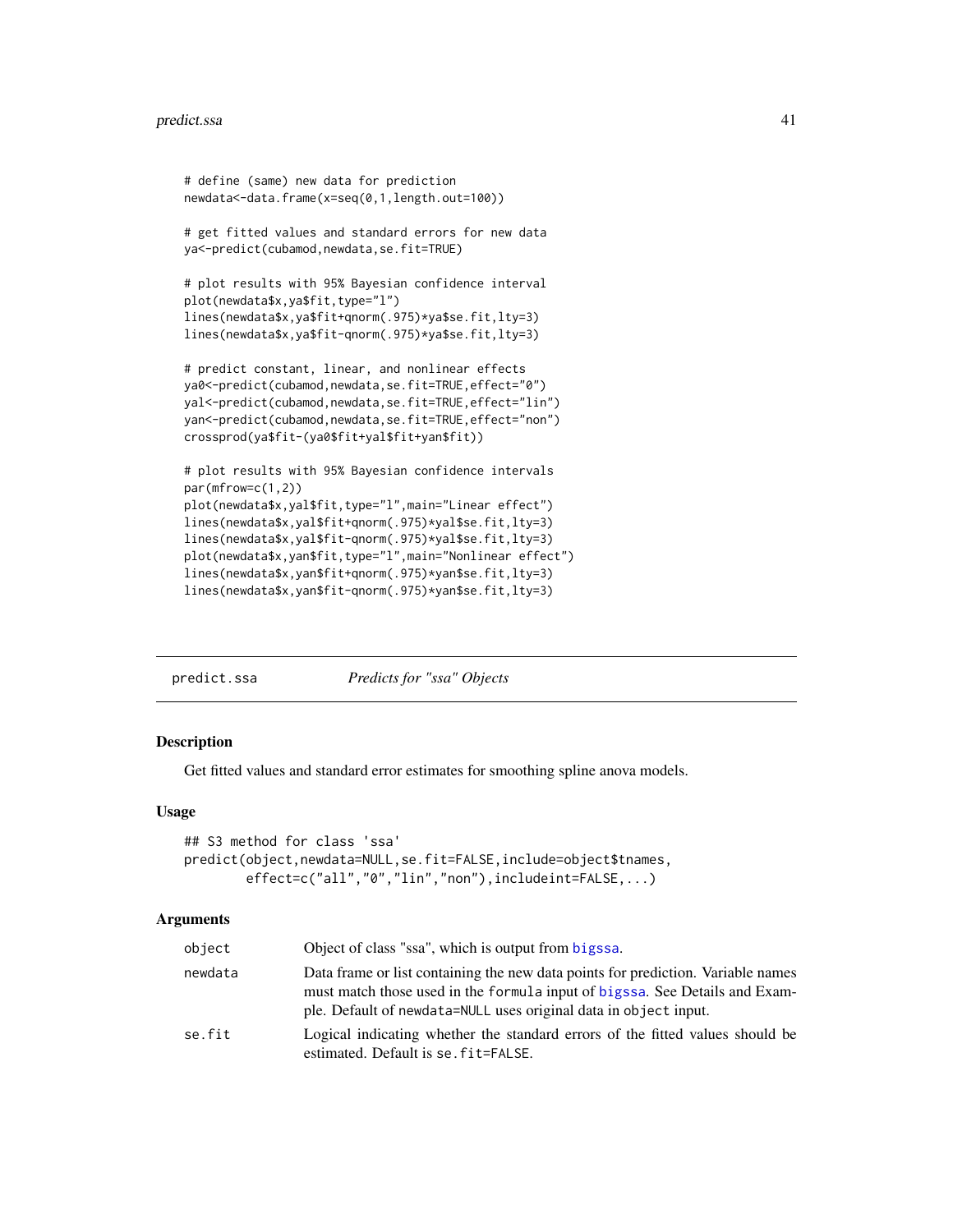```
# define (same) new data for prediction
newdata<-data.frame(x=seq(0,1,length.out=100))

# get fitted values and standard errors for new data
ya<-predict(cubamod,newdata,se.fit=TRUE)

# plot results with 95% Bayesian confidence interval
plot(newdata$x,ya$fit,type="l")
lines(newdata$x,ya$fit+qnorm(.975)*ya$se.fit,lty=3)
lines(newdata$x,ya$fit-qnorm(.975)*ya$se.fit,lty=3)

# predict constant, linear, and nonlinear effects
ya0<-predict(cubamod,newdata,se.fit=TRUE,effect="0")
yal<-predict(cubamod,newdata,se.fit=TRUE,effect="lin")
yan<-predict(cubamod,newdata,se.fit=TRUE,effect="non")
crossprod(ya$fit-(ya0$fit+yal$fit+yan$fit))

# plot results with 95% Bayesian confidence intervals
par(mfrow=c(1,2))
plot(newdata$x,yal$fit,type="l",main="Linear effect")
lines(newdata$x,yal$fit+qnorm(.975)*yal$se.fit,lty=3)
lines(newdata$x,yal$fit-qnorm(.975)*yal$se.fit,lty=3)
plot(newdata$x,yan$fit,type="l",main="Nonlinear effect")
lines(newdata$x,yan$fit+qnorm(.975)*yan$se.fit,lty=3)
lines(newdata$x,yan$fit-qnorm(.975)*yan$se.fit,lty=3)
```

---

`predict.ssa` *Predicts for "ssa" Objects*

---

## Description

Get fitted values and standard error estimates for smoothing spline anova models.

## Usage

```
## S3 method for class 'ssa'
predict(object,newdata=NULL,se.fit=FALSE,include=object$tnames,
        effect=c("all","0","lin","non"),includeint=FALSE,...)
```

## Arguments

| | |
|---|---|
| `object` | Object of class "ssa", which is output from `bigssa`. |
| `newdata` | Data frame or list containing the new data points for prediction. Variable names must match those used in the `formula` input of `bigssa`. See Details and Example. Default of `newdata=NULL` uses original data in `object` input. |
| `se.fit` | Logical indicating whether the standard errors of the fitted values should be estimated. Default is `se.fit=FALSE`. |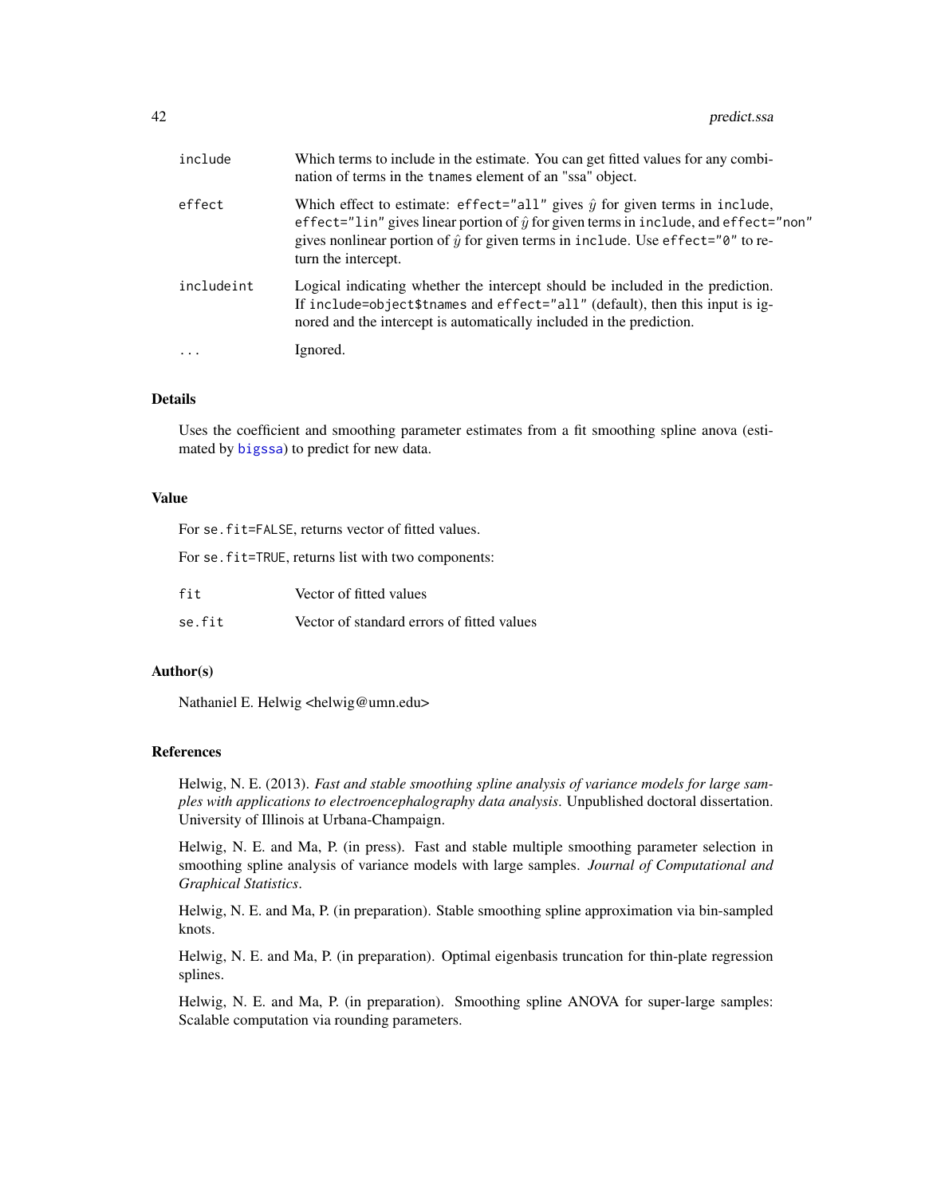| | |
|---|---|
| include | Which terms to include in the estimate. You can get fitted values for any combination of terms in the tnames element of an "ssa" object. |
| effect | Which effect to estimate: effect="all" gives $\hat{y}$ for given terms in include, effect="lin" gives linear portion of $\hat{y}$ for given terms in include, and effect="non" gives nonlinear portion of $\hat{y}$ for given terms in include. Use effect="0" to return the intercept. |
| includeint | Logical indicating whether the intercept should be included in the prediction. If include=object$tnames and effect="all" (default), then this input is ignored and the intercept is automatically included in the prediction. |
| ... | Ignored. |

## Details

Uses the coefficient and smoothing parameter estimates from a fit smoothing spline anova (estimated by bigssa) to predict for new data.

## Value

For se.fit=FALSE, returns vector of fitted values.

For se.fit=TRUE, returns list with two components:

| | |
|---|---|
| fit | Vector of fitted values |
| se.fit | Vector of standard errors of fitted values |

## Author(s)

Nathaniel E. Helwig <helwig@umn.edu>

## References

Helwig, N. E. (2013). *Fast and stable smoothing spline analysis of variance models for large samples with applications to electroencephalography data analysis*. Unpublished doctoral dissertation. University of Illinois at Urbana-Champaign.

Helwig, N. E. and Ma, P. (in press). Fast and stable multiple smoothing parameter selection in smoothing spline analysis of variance models with large samples. *Journal of Computational and Graphical Statistics*.

Helwig, N. E. and Ma, P. (in preparation). Stable smoothing spline approximation via bin-sampled knots.

Helwig, N. E. and Ma, P. (in preparation). Optimal eigenbasis truncation for thin-plate regression splines.

Helwig, N. E. and Ma, P. (in preparation). Smoothing spline ANOVA for super-large samples: Scalable computation via rounding parameters.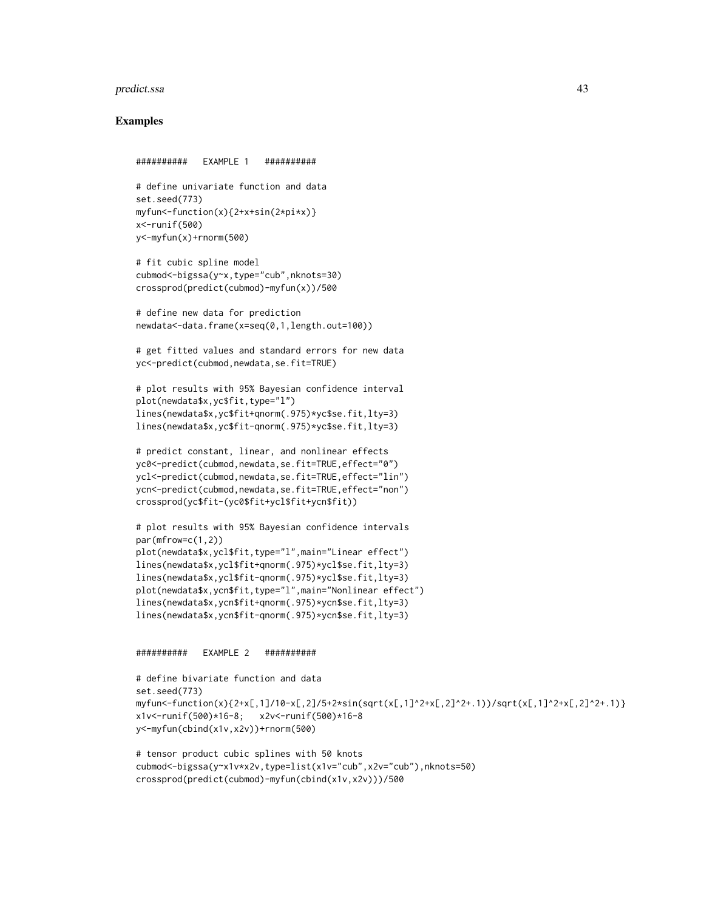## Examples

```
##########   EXAMPLE 1   ##########

# define univariate function and data
set.seed(773)
myfun<-function(x){2+x+sin(2*pi*x)}
x<-runif(500)
y<-myfun(x)+rnorm(500)

# fit cubic spline model
cubmod<-bigssa(y~x,type="cub",nknots=30)
crossprod(predict(cubmod)-myfun(x))/500

# define new data for prediction
newdata<-data.frame(x=seq(0,1,length.out=100))

# get fitted values and standard errors for new data
yc<-predict(cubmod,newdata,se.fit=TRUE)

# plot results with 95% Bayesian confidence interval
plot(newdata$x,yc$fit,type="l")
lines(newdata$x,yc$fit+qnorm(.975)*yc$se.fit,lty=3)
lines(newdata$x,yc$fit-qnorm(.975)*yc$se.fit,lty=3)

# predict constant, linear, and nonlinear effects
yc0<-predict(cubmod,newdata,se.fit=TRUE,effect="0")
ycl<-predict(cubmod,newdata,se.fit=TRUE,effect="lin")
ycn<-predict(cubmod,newdata,se.fit=TRUE,effect="non")
crossprod(yc$fit-(yc0$fit+ycl$fit+ycn$fit))

# plot results with 95% Bayesian confidence intervals
par(mfrow=c(1,2))
plot(newdata$x,ycl$fit,type="l",main="Linear effect")
lines(newdata$x,ycl$fit+qnorm(.975)*ycl$se.fit,lty=3)
lines(newdata$x,ycl$fit-qnorm(.975)*ycl$se.fit,lty=3)
plot(newdata$x,ycn$fit,type="l",main="Nonlinear effect")
lines(newdata$x,ycn$fit+qnorm(.975)*ycn$se.fit,lty=3)
lines(newdata$x,ycn$fit-qnorm(.975)*ycn$se.fit,lty=3)


##########   EXAMPLE 2   ##########

# define bivariate function and data
set.seed(773)
myfun<-function(x){2+x[,1]/10-x[,2]/5+2*sin(sqrt(x[,1]^2+x[,2]^2+.1))/sqrt(x[,1]^2+x[,2]^2+.1)}
x1v<-runif(500)*16-8;   x2v<-runif(500)*16-8
y<-myfun(cbind(x1v,x2v))+rnorm(500)

# tensor product cubic splines with 50 knots
cubmod<-bigssa(y~x1v*x2v,type=list(x1v="cub",x2v="cub"),nknots=50)
crossprod(predict(cubmod)-myfun(cbind(x1v,x2v)))/500
```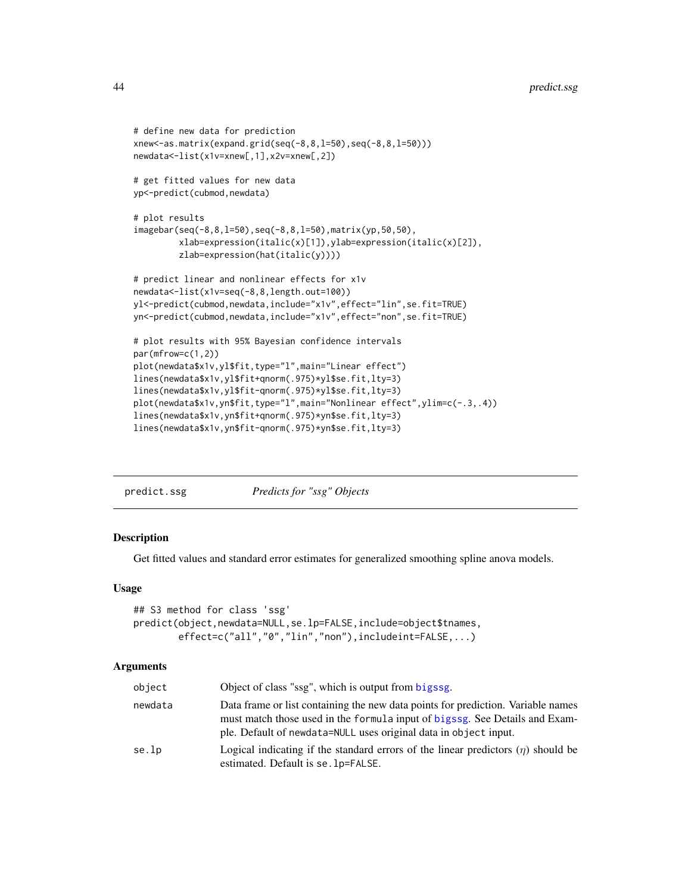```
# define new data for prediction
xnew<-as.matrix(expand.grid(seq(-8,8,l=50),seq(-8,8,l=50)))
newdata<-list(x1v=xnew[,1],x2v=xnew[,2])

# get fitted values for new data
yp<-predict(cubmod,newdata)

# plot results
imagebar(seq(-8,8,l=50),seq(-8,8,l=50),matrix(yp,50,50),
         xlab=expression(italic(x)[1]),ylab=expression(italic(x)[2]),
         zlab=expression(hat(italic(y))))

# predict linear and nonlinear effects for x1v
newdata<-list(x1v=seq(-8,8,length.out=100))
yl<-predict(cubmod,newdata,include="x1v",effect="lin",se.fit=TRUE)
yn<-predict(cubmod,newdata,include="x1v",effect="non",se.fit=TRUE)

# plot results with 95% Bayesian confidence intervals
par(mfrow=c(1,2))
plot(newdata$x1v,yl$fit,type="l",main="Linear effect")
lines(newdata$x1v,yl$fit+qnorm(.975)*yl$se.fit,lty=3)
lines(newdata$x1v,yl$fit-qnorm(.975)*yl$se.fit,lty=3)
plot(newdata$x1v,yn$fit,type="l",main="Nonlinear effect",ylim=c(-.3,.4))
lines(newdata$x1v,yn$fit+qnorm(.975)*yn$se.fit,lty=3)
lines(newdata$x1v,yn$fit-qnorm(.975)*yn$se.fit,lty=3)
```

---

# predict.ssg — *Predicts for "ssg" Objects*

## Description

Get fitted values and standard error estimates for generalized smoothing spline anova models.

## Usage

```
## S3 method for class 'ssg'
predict(object,newdata=NULL,se.lp=FALSE,include=object$tnames,
        effect=c("all","0","lin","non"),includeint=FALSE,...)
```

## Arguments

| | |
|---|---|
| object | Object of class "ssg", which is output from bigssg. |
| newdata | Data frame or list containing the new data points for prediction. Variable names must match those used in the formula input of bigssg. See Details and Example. Default of newdata=NULL uses original data in object input. |
| se.lp | Logical indicating if the standard errors of the linear predictors ($\eta$) should be estimated. Default is se.lp=FALSE. |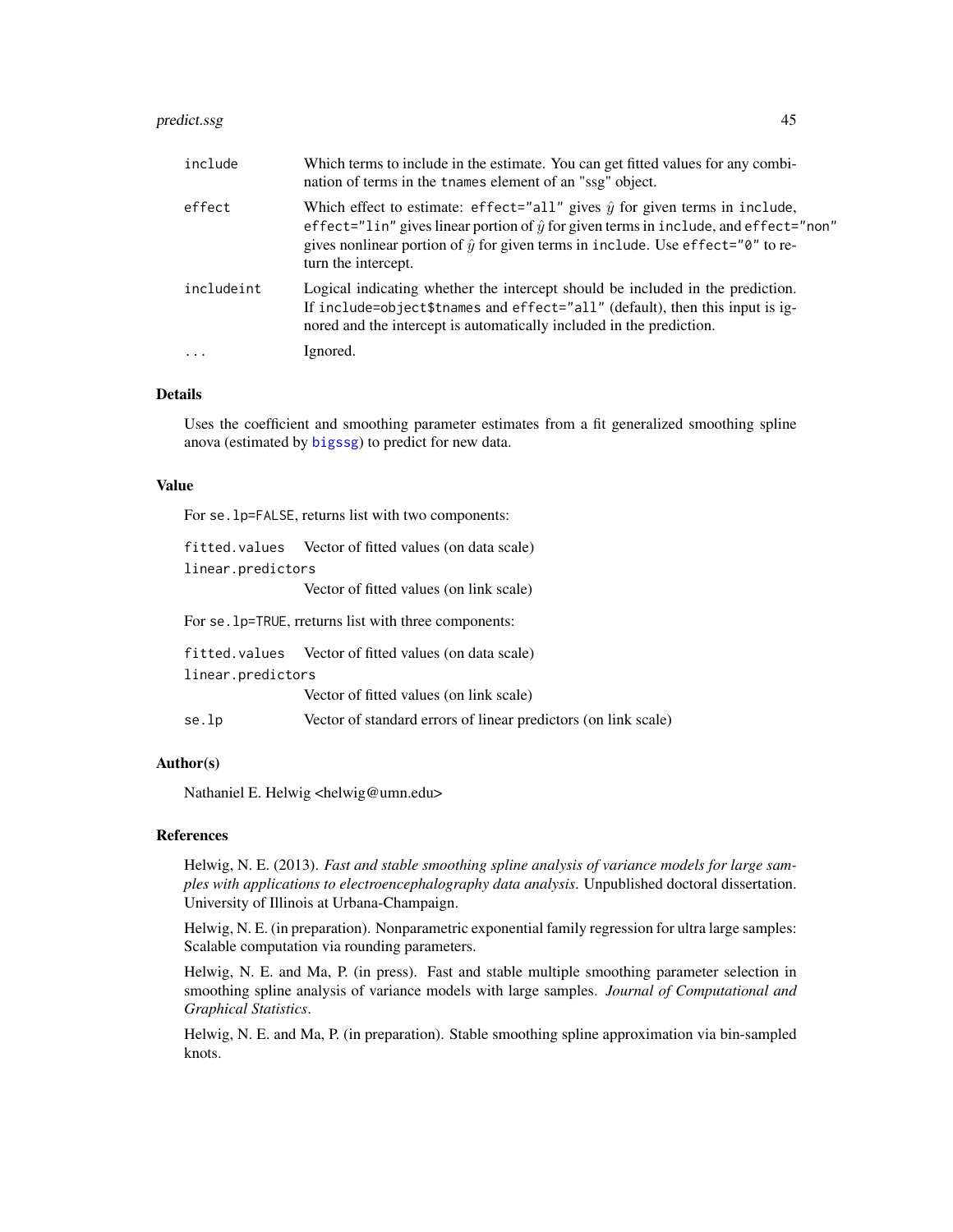| | |
|---|---|
| include | Which terms to include in the estimate. You can get fitted values for any combination of terms in the tnames element of an "ssg" object. |
| effect | Which effect to estimate: effect="all" gives $\hat{y}$ for given terms in include, effect="lin" gives linear portion of $\hat{y}$ for given terms in include, and effect="non" gives nonlinear portion of $\hat{y}$ for given terms in include. Use effect="0" to return the intercept. |
| includeint | Logical indicating whether the intercept should be included in the prediction. If include=object$tnames and effect="all" (default), then this input is ignored and the intercept is automatically included in the prediction. |
| ... | Ignored. |

## Details

Uses the coefficient and smoothing parameter estimates from a fit generalized smoothing spline anova (estimated by bigssg) to predict for new data.

## Value

For se.lp=FALSE, returns list with two components:

| | |
|---|---|
| fitted.values | Vector of fitted values (on data scale) |
| linear.predictors | Vector of fitted values (on link scale) |

For se.lp=TRUE, rreturns list with three components:

| | |
|---|---|
| fitted.values | Vector of fitted values (on data scale) |
| linear.predictors | Vector of fitted values (on link scale) |
| se.lp | Vector of standard errors of linear predictors (on link scale) |

## Author(s)

Nathaniel E. Helwig <helwig@umn.edu>

## References

Helwig, N. E. (2013). *Fast and stable smoothing spline analysis of variance models for large samples with applications to electroencephalography data analysis*. Unpublished doctoral dissertation. University of Illinois at Urbana-Champaign.

Helwig, N. E. (in preparation). Nonparametric exponential family regression for ultra large samples: Scalable computation via rounding parameters.

Helwig, N. E. and Ma, P. (in press). Fast and stable multiple smoothing parameter selection in smoothing spline analysis of variance models with large samples. *Journal of Computational and Graphical Statistics*.

Helwig, N. E. and Ma, P. (in preparation). Stable smoothing spline approximation via bin-sampled knots.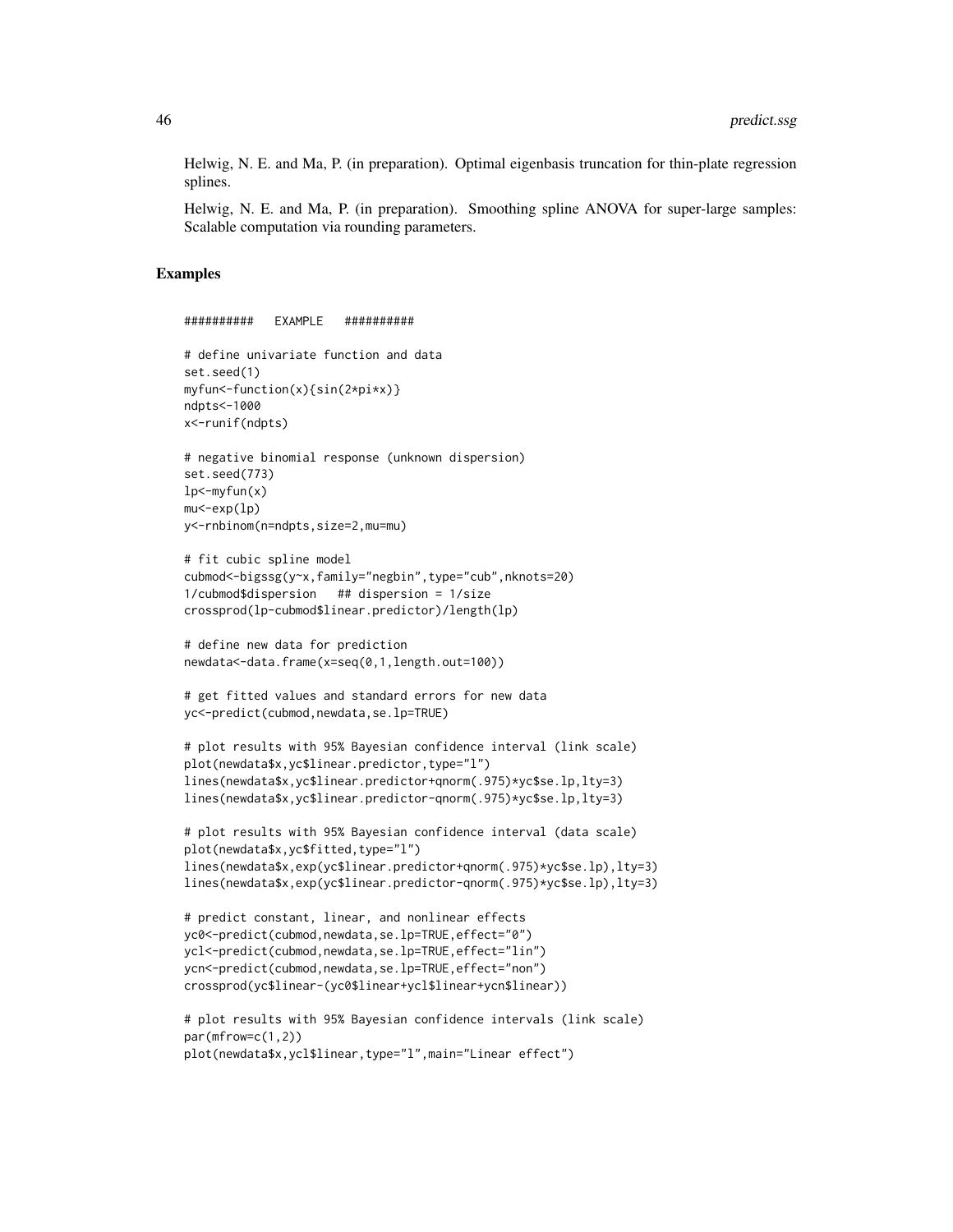Helwig, N. E. and Ma, P. (in preparation). Optimal eigenbasis truncation for thin-plate regression splines.

Helwig, N. E. and Ma, P. (in preparation). Smoothing spline ANOVA for super-large samples: Scalable computation via rounding parameters.

## Examples

```
##########   EXAMPLE   ##########

# define univariate function and data
set.seed(1)
myfun<-function(x){sin(2*pi*x)}
ndpts<-1000
x<-runif(ndpts)

# negative binomial response (unknown dispersion)
set.seed(773)
lp<-myfun(x)
mu<-exp(lp)
y<-rnbinom(n=ndpts,size=2,mu=mu)

# fit cubic spline model
cubmod<-bigssg(y~x,family="negbin",type="cub",nknots=20)
1/cubmod$dispersion   ## dispersion = 1/size
crossprod(lp-cubmod$linear.predictor)/length(lp)

# define new data for prediction
newdata<-data.frame(x=seq(0,1,length.out=100))

# get fitted values and standard errors for new data
yc<-predict(cubmod,newdata,se.lp=TRUE)

# plot results with 95% Bayesian confidence interval (link scale)
plot(newdata$x,yc$linear.predictor,type="l")
lines(newdata$x,yc$linear.predictor+qnorm(.975)*yc$se.lp,lty=3)
lines(newdata$x,yc$linear.predictor-qnorm(.975)*yc$se.lp,lty=3)

# plot results with 95% Bayesian confidence interval (data scale)
plot(newdata$x,yc$fitted,type="l")
lines(newdata$x,exp(yc$linear.predictor+qnorm(.975)*yc$se.lp),lty=3)
lines(newdata$x,exp(yc$linear.predictor-qnorm(.975)*yc$se.lp),lty=3)

# predict constant, linear, and nonlinear effects
yc0<-predict(cubmod,newdata,se.lp=TRUE,effect="0")
ycl<-predict(cubmod,newdata,se.lp=TRUE,effect="lin")
ycn<-predict(cubmod,newdata,se.lp=TRUE,effect="non")
crossprod(yc$linear-(yc0$linear+ycl$linear+ycn$linear))

# plot results with 95% Bayesian confidence intervals (link scale)
par(mfrow=c(1,2))
plot(newdata$x,ycl$linear,type="l",main="Linear effect")
```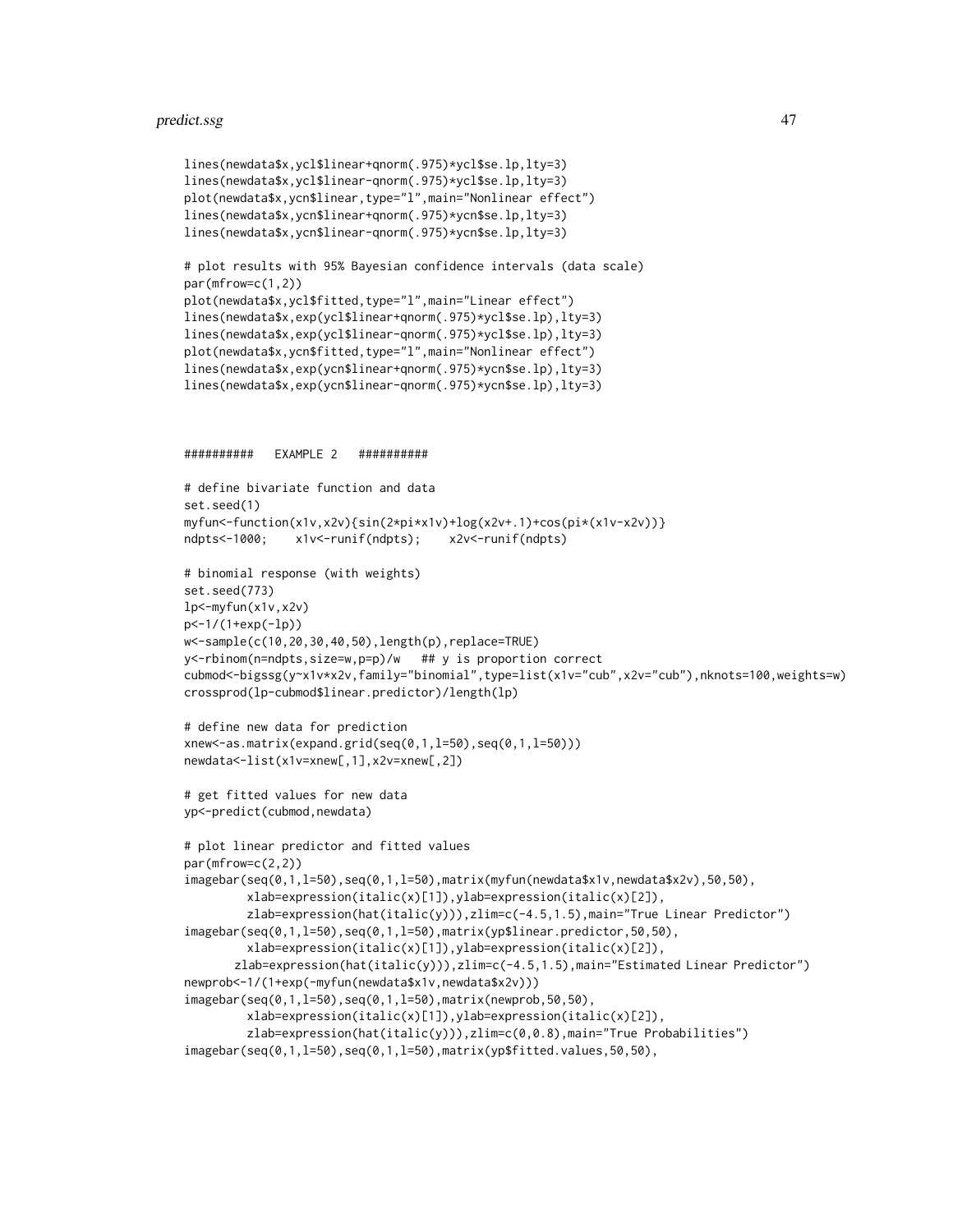```
lines(newdata$x,ycl$linear+qnorm(.975)*ycl$se.lp,lty=3)
lines(newdata$x,ycl$linear-qnorm(.975)*ycl$se.lp,lty=3)
plot(newdata$x,ycn$linear,type="l",main="Nonlinear effect")
lines(newdata$x,ycn$linear+qnorm(.975)*ycn$se.lp,lty=3)
lines(newdata$x,ycn$linear-qnorm(.975)*ycn$se.lp,lty=3)

# plot results with 95% Bayesian confidence intervals (data scale)
par(mfrow=c(1,2))
plot(newdata$x,ycl$fitted,type="l",main="Linear effect")
lines(newdata$x,exp(ycl$linear+qnorm(.975)*ycl$se.lp),lty=3)
lines(newdata$x,exp(ycl$linear-qnorm(.975)*ycl$se.lp),lty=3)
plot(newdata$x,ycn$fitted,type="l",main="Nonlinear effect")
lines(newdata$x,exp(ycn$linear+qnorm(.975)*ycn$se.lp),lty=3)
lines(newdata$x,exp(ycn$linear-qnorm(.975)*ycn$se.lp),lty=3)



##########   EXAMPLE 2   ##########

# define bivariate function and data
set.seed(1)
myfun<-function(x1v,x2v){sin(2*pi*x1v)+log(x2v+.1)+cos(pi*(x1v-x2v))}
ndpts<-1000;    x1v<-runif(ndpts);    x2v<-runif(ndpts)

# binomial response (with weights)
set.seed(773)
lp<-myfun(x1v,x2v)
p<-1/(1+exp(-lp))
w<-sample(c(10,20,30,40,50),length(p),replace=TRUE)
y<-rbinom(n=ndpts,size=w,p=p)/w   ## y is proportion correct
cubmod<-bigssg(y~x1v*x2v,family="binomial",type=list(x1v="cub",x2v="cub"),nknots=100,weights=w)
crossprod(lp-cubmod$linear.predictor)/length(lp)

# define new data for prediction
xnew<-as.matrix(expand.grid(seq(0,1,l=50),seq(0,1,l=50)))
newdata<-list(x1v=xnew[,1],x2v=xnew[,2])

# get fitted values for new data
yp<-predict(cubmod,newdata)

# plot linear predictor and fitted values
par(mfrow=c(2,2))
imagebar(seq(0,1,l=50),seq(0,1,l=50),matrix(myfun(newdata$x1v,newdata$x2v),50,50),
         xlab=expression(italic(x)[1]),ylab=expression(italic(x)[2]),
         zlab=expression(hat(italic(y))),zlim=c(-4.5,1.5),main="True Linear Predictor")
imagebar(seq(0,1,l=50),seq(0,1,l=50),matrix(yp$linear.predictor,50,50),
         xlab=expression(italic(x)[1]),ylab=expression(italic(x)[2]),
       zlab=expression(hat(italic(y))),zlim=c(-4.5,1.5),main="Estimated Linear Predictor")
newprob<-1/(1+exp(-myfun(newdata$x1v,newdata$x2v)))
imagebar(seq(0,1,l=50),seq(0,1,l=50),matrix(newprob,50,50),
         xlab=expression(italic(x)[1]),ylab=expression(italic(x)[2]),
         zlab=expression(hat(italic(y))),zlim=c(0,0.8),main="True Probabilities")
imagebar(seq(0,1,l=50),seq(0,1,l=50),matrix(yp$fitted.values,50,50),
```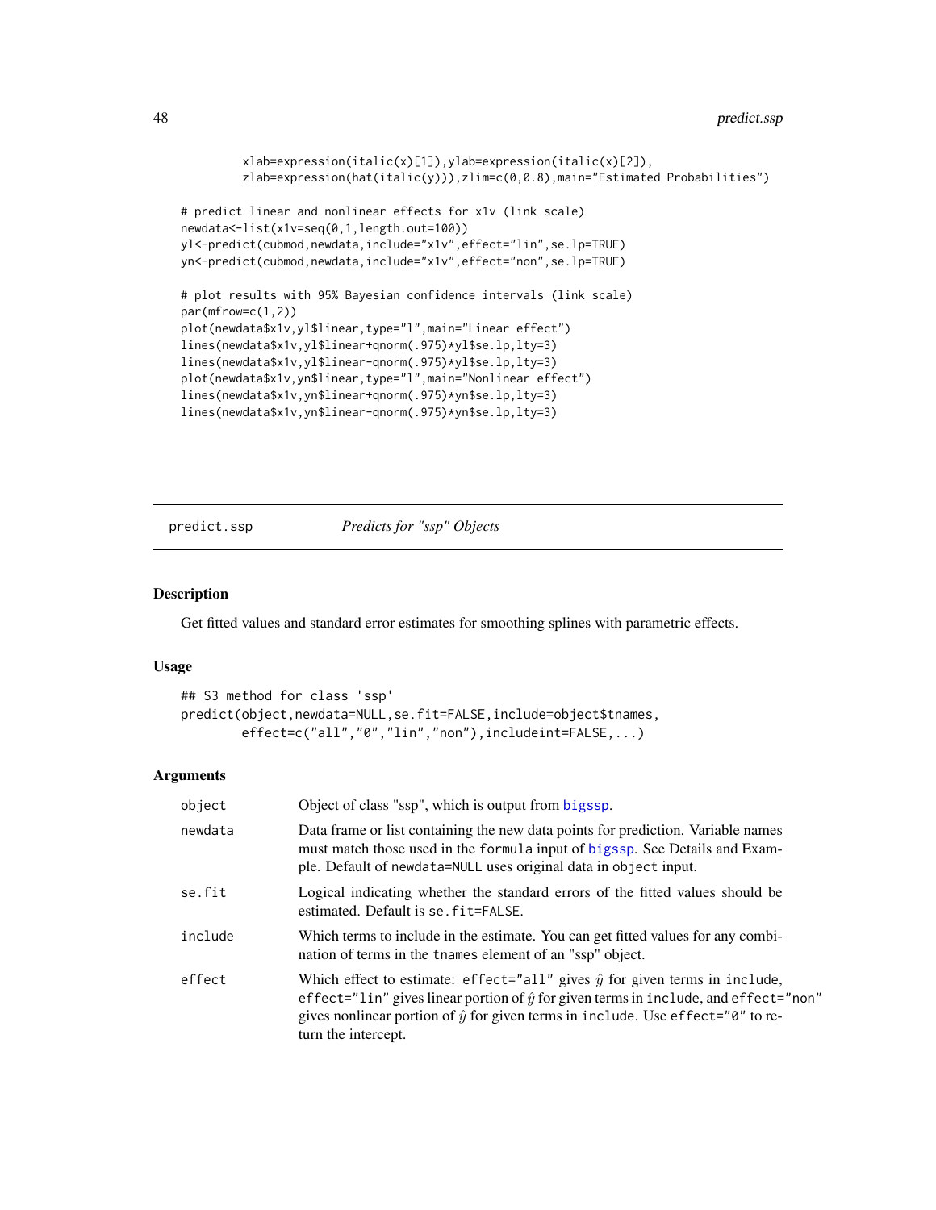```
        xlab=expression(italic(x)[1]),ylab=expression(italic(x)[2]),
        zlab=expression(hat(italic(y))),zlim=c(0,0.8),main="Estimated Probabilities")

# predict linear and nonlinear effects for x1v (link scale)
newdata<-list(x1v=seq(0,1,length.out=100))
yl<-predict(cubmod,newdata,include="x1v",effect="lin",se.lp=TRUE)
yn<-predict(cubmod,newdata,include="x1v",effect="non",se.lp=TRUE)

# plot results with 95% Bayesian confidence intervals (link scale)
par(mfrow=c(1,2))
plot(newdata$x1v,yl$linear,type="l",main="Linear effect")
lines(newdata$x1v,yl$linear+qnorm(.975)*yl$se.lp,lty=3)
lines(newdata$x1v,yl$linear-qnorm(.975)*yl$se.lp,lty=3)
plot(newdata$x1v,yn$linear,type="l",main="Nonlinear effect")
lines(newdata$x1v,yn$linear+qnorm(.975)*yn$se.lp,lty=3)
lines(newdata$x1v,yn$linear-qnorm(.975)*yn$se.lp,lty=3)
```

---

predict.ssp *Predicts for "ssp" Objects*

---

## Description

Get fitted values and standard error estimates for smoothing splines with parametric effects.

## Usage

```
## S3 method for class 'ssp'
predict(object,newdata=NULL,se.fit=FALSE,include=object$tnames,
        effect=c("all","0","lin","non"),includeint=FALSE,...)
```

## Arguments

| | |
|---|---|
| object | Object of class "ssp", which is output from bigssp. |
| newdata | Data frame or list containing the new data points for prediction. Variable names must match those used in the formula input of bigssp. See Details and Example. Default of newdata=NULL uses original data in object input. |
| se.fit | Logical indicating whether the standard errors of the fitted values should be estimated. Default is se.fit=FALSE. |
| include | Which terms to include in the estimate. You can get fitted values for any combination of terms in the tnames element of an "ssp" object. |
| effect | Which effect to estimate: effect="all" gives $\hat{y}$ for given terms in include, effect="lin" gives linear portion of $\hat{y}$ for given terms in include, and effect="non" gives nonlinear portion of $\hat{y}$ for given terms in include. Use effect="0" to return the intercept. |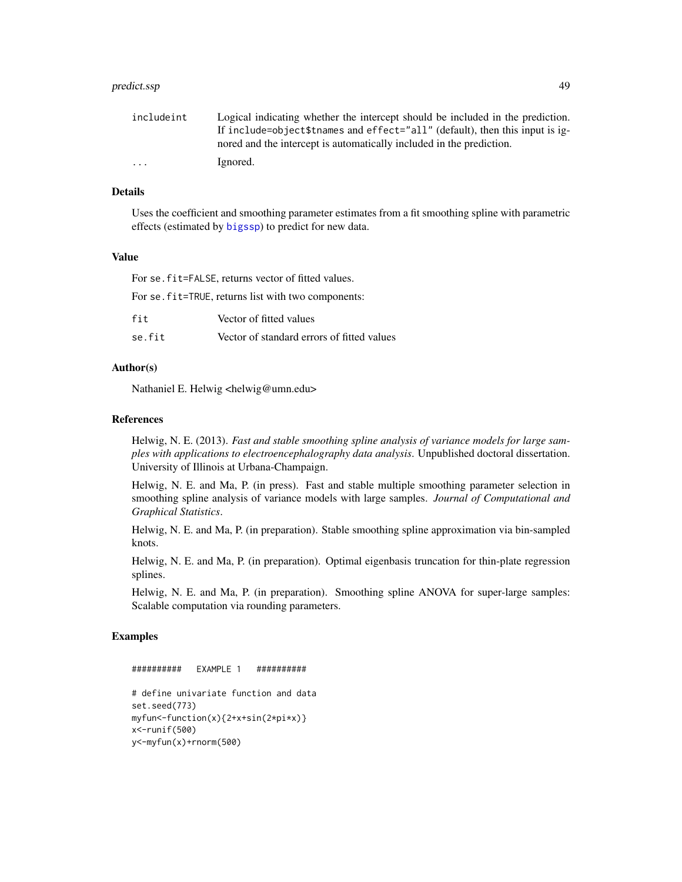| | |
|---|---|
| includeint | Logical indicating whether the intercept should be included in the prediction. If include=object$tnames and effect="all" (default), then this input is ignored and the intercept is automatically included in the prediction. |
| ... | Ignored. |

### Details

Uses the coefficient and smoothing parameter estimates from a fit smoothing spline with parametric effects (estimated by bigssp) to predict for new data.

### Value

For se.fit=FALSE, returns vector of fitted values.

For se.fit=TRUE, returns list with two components:

| | |
|---|---|
| fit | Vector of fitted values |
| se.fit | Vector of standard errors of fitted values |

### Author(s)

Nathaniel E. Helwig <helwig@umn.edu>

### References

Helwig, N. E. (2013). *Fast and stable smoothing spline analysis of variance models for large samples with applications to electroencephalography data analysis*. Unpublished doctoral dissertation. University of Illinois at Urbana-Champaign.

Helwig, N. E. and Ma, P. (in press). Fast and stable multiple smoothing parameter selection in smoothing spline analysis of variance models with large samples. *Journal of Computational and Graphical Statistics*.

Helwig, N. E. and Ma, P. (in preparation). Stable smoothing spline approximation via bin-sampled knots.

Helwig, N. E. and Ma, P. (in preparation). Optimal eigenbasis truncation for thin-plate regression splines.

Helwig, N. E. and Ma, P. (in preparation). Smoothing spline ANOVA for super-large samples: Scalable computation via rounding parameters.

### Examples

```
##########   EXAMPLE 1   ##########

# define univariate function and data
set.seed(773)
myfun<-function(x){2+x+sin(2*pi*x)}
x<-runif(500)
y<-myfun(x)+rnorm(500)
```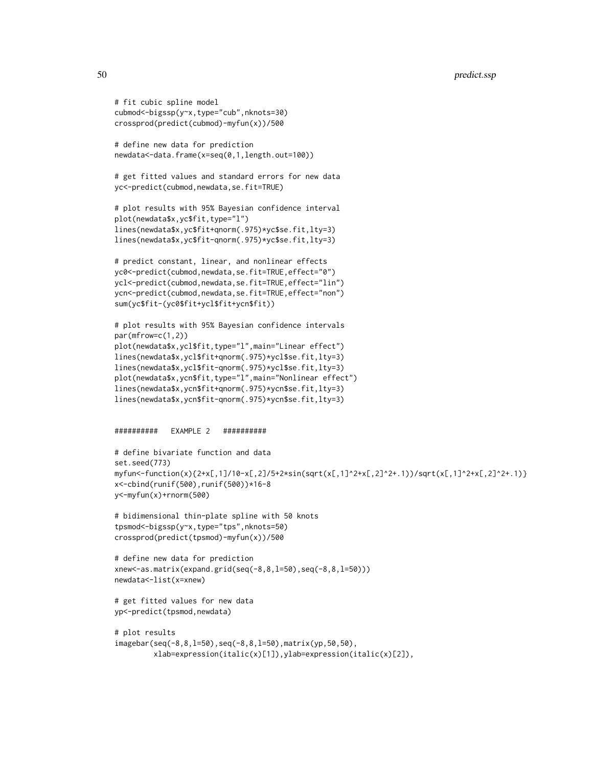```
# fit cubic spline model
cubmod<-bigssp(y~x,type="cub",nknots=30)
crossprod(predict(cubmod)-myfun(x))/500

# define new data for prediction
newdata<-data.frame(x=seq(0,1,length.out=100))

# get fitted values and standard errors for new data
yc<-predict(cubmod,newdata,se.fit=TRUE)

# plot results with 95% Bayesian confidence interval
plot(newdata$x,yc$fit,type="l")
lines(newdata$x,yc$fit+qnorm(.975)*yc$se.fit,lty=3)
lines(newdata$x,yc$fit-qnorm(.975)*yc$se.fit,lty=3)

# predict constant, linear, and nonlinear effects
yc0<-predict(cubmod,newdata,se.fit=TRUE,effect="0")
ycl<-predict(cubmod,newdata,se.fit=TRUE,effect="lin")
ycn<-predict(cubmod,newdata,se.fit=TRUE,effect="non")
sum(yc$fit-(yc0$fit+ycl$fit+ycn$fit))

# plot results with 95% Bayesian confidence intervals
par(mfrow=c(1,2))
plot(newdata$x,ycl$fit,type="l",main="Linear effect")
lines(newdata$x,ycl$fit+qnorm(.975)*ycl$se.fit,lty=3)
lines(newdata$x,ycl$fit-qnorm(.975)*ycl$se.fit,lty=3)
plot(newdata$x,ycn$fit,type="l",main="Nonlinear effect")
lines(newdata$x,ycn$fit+qnorm(.975)*ycn$se.fit,lty=3)
lines(newdata$x,ycn$fit-qnorm(.975)*ycn$se.fit,lty=3)


##########   EXAMPLE 2   ##########

# define bivariate function and data
set.seed(773)
myfun<-function(x){2+x[,1]/10-x[,2]/5+2*sin(sqrt(x[,1]^2+x[,2]^2+.1))/sqrt(x[,1]^2+x[,2]^2+.1)}
x<-cbind(runif(500),runif(500))*16-8
y<-myfun(x)+rnorm(500)

# bidimensional thin-plate spline with 50 knots
tpsmod<-bigssp(y~x,type="tps",nknots=50)
crossprod(predict(tpsmod)-myfun(x))/500

# define new data for prediction
xnew<-as.matrix(expand.grid(seq(-8,8,l=50),seq(-8,8,l=50)))
newdata<-list(x=xnew)

# get fitted values for new data
yp<-predict(tpsmod,newdata)

# plot results
imagebar(seq(-8,8,l=50),seq(-8,8,l=50),matrix(yp,50,50),
         xlab=expression(italic(x)[1]),ylab=expression(italic(x)[2]),
```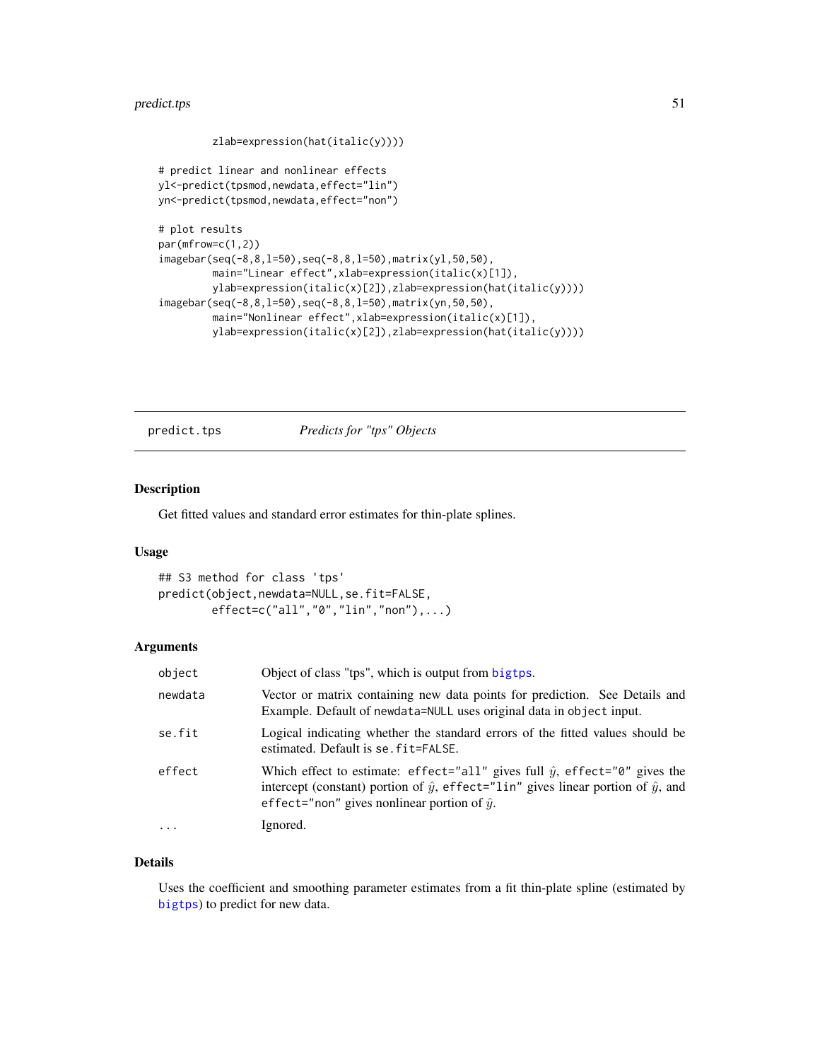```
        zlab=expression(hat(italic(y))))

# predict linear and nonlinear effects
yl<-predict(tpsmod,newdata,effect="lin")
yn<-predict(tpsmod,newdata,effect="non")

# plot results
par(mfrow=c(1,2))
imagebar(seq(-8,8,l=50),seq(-8,8,l=50),matrix(yl,50,50),
         main="Linear effect",xlab=expression(italic(x)[1]),
         ylab=expression(italic(x)[2]),zlab=expression(hat(italic(y))))
imagebar(seq(-8,8,l=50),seq(-8,8,l=50),matrix(yn,50,50),
         main="Nonlinear effect",xlab=expression(italic(x)[1]),
         ylab=expression(italic(x)[2]),zlab=expression(hat(italic(y))))
```

---

## predict.tps *Predicts for "tps" Objects*

### Description

Get fitted values and standard error estimates for thin-plate splines.

### Usage

```
## S3 method for class 'tps'
predict(object,newdata=NULL,se.fit=FALSE,
        effect=c("all","0","lin","non"),...)
```

### Arguments

| | |
|---|---|
| `object` | Object of class "tps", which is output from `bigtps`. |
| `newdata` | Vector or matrix containing new data points for prediction. See Details and Example. Default of `newdata=NULL` uses original data in `object` input. |
| `se.fit` | Logical indicating whether the standard errors of the fitted values should be estimated. Default is `se.fit=FALSE`. |
| `effect` | Which effect to estimate: `effect="all"` gives full $\hat{y}$, `effect="0"` gives the intercept (constant) portion of $\hat{y}$, `effect="lin"` gives linear portion of $\hat{y}$, and `effect="non"` gives nonlinear portion of $\hat{y}$. |
| `...` | Ignored. |

### Details

Uses the coefficient and smoothing parameter estimates from a fit thin-plate spline (estimated by `bigtps`) to predict for new data.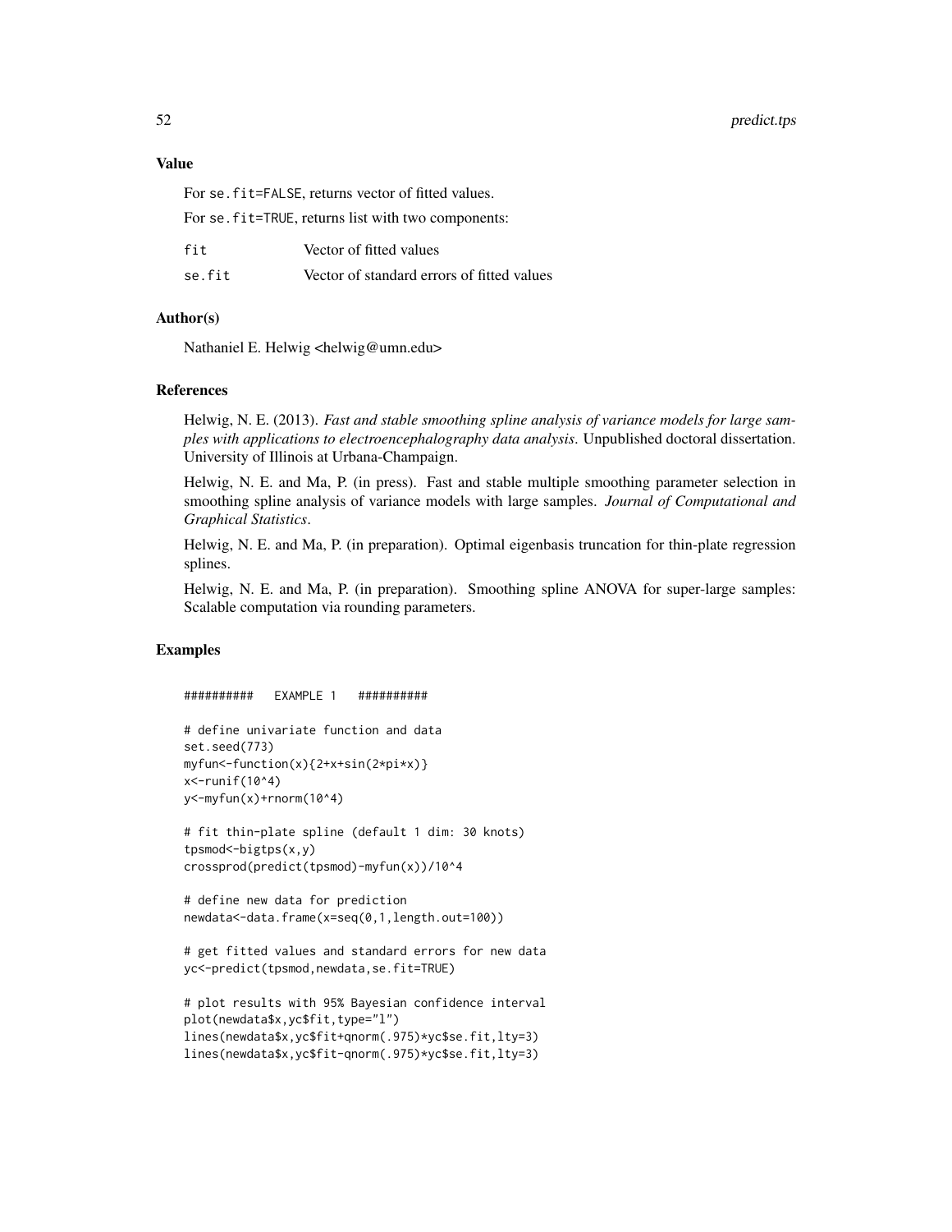## Value

For `se.fit=FALSE`, returns vector of fitted values.

For `se.fit=TRUE`, returns list with two components:

| | |
|---|---|
| `fit` | Vector of fitted values |
| `se.fit` | Vector of standard errors of fitted values |

## Author(s)

Nathaniel E. Helwig <helwig@umn.edu>

## References

Helwig, N. E. (2013). *Fast and stable smoothing spline analysis of variance models for large samples with applications to electroencephalography data analysis*. Unpublished doctoral dissertation. University of Illinois at Urbana-Champaign.

Helwig, N. E. and Ma, P. (in press). Fast and stable multiple smoothing parameter selection in smoothing spline analysis of variance models with large samples. *Journal of Computational and Graphical Statistics*.

Helwig, N. E. and Ma, P. (in preparation). Optimal eigenbasis truncation for thin-plate regression splines.

Helwig, N. E. and Ma, P. (in preparation). Smoothing spline ANOVA for super-large samples: Scalable computation via rounding parameters.

## Examples

```
##########   EXAMPLE 1   ##########

# define univariate function and data
set.seed(773)
myfun<-function(x){2+x+sin(2*pi*x)}
x<-runif(10^4)
y<-myfun(x)+rnorm(10^4)

# fit thin-plate spline (default 1 dim: 30 knots)
tpsmod<-bigtps(x,y)
crossprod(predict(tpsmod)-myfun(x))/10^4

# define new data for prediction
newdata<-data.frame(x=seq(0,1,length.out=100))

# get fitted values and standard errors for new data
yc<-predict(tpsmod,newdata,se.fit=TRUE)

# plot results with 95% Bayesian confidence interval
plot(newdata$x,yc$fit,type="l")
lines(newdata$x,yc$fit+qnorm(.975)*yc$se.fit,lty=3)
lines(newdata$x,yc$fit-qnorm(.975)*yc$se.fit,lty=3)
```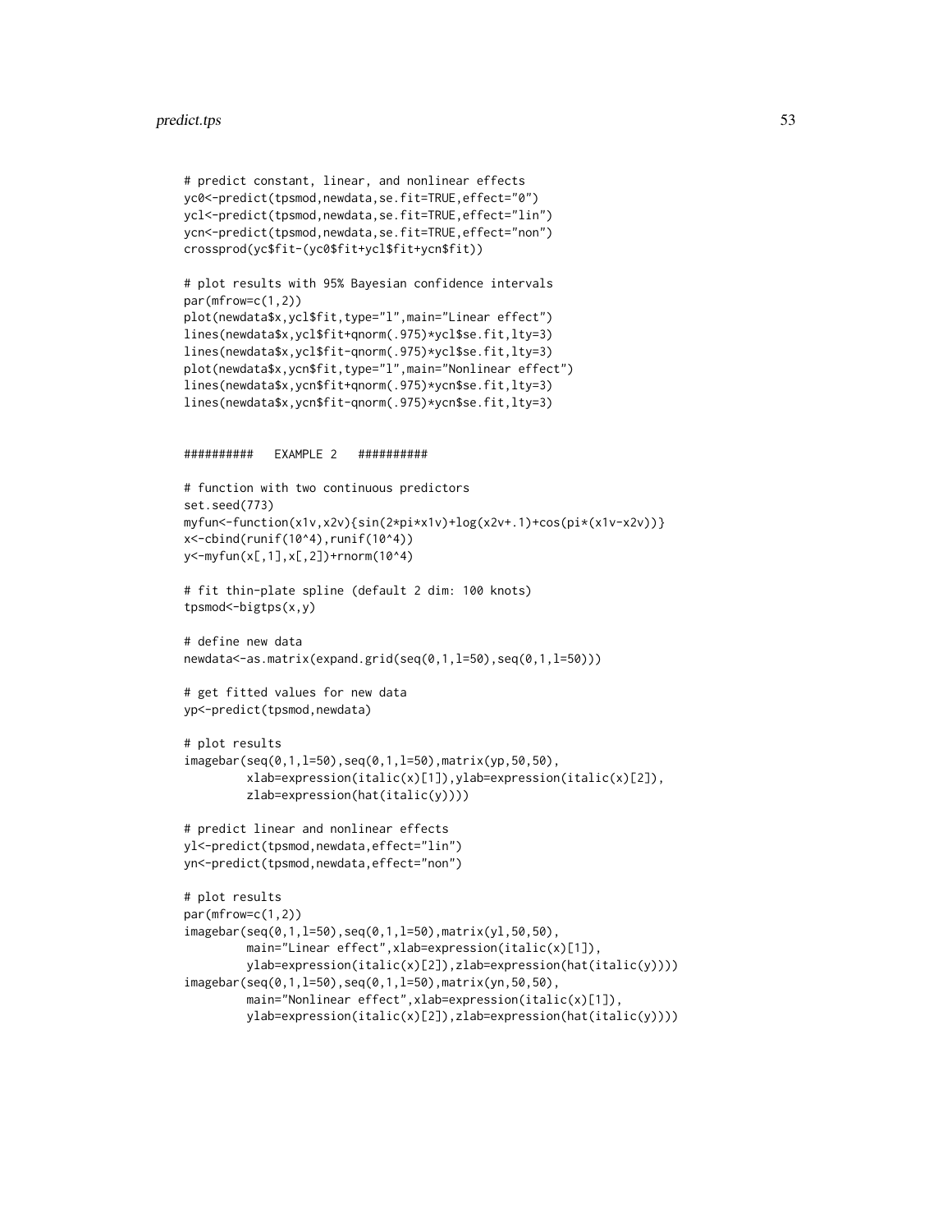```
# predict constant, linear, and nonlinear effects
yc0<-predict(tpsmod,newdata,se.fit=TRUE,effect="0")
ycl<-predict(tpsmod,newdata,se.fit=TRUE,effect="lin")
ycn<-predict(tpsmod,newdata,se.fit=TRUE,effect="non")
crossprod(yc$fit-(yc0$fit+ycl$fit+ycn$fit))

# plot results with 95% Bayesian confidence intervals
par(mfrow=c(1,2))
plot(newdata$x,ycl$fit,type="l",main="Linear effect")
lines(newdata$x,ycl$fit+qnorm(.975)*ycl$se.fit,lty=3)
lines(newdata$x,ycl$fit-qnorm(.975)*ycl$se.fit,lty=3)
plot(newdata$x,ycn$fit,type="l",main="Nonlinear effect")
lines(newdata$x,ycn$fit+qnorm(.975)*ycn$se.fit,lty=3)
lines(newdata$x,ycn$fit-qnorm(.975)*ycn$se.fit,lty=3)


##########   EXAMPLE 2   ##########

# function with two continuous predictors
set.seed(773)
myfun<-function(x1v,x2v){sin(2*pi*x1v)+log(x2v+.1)+cos(pi*(x1v-x2v))}
x<-cbind(runif(10^4),runif(10^4))
y<-myfun(x[,1],x[,2])+rnorm(10^4)

# fit thin-plate spline (default 2 dim: 100 knots)
tpsmod<-bigtps(x,y)

# define new data
newdata<-as.matrix(expand.grid(seq(0,1,l=50),seq(0,1,l=50)))

# get fitted values for new data
yp<-predict(tpsmod,newdata)

# plot results
imagebar(seq(0,1,l=50),seq(0,1,l=50),matrix(yp,50,50),
         xlab=expression(italic(x)[1]),ylab=expression(italic(x)[2]),
         zlab=expression(hat(italic(y))))

# predict linear and nonlinear effects
yl<-predict(tpsmod,newdata,effect="lin")
yn<-predict(tpsmod,newdata,effect="non")

# plot results
par(mfrow=c(1,2))
imagebar(seq(0,1,l=50),seq(0,1,l=50),matrix(yl,50,50),
         main="Linear effect",xlab=expression(italic(x)[1]),
         ylab=expression(italic(x)[2]),zlab=expression(hat(italic(y))))
imagebar(seq(0,1,l=50),seq(0,1,l=50),matrix(yn,50,50),
         main="Nonlinear effect",xlab=expression(italic(x)[1]),
         ylab=expression(italic(x)[2]),zlab=expression(hat(italic(y))))
```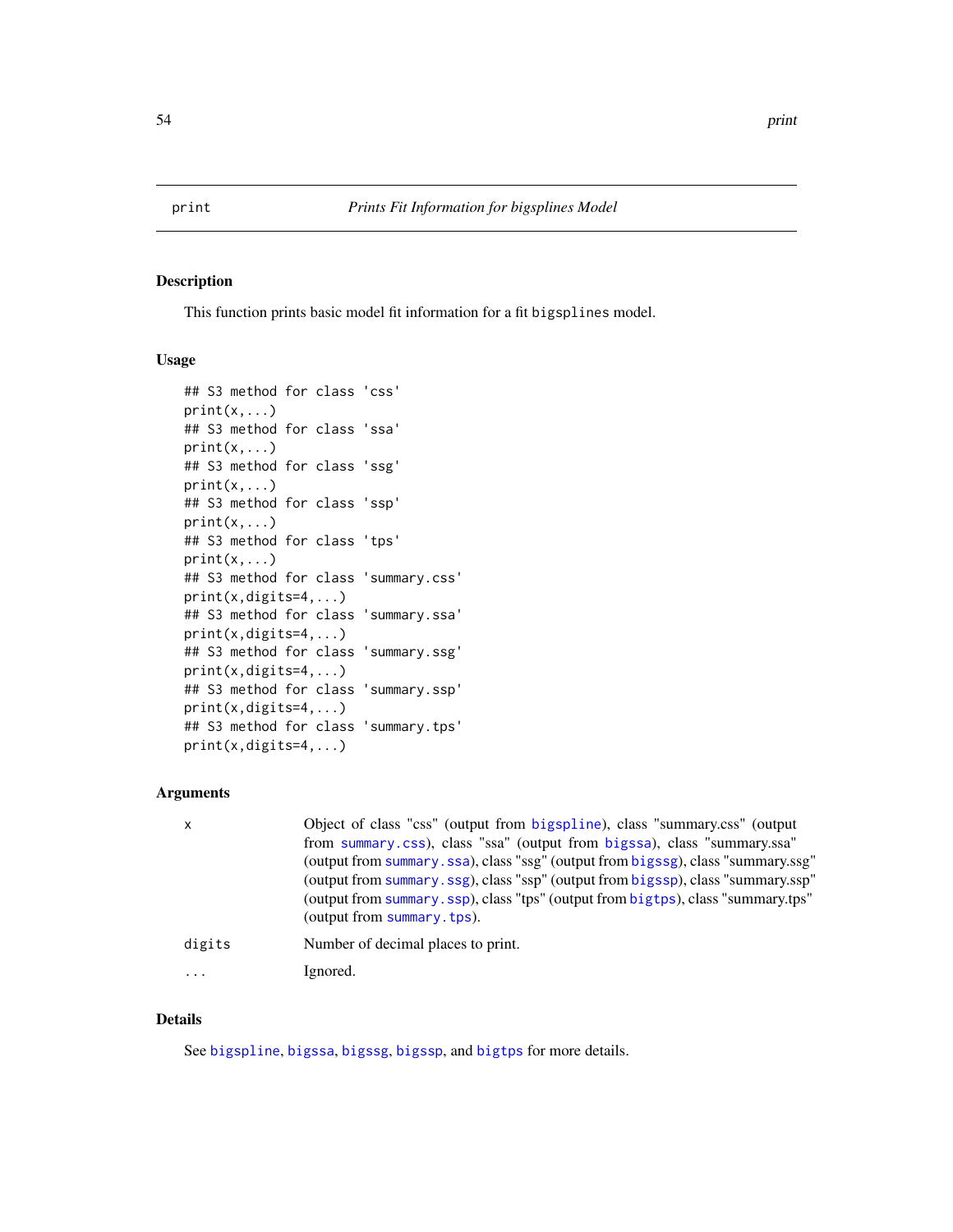| print | *Prints Fit Information for bigsplines Model* |
|---|---|

## Description

This function prints basic model fit information for a fit bigsplines model.

## Usage

```
## S3 method for class 'css'
print(x,...)
## S3 method for class 'ssa'
print(x,...)
## S3 method for class 'ssg'
print(x,...)
## S3 method for class 'ssp'
print(x,...)
## S3 method for class 'tps'
print(x,...)
## S3 method for class 'summary.css'
print(x,digits=4,...)
## S3 method for class 'summary.ssa'
print(x,digits=4,...)
## S3 method for class 'summary.ssg'
print(x,digits=4,...)
## S3 method for class 'summary.ssp'
print(x,digits=4,...)
## S3 method for class 'summary.tps'
print(x,digits=4,...)
```

## Arguments

| | |
|---|---|
| x | Object of class "css" (output from bigspline), class "summary.css" (output from summary.css), class "ssa" (output from bigssa), class "summary.ssa" (output from summary.ssa), class "ssg" (output from bigssg), class "summary.ssg" (output from summary.ssg), class "ssp" (output from bigssp), class "summary.ssp" (output from summary.ssp), class "tps" (output from bigtps), class "summary.tps" (output from summary.tps). |
| digits | Number of decimal places to print. |
| ... | Ignored. |

## Details

See bigspline, bigssa, bigssg, bigssp, and bigtps for more details.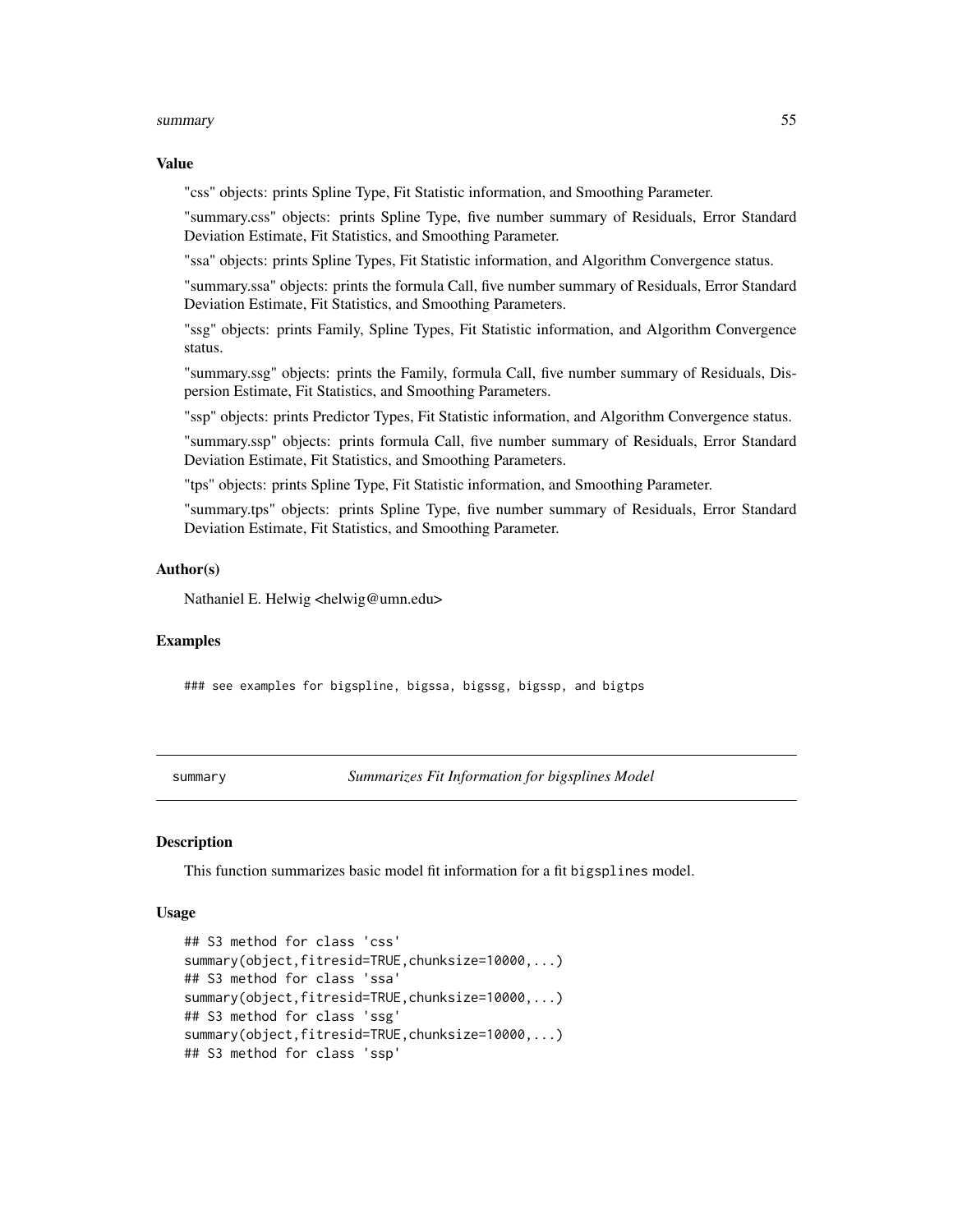### Value

"css" objects: prints Spline Type, Fit Statistic information, and Smoothing Parameter.

"summary.css" objects: prints Spline Type, five number summary of Residuals, Error Standard Deviation Estimate, Fit Statistics, and Smoothing Parameter.

"ssa" objects: prints Spline Types, Fit Statistic information, and Algorithm Convergence status.

"summary.ssa" objects: prints the formula Call, five number summary of Residuals, Error Standard Deviation Estimate, Fit Statistics, and Smoothing Parameters.

"ssg" objects: prints Family, Spline Types, Fit Statistic information, and Algorithm Convergence status.

"summary.ssg" objects: prints the Family, formula Call, five number summary of Residuals, Dispersion Estimate, Fit Statistics, and Smoothing Parameters.

"ssp" objects: prints Predictor Types, Fit Statistic information, and Algorithm Convergence status.

"summary.ssp" objects: prints formula Call, five number summary of Residuals, Error Standard Deviation Estimate, Fit Statistics, and Smoothing Parameters.

"tps" objects: prints Spline Type, Fit Statistic information, and Smoothing Parameter.

"summary.tps" objects: prints Spline Type, five number summary of Residuals, Error Standard Deviation Estimate, Fit Statistics, and Smoothing Parameter.

### Author(s)

Nathaniel E. Helwig <helwig@umn.edu>

### Examples

```
### see examples for bigspline, bigssa, bigssg, bigssp, and bigtps
```

---

## summary — *Summarizes Fit Information for bigsplines Model*

### Description

This function summarizes basic model fit information for a fit `bigsplines` model.

### Usage

```
## S3 method for class 'css'
summary(object,fitresid=TRUE,chunksize=10000,...)
## S3 method for class 'ssa'
summary(object,fitresid=TRUE,chunksize=10000,...)
## S3 method for class 'ssg'
summary(object,fitresid=TRUE,chunksize=10000,...)
## S3 method for class 'ssp'
```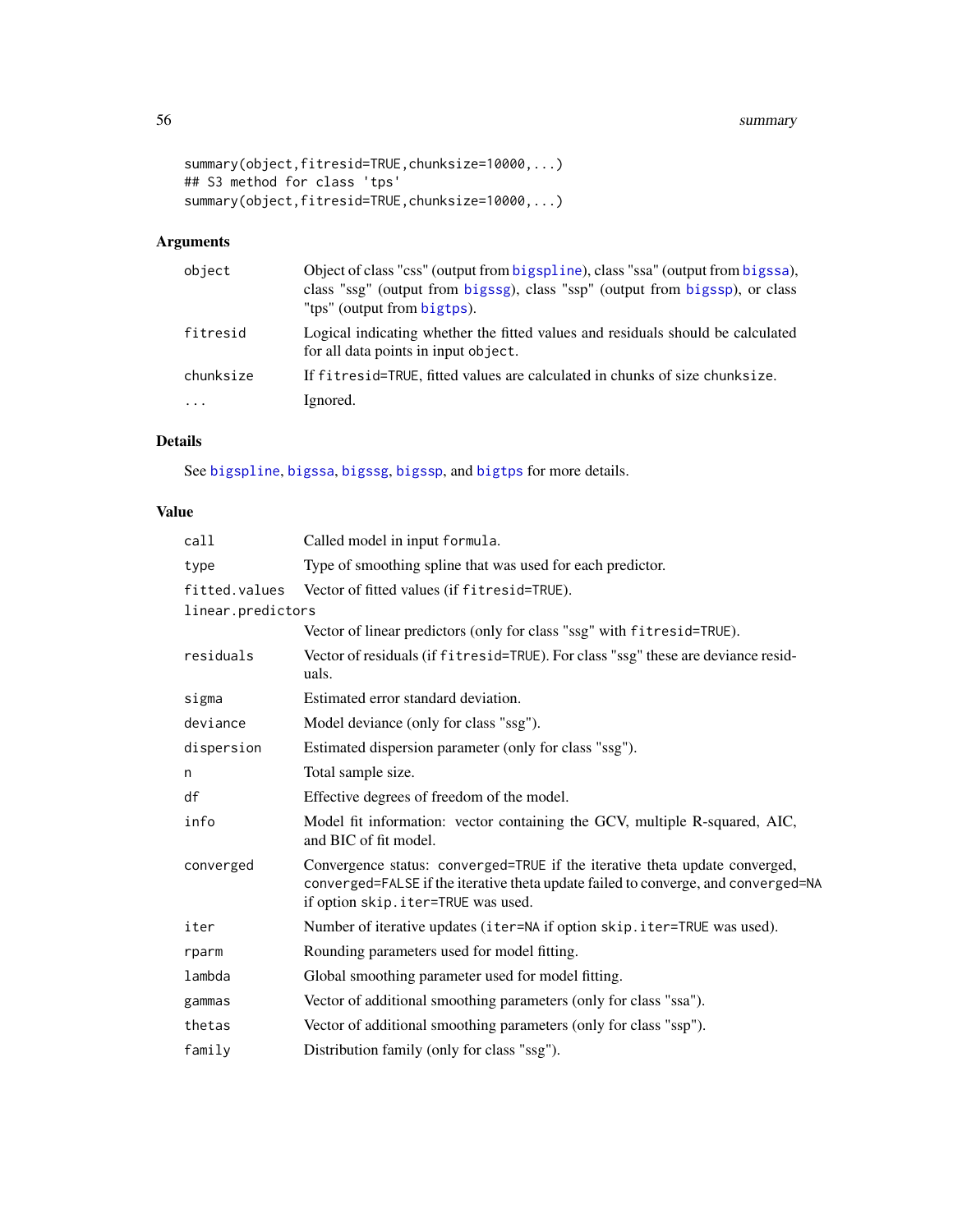```
summary(object,fitresid=TRUE,chunksize=10000,...)
## S3 method for class 'tps'
summary(object,fitresid=TRUE,chunksize=10000,...)
```

## Arguments

| | |
|---|---|
| `object` | Object of class "css" (output from `bigspline`), class "ssa" (output from `bigssa`), class "ssg" (output from `bigssg`), class "ssp" (output from `bigssp`), or class "tps" (output from `bigtps`). |
| `fitresid` | Logical indicating whether the fitted values and residuals should be calculated for all data points in input `object`. |
| `chunksize` | If `fitresid=TRUE`, fitted values are calculated in chunks of size `chunksize`. |
| `...` | Ignored. |

## Details

See `bigspline`, `bigssa`, `bigssg`, `bigssp`, and `bigtps` for more details.

## Value

| | |
|---|---|
| `call` | Called model in input `formula`. |
| `type` | Type of smoothing spline that was used for each predictor. |
| `fitted.values` | Vector of fitted values (if `fitresid=TRUE`). |
| `linear.predictors` | Vector of linear predictors (only for class "ssg" with `fitresid=TRUE`). |
| `residuals` | Vector of residuals (if `fitresid=TRUE`). For class "ssg" these are deviance residuals. |
| `sigma` | Estimated error standard deviation. |
| `deviance` | Model deviance (only for class "ssg"). |
| `dispersion` | Estimated dispersion parameter (only for class "ssg"). |
| `n` | Total sample size. |
| `df` | Effective degrees of freedom of the model. |
| `info` | Model fit information: vector containing the GCV, multiple R-squared, AIC, and BIC of fit model. |
| `converged` | Convergence status: `converged=TRUE` if the iterative theta update converged, `converged=FALSE` if the iterative theta update failed to converge, and `converged=NA` if option `skip.iter=TRUE` was used. |
| `iter` | Number of iterative updates (`iter=NA` if option `skip.iter=TRUE` was used). |
| `rparm` | Rounding parameters used for model fitting. |
| `lambda` | Global smoothing parameter used for model fitting. |
| `gammas` | Vector of additional smoothing parameters (only for class "ssa"). |
| `thetas` | Vector of additional smoothing parameters (only for class "ssp"). |
| `family` | Distribution family (only for class "ssg"). |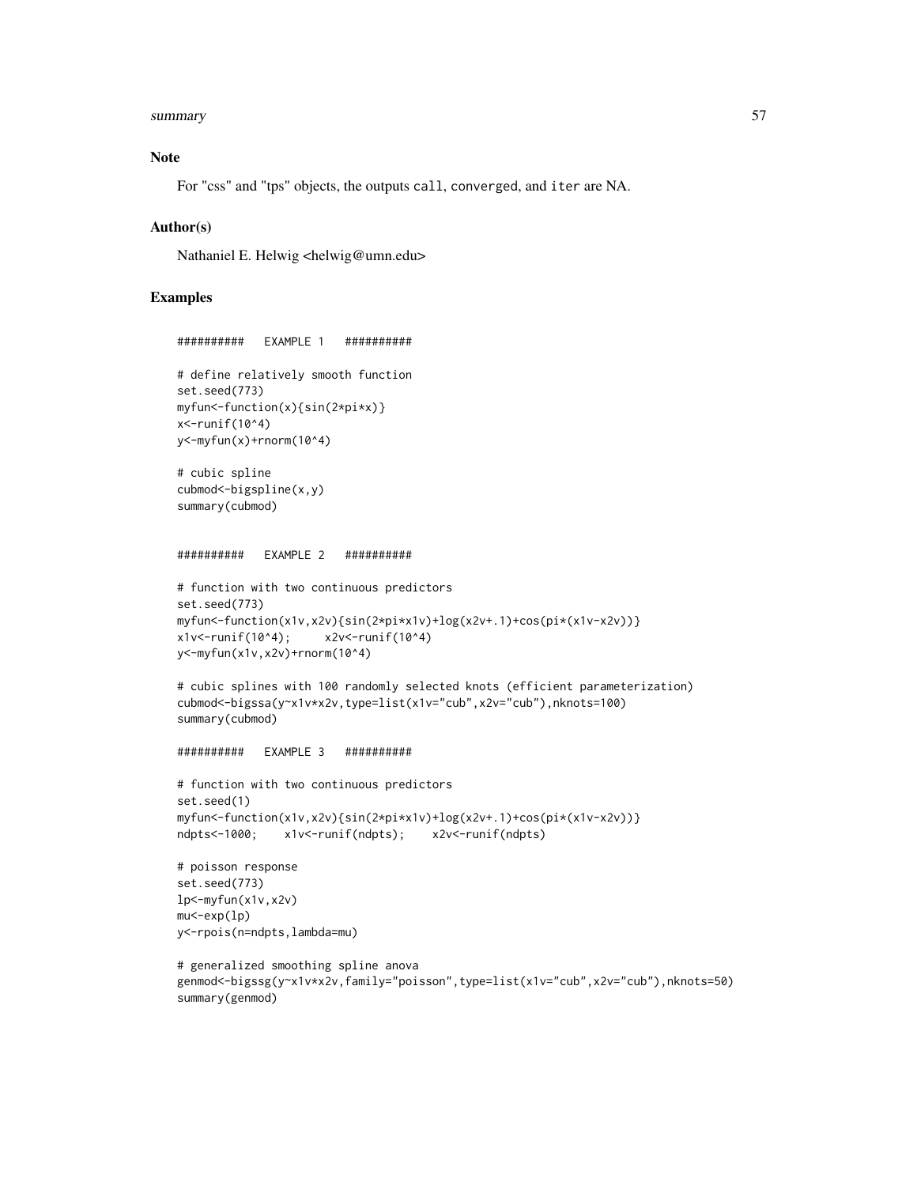## Note

For "css" and "tps" objects, the outputs `call`, `converged`, and `iter` are NA.

## Author(s)

Nathaniel E. Helwig <helwig@umn.edu>

## Examples

```
##########   EXAMPLE 1   ##########

# define relatively smooth function
set.seed(773)
myfun<-function(x){sin(2*pi*x)}
x<-runif(10^4)
y<-myfun(x)+rnorm(10^4)

# cubic spline
cubmod<-bigspline(x,y)
summary(cubmod)


##########   EXAMPLE 2   ##########

# function with two continuous predictors
set.seed(773)
myfun<-function(x1v,x2v){sin(2*pi*x1v)+log(x2v+.1)+cos(pi*(x1v-x2v))}
x1v<-runif(10^4);     x2v<-runif(10^4)
y<-myfun(x1v,x2v)+rnorm(10^4)

# cubic splines with 100 randomly selected knots (efficient parameterization)
cubmod<-bigssa(y~x1v*x2v,type=list(x1v="cub",x2v="cub"),nknots=100)
summary(cubmod)

##########   EXAMPLE 3   ##########

# function with two continuous predictors
set.seed(1)
myfun<-function(x1v,x2v){sin(2*pi*x1v)+log(x2v+.1)+cos(pi*(x1v-x2v))}
ndpts<-1000;    x1v<-runif(ndpts);    x2v<-runif(ndpts)

# poisson response
set.seed(773)
lp<-myfun(x1v,x2v)
mu<-exp(lp)
y<-rpois(n=ndpts,lambda=mu)

# generalized smoothing spline anova
genmod<-bigssg(y~x1v*x2v,family="poisson",type=list(x1v="cub",x2v="cub"),nknots=50)
summary(genmod)
```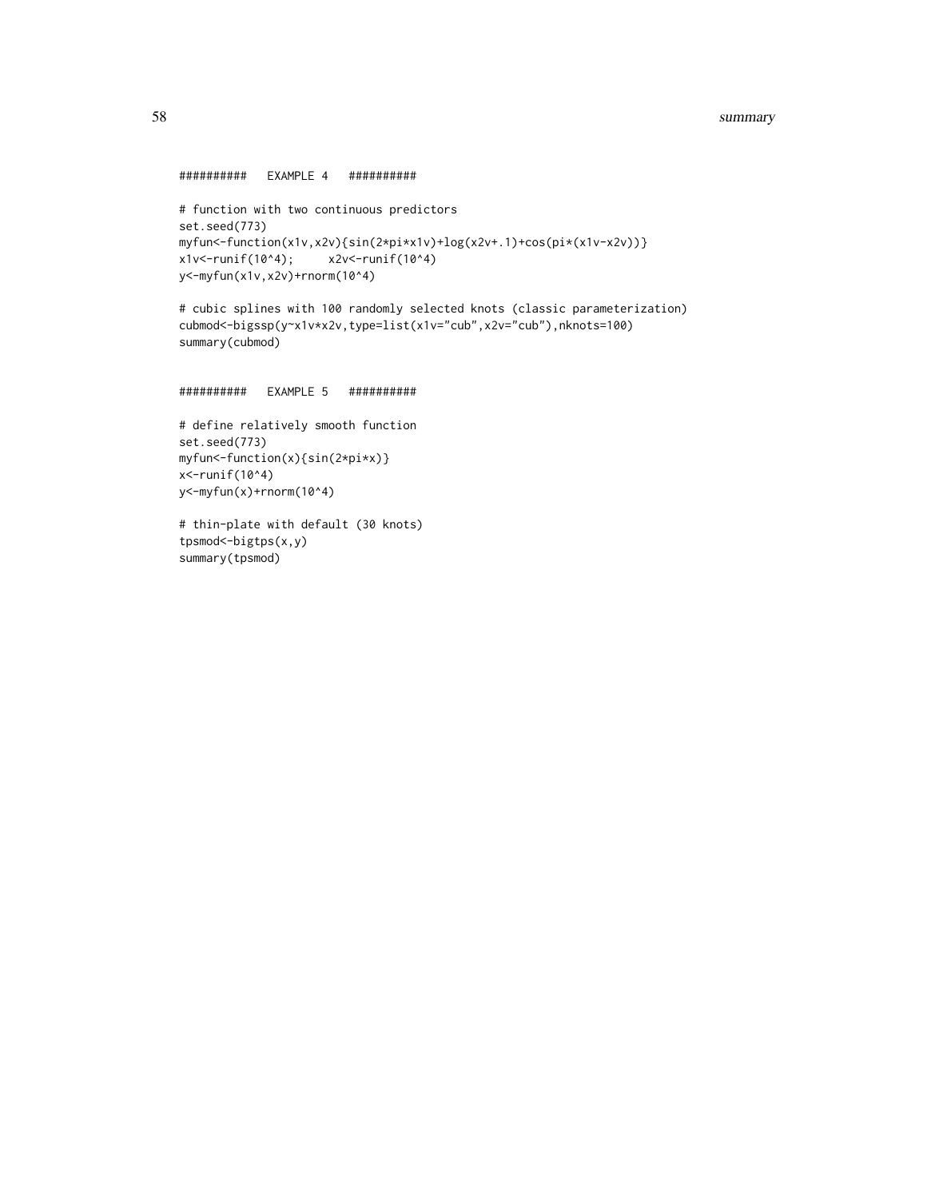```
##########   EXAMPLE 4   ##########

# function with two continuous predictors
set.seed(773)
myfun<-function(x1v,x2v){sin(2*pi*x1v)+log(x2v+.1)+cos(pi*(x1v-x2v))}
x1v<-runif(10^4);     x2v<-runif(10^4)
y<-myfun(x1v,x2v)+rnorm(10^4)

# cubic splines with 100 randomly selected knots (classic parameterization)
cubmod<-bigssp(y~x1v*x2v,type=list(x1v="cub",x2v="cub"),nknots=100)
summary(cubmod)


##########   EXAMPLE 5   ##########

# define relatively smooth function
set.seed(773)
myfun<-function(x){sin(2*pi*x)}
x<-runif(10^4)
y<-myfun(x)+rnorm(10^4)

# thin-plate with default (30 knots)
tpsmod<-bigtps(x,y)
summary(tpsmod)
```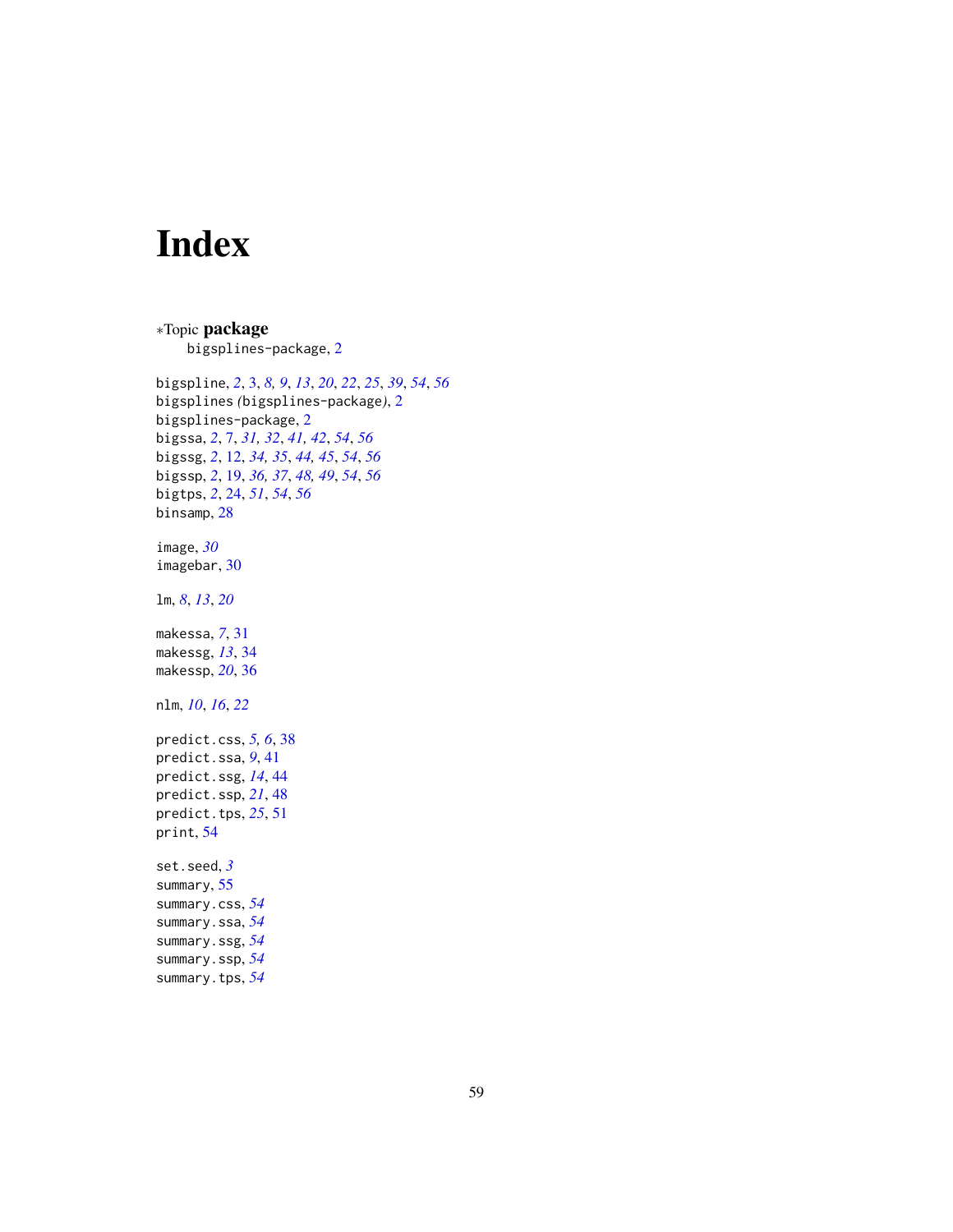# Index

*Topic **package**

bigsplines-package, 2

bigspline, *2*, 3, *8, 9*, *13*, *20*, *22*, *25*, *39*, *54*, *56*
bigsplines *(*bigsplines-package*)*, 2
bigsplines-package, 2
bigssa, *2*, 7, *31, 32*, *41, 42*, *54*, *56*
bigssg, *2*, 12, *34, 35*, *44, 45*, *54*, *56*
bigssp, *2*, 19, *36, 37*, *48, 49*, *54*, *56*
bigtps, *2*, 24, *51*, *54*, *56*
binsamp, 28

image, *30*
imagebar, 30

lm, *8*, *13*, *20*

makessa, *7*, 31
makessg, *13*, 34
makessp, *20*, 36

nlm, *10*, *16*, *22*

predict.css, *5, 6*, 38
predict.ssa, *9*, 41
predict.ssg, *14*, 44
predict.ssp, *21*, 48
predict.tps, *25*, 51
print, 54

set.seed, *3*
summary, 55
summary.css, *54*
summary.ssa, *54*
summary.ssg, *54*
summary.ssp, *54*
summary.tps, *54*